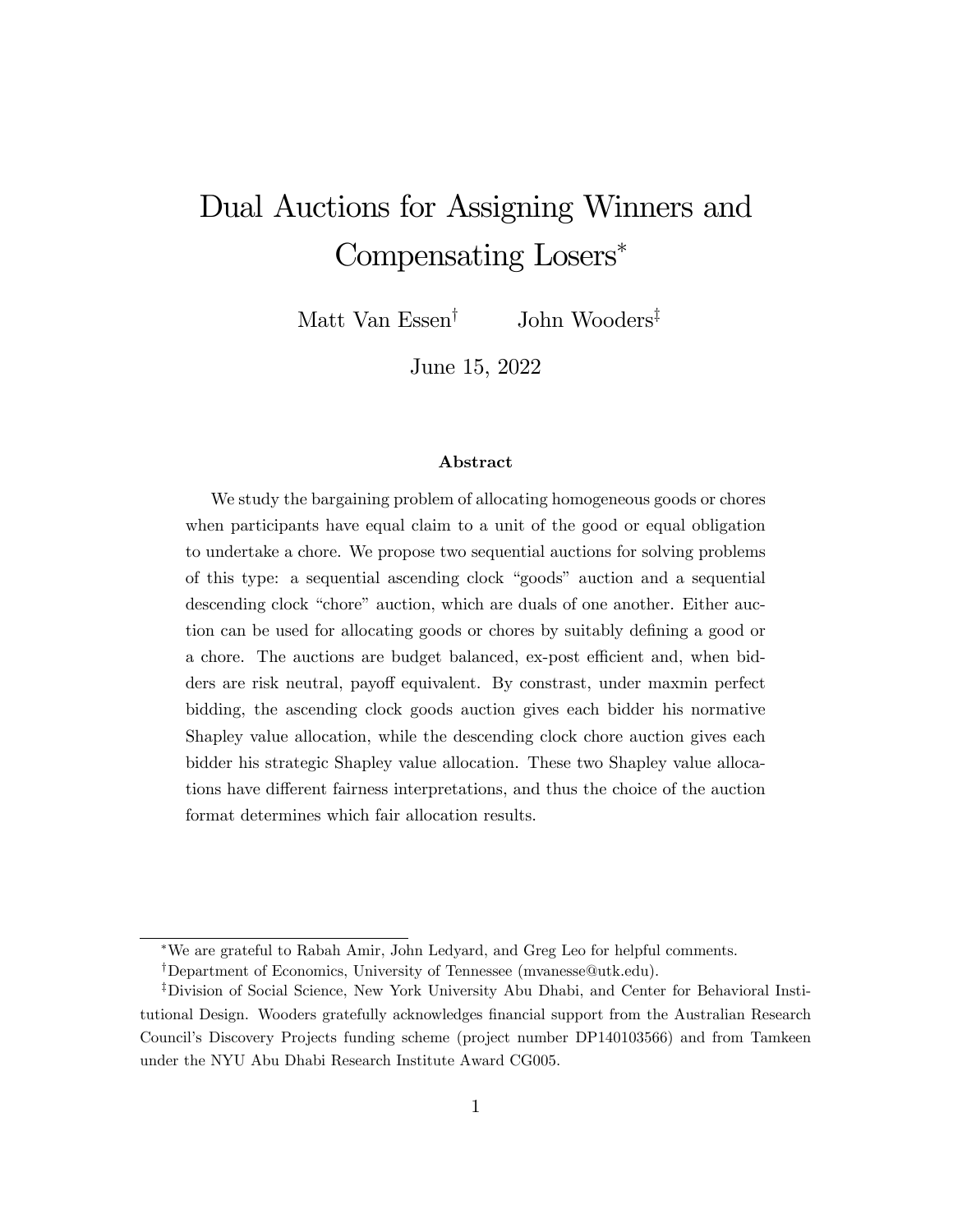# Dual Auctions for Assigning Winners and Compensating Losers*

Matt Van Essen[†] John Wooders[‡]

June 15, 2022

### Abstract

We study the bargaining problem of allocating homogeneous goods or chores when participants have equal claim to a unit of the good or equal obligation to undertake a chore. We propose two sequential auctions for solving problems of this type: a sequential ascending clock "goods" auction and a sequential descending clock "chore" auction, which are duals of one another. Either auction can be used for allocating goods or chores by suitably defining a good or a chore. The auctions are budget balanced, ex-post efficient and, when bidders are risk neutral, payoff equivalent. By constrast, under maxmin perfect bidding, the ascending clock goods auction gives each bidder his normative Shapley value allocation, while the descending clock chore auction gives each bidder his strategic Shapley value allocation. These two Shapley value allocations have different fairness interpretations, and thus the choice of the auction format determines which fair allocation results.

---

*We are grateful to Rabah Amir, John Ledyard, and Greg Leo for helpful comments.

[†]Department of Economics, University of Tennessee (mvanesse@utk.edu).

[‡]Division of Social Science, New York University Abu Dhabi, and Center for Behavioral Institutional Design. Wooders gratefully acknowledges financial support from the Australian Research Council's Discovery Projects funding scheme (project number DP140103566) and from Tamkeen under the NYU Abu Dhabi Research Institute Award CG005.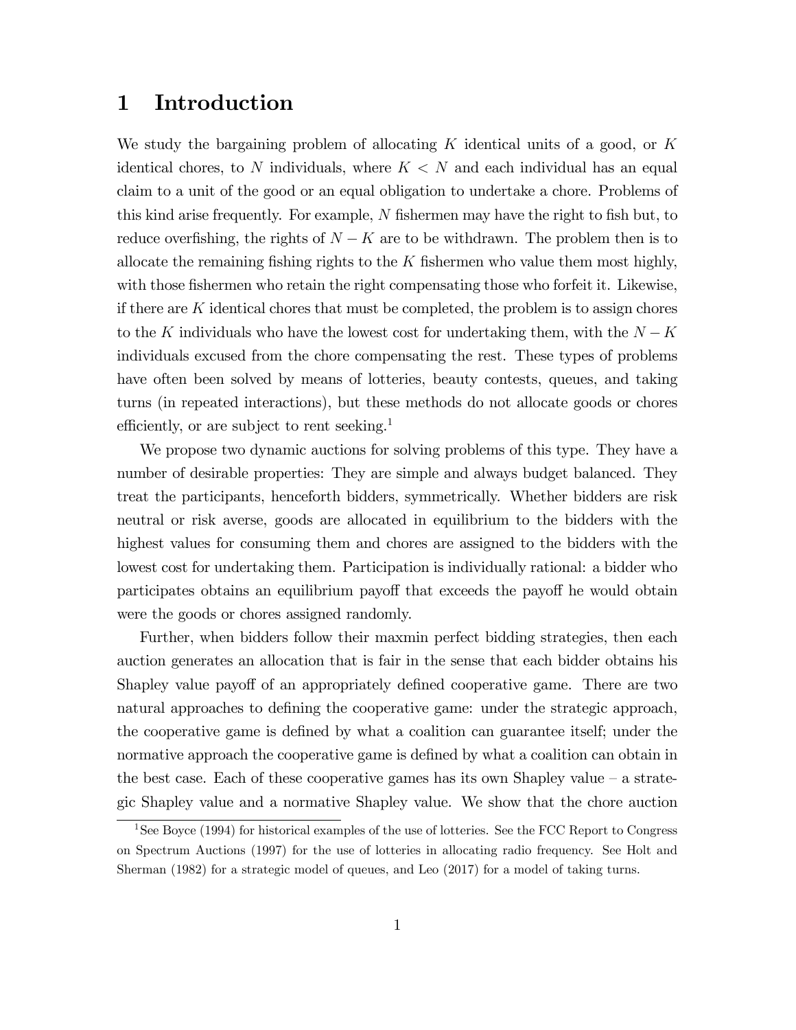# 1 Introduction

We study the bargaining problem of allocating $K$ identical units of a good, or $K$ identical chores, to $N$ individuals, where $K < N$ and each individual has an equal claim to a unit of the good or an equal obligation to undertake a chore. Problems of this kind arise frequently. For example, $N$ fishermen may have the right to fish but, to reduce overfishing, the rights of $N - K$ are to be withdrawn. The problem then is to allocate the remaining fishing rights to the $K$ fishermen who value them most highly, with those fishermen who retain the right compensating those who forfeit it. Likewise, if there are $K$ identical chores that must be completed, the problem is to assign chores to the $K$ individuals who have the lowest cost for undertaking them, with the $N - K$ individuals excused from the chore compensating the rest. These types of problems have often been solved by means of lotteries, beauty contests, queues, and taking turns (in repeated interactions), but these methods do not allocate goods or chores efficiently, or are subject to rent seeking.[1]

We propose two dynamic auctions for solving problems of this type. They have a number of desirable properties: They are simple and always budget balanced. They treat the participants, henceforth bidders, symmetrically. Whether bidders are risk neutral or risk averse, goods are allocated in equilibrium to the bidders with the highest values for consuming them and chores are assigned to the bidders with the lowest cost for undertaking them. Participation is individually rational: a bidder who participates obtains an equilibrium payoff that exceeds the payoff he would obtain were the goods or chores assigned randomly.

Further, when bidders follow their maxmin perfect bidding strategies, then each auction generates an allocation that is fair in the sense that each bidder obtains his Shapley value payoff of an appropriately defined cooperative game. There are two natural approaches to defining the cooperative game: under the strategic approach, the cooperative game is defined by what a coalition can guarantee itself; under the normative approach the cooperative game is defined by what a coalition can obtain in the best case. Each of these cooperative games has its own Shapley value – a strategic Shapley value and a normative Shapley value. We show that the chore auction

[1] See Boyce (1994) for historical examples of the use of lotteries. See the FCC Report to Congress on Spectrum Auctions (1997) for the use of lotteries in allocating radio frequency. See Holt and Sherman (1982) for a strategic model of queues, and Leo (2017) for a model of taking turns.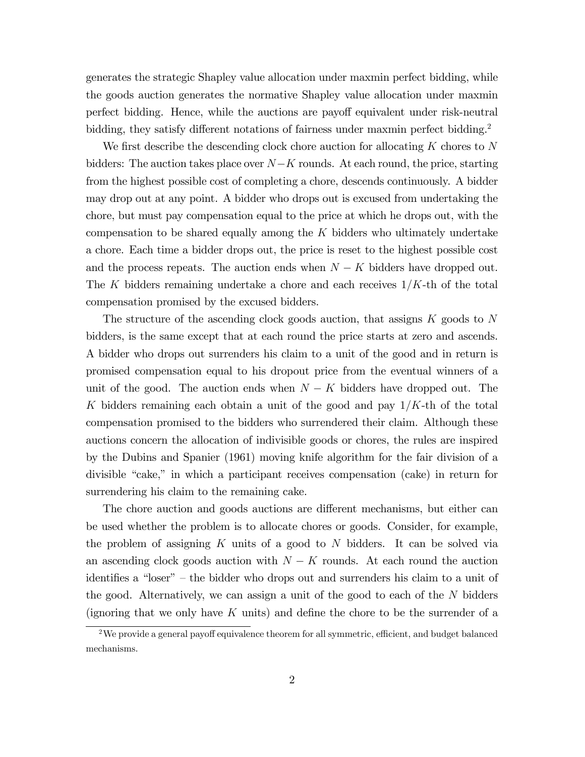generates the strategic Shapley value allocation under maxmin perfect bidding, while the goods auction generates the normative Shapley value allocation under maxmin perfect bidding. Hence, while the auctions are payoff equivalent under risk-neutral bidding, they satisfy different notations of fairness under maxmin perfect bidding.[2]

We first describe the descending clock chore auction for allocating $K$ chores to $N$ bidders: The auction takes place over $N-K$ rounds. At each round, the price, starting from the highest possible cost of completing a chore, descends continuously. A bidder may drop out at any point. A bidder who drops out is excused from undertaking the chore, but must pay compensation equal to the price at which he drops out, with the compensation to be shared equally among the $K$ bidders who ultimately undertake a chore. Each time a bidder drops out, the price is reset to the highest possible cost and the process repeats. The auction ends when $N-K$ bidders have dropped out. The $K$ bidders remaining undertake a chore and each receives $1/K$-th of the total compensation promised by the excused bidders.

The structure of the ascending clock goods auction, that assigns $K$ goods to $N$ bidders, is the same except that at each round the price starts at zero and ascends. A bidder who drops out surrenders his claim to a unit of the good and in return is promised compensation equal to his dropout price from the eventual winners of a unit of the good. The auction ends when $N-K$ bidders have dropped out. The $K$ bidders remaining each obtain a unit of the good and pay $1/K$-th of the total compensation promised to the bidders who surrendered their claim. Although these auctions concern the allocation of indivisible goods or chores, the rules are inspired by the Dubins and Spanier (1961) moving knife algorithm for the fair division of a divisible "cake," in which a participant receives compensation (cake) in return for surrendering his claim to the remaining cake.

The chore auction and goods auctions are different mechanisms, but either can be used whether the problem is to allocate chores or goods. Consider, for example, the problem of assigning $K$ units of a good to $N$ bidders. It can be solved via an ascending clock goods auction with $N-K$ rounds. At each round the auction identifies a "loser" – the bidder who drops out and surrenders his claim to a unit of the good. Alternatively, we can assign a unit of the good to each of the $N$ bidders (ignoring that we only have $K$ units) and define the chore to be the surrender of a

[2] We provide a general payoff equivalence theorem for all symmetric, efficient, and budget balanced mechanisms.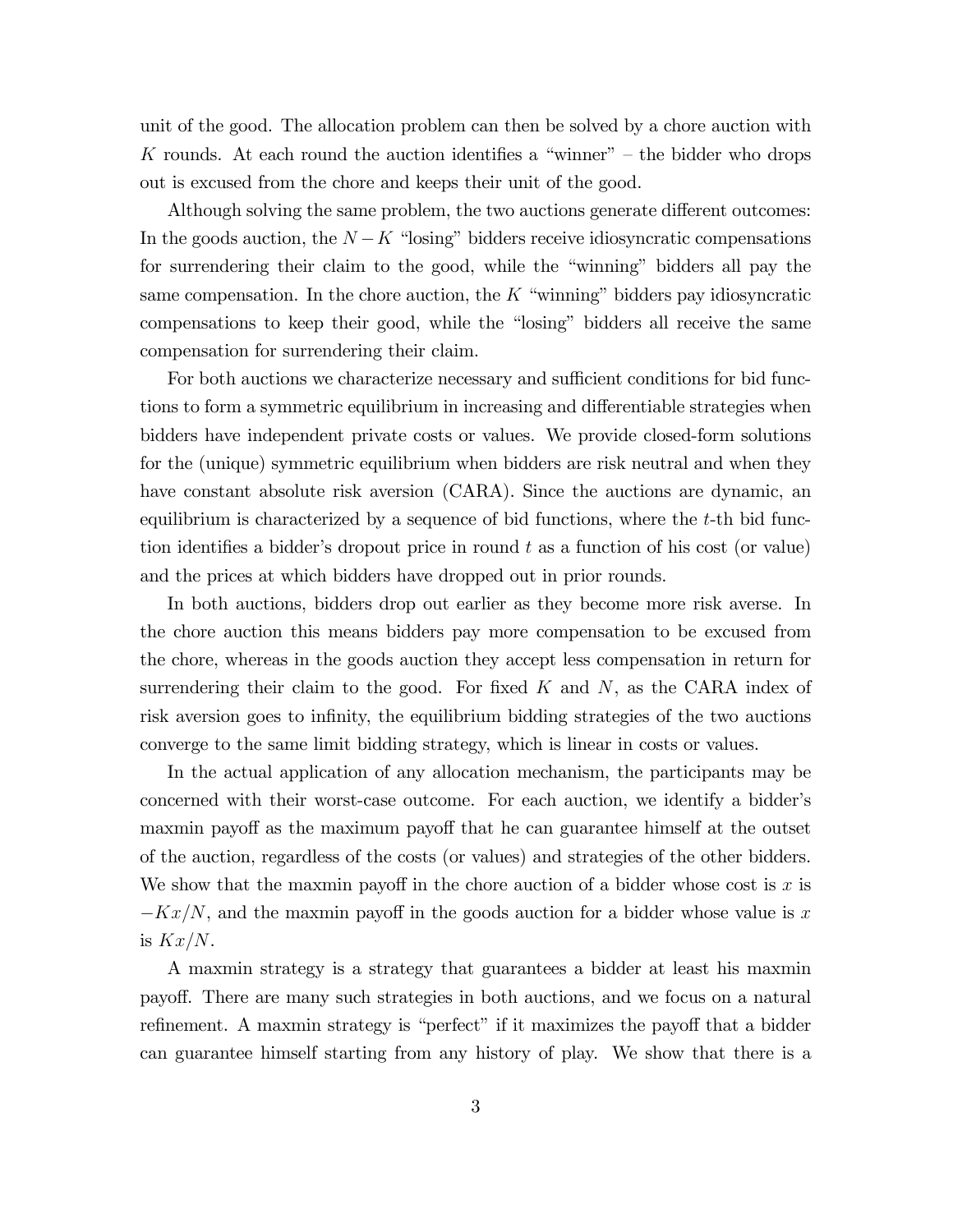unit of the good. The allocation problem can then be solved by a chore auction with $K$ rounds. At each round the auction identifies a "winner" – the bidder who drops out is excused from the chore and keeps their unit of the good.

Although solving the same problem, the two auctions generate different outcomes: In the goods auction, the $N - K$ "losing" bidders receive idiosyncratic compensations for surrendering their claim to the good, while the "winning" bidders all pay the same compensation. In the chore auction, the $K$ "winning" bidders pay idiosyncratic compensations to keep their good, while the "losing" bidders all receive the same compensation for surrendering their claim.

For both auctions we characterize necessary and sufficient conditions for bid functions to form a symmetric equilibrium in increasing and differentiable strategies when bidders have independent private costs or values. We provide closed-form solutions for the (unique) symmetric equilibrium when bidders are risk neutral and when they have constant absolute risk aversion (CARA). Since the auctions are dynamic, an equilibrium is characterized by a sequence of bid functions, where the $t$-th bid function identifies a bidder's dropout price in round $t$ as a function of his cost (or value) and the prices at which bidders have dropped out in prior rounds.

In both auctions, bidders drop out earlier as they become more risk averse. In the chore auction this means bidders pay more compensation to be excused from the chore, whereas in the goods auction they accept less compensation in return for surrendering their claim to the good. For fixed $K$ and $N$, as the CARA index of risk aversion goes to infinity, the equilibrium bidding strategies of the two auctions converge to the same limit bidding strategy, which is linear in costs or values.

In the actual application of any allocation mechanism, the participants may be concerned with their worst-case outcome. For each auction, we identify a bidder's maxmin payoff as the maximum payoff that he can guarantee himself at the outset of the auction, regardless of the costs (or values) and strategies of the other bidders. We show that the maxmin payoff in the chore auction of a bidder whose cost is $x$ is $-Kx/N$, and the maxmin payoff in the goods auction for a bidder whose value is $x$ is $Kx/N$.

A maxmin strategy is a strategy that guarantees a bidder at least his maxmin payoff. There are many such strategies in both auctions, and we focus on a natural refinement. A maxmin strategy is "perfect" if it maximizes the payoff that a bidder can guarantee himself starting from any history of play. We show that there is a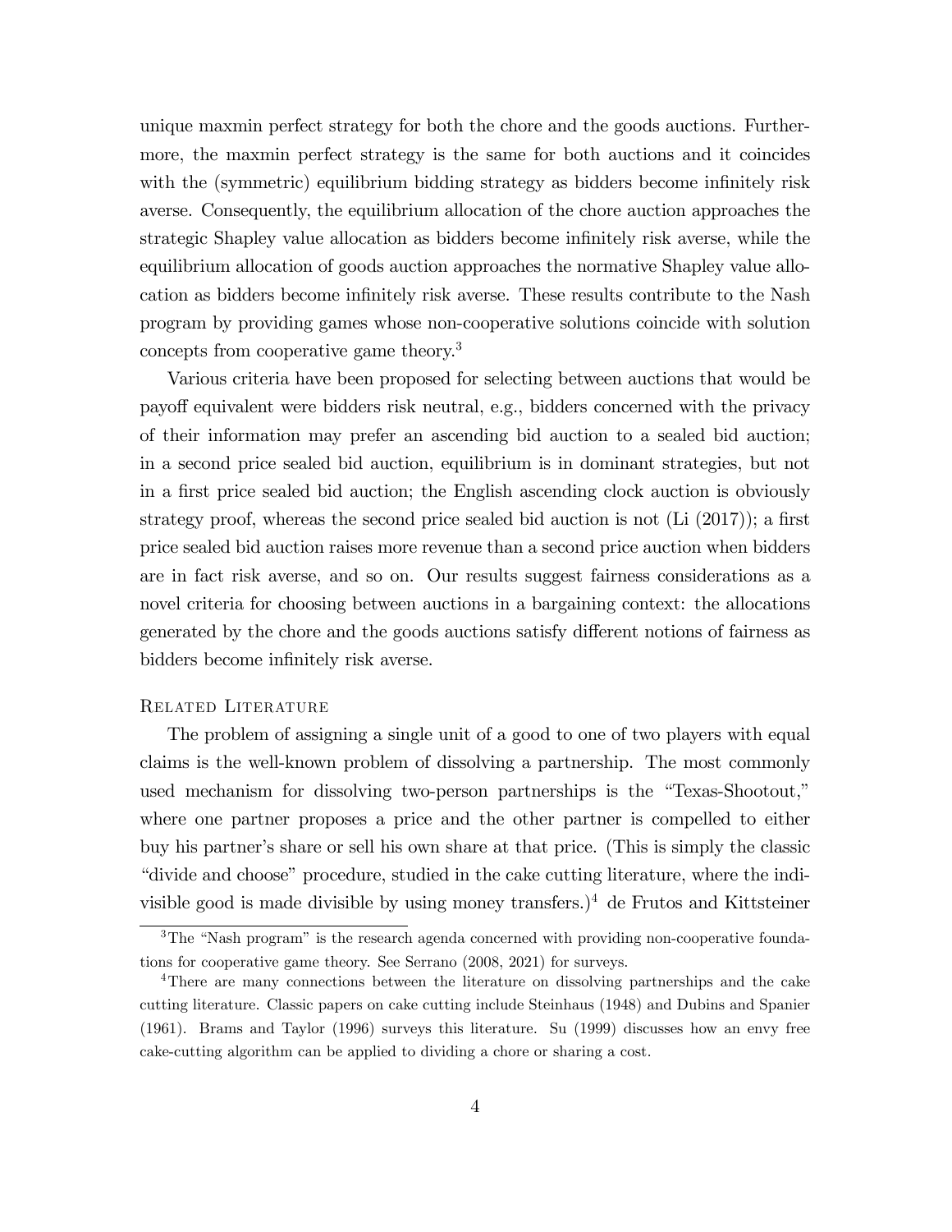unique maxmin perfect strategy for both the chore and the goods auctions. Furthermore, the maxmin perfect strategy is the same for both auctions and it coincides with the (symmetric) equilibrium bidding strategy as bidders become infinitely risk averse. Consequently, the equilibrium allocation of the chore auction approaches the strategic Shapley value allocation as bidders become infinitely risk averse, while the equilibrium allocation of goods auction approaches the normative Shapley value allocation as bidders become infinitely risk averse. These results contribute to the Nash program by providing games whose non-cooperative solutions coincide with solution concepts from cooperative game theory.[3]

Various criteria have been proposed for selecting between auctions that would be payoff equivalent were bidders risk neutral, e.g., bidders concerned with the privacy of their information may prefer an ascending bid auction to a sealed bid auction; in a second price sealed bid auction, equilibrium is in dominant strategies, but not in a first price sealed bid auction; the English ascending clock auction is obviously strategy proof, whereas the second price sealed bid auction is not (Li (2017)); a first price sealed bid auction raises more revenue than a second price auction when bidders are in fact risk averse, and so on. Our results suggest fairness considerations as a novel criteria for choosing between auctions in a bargaining context: the allocations generated by the chore and the goods auctions satisfy different notions of fairness as bidders become infinitely risk averse.

### Related Literature

The problem of assigning a single unit of a good to one of two players with equal claims is the well-known problem of dissolving a partnership. The most commonly used mechanism for dissolving two-person partnerships is the "Texas-Shootout," where one partner proposes a price and the other partner is compelled to either buy his partner's share or sell his own share at that price. (This is simply the classic "divide and choose" procedure, studied in the cake cutting literature, where the indivisible good is made divisible by using money transfers.)[4] de Frutos and Kittsteiner

[3] The "Nash program" is the research agenda concerned with providing non-cooperative foundations for cooperative game theory. See Serrano (2008, 2021) for surveys.

[4] There are many connections between the literature on dissolving partnerships and the cake cutting literature. Classic papers on cake cutting include Steinhaus (1948) and Dubins and Spanier (1961). Brams and Taylor (1996) surveys this literature. Su (1999) discusses how an envy free cake-cutting algorithm can be applied to dividing a chore or sharing a cost.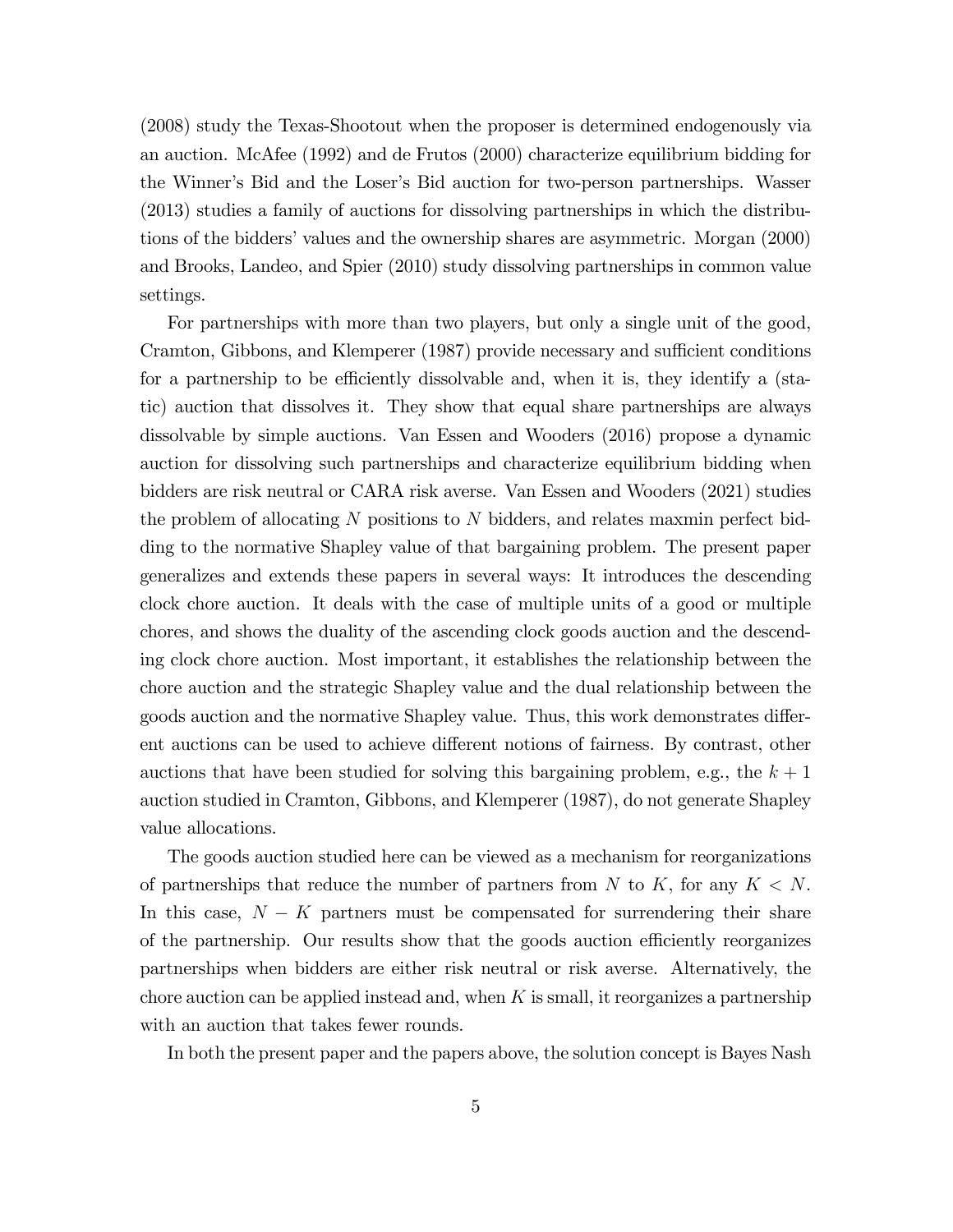(2008) study the Texas-Shootout when the proposer is determined endogenously via an auction. McAfee (1992) and de Frutos (2000) characterize equilibrium bidding for the Winner's Bid and the Loser's Bid auction for two-person partnerships. Wasser (2013) studies a family of auctions for dissolving partnerships in which the distributions of the bidders' values and the ownership shares are asymmetric. Morgan (2000) and Brooks, Landeo, and Spier (2010) study dissolving partnerships in common value settings.

For partnerships with more than two players, but only a single unit of the good, Cramton, Gibbons, and Klemperer (1987) provide necessary and sufficient conditions for a partnership to be efficiently dissolvable and, when it is, they identify a (static) auction that dissolves it. They show that equal share partnerships are always dissolvable by simple auctions. Van Essen and Wooders (2016) propose a dynamic auction for dissolving such partnerships and characterize equilibrium bidding when bidders are risk neutral or CARA risk averse. Van Essen and Wooders (2021) studies the problem of allocating $N$ positions to $N$ bidders, and relates maxmin perfect bidding to the normative Shapley value of that bargaining problem. The present paper generalizes and extends these papers in several ways: It introduces the descending clock chore auction. It deals with the case of multiple units of a good or multiple chores, and shows the duality of the ascending clock goods auction and the descending clock chore auction. Most important, it establishes the relationship between the chore auction and the strategic Shapley value and the dual relationship between the goods auction and the normative Shapley value. Thus, this work demonstrates different auctions can be used to achieve different notions of fairness. By contrast, other auctions that have been studied for solving this bargaining problem, e.g., the $k+1$ auction studied in Cramton, Gibbons, and Klemperer (1987), do not generate Shapley value allocations.

The goods auction studied here can be viewed as a mechanism for reorganizations of partnerships that reduce the number of partners from $N$ to $K$, for any $K < N$. In this case, $N - K$ partners must be compensated for surrendering their share of the partnership. Our results show that the goods auction efficiently reorganizes partnerships when bidders are either risk neutral or risk averse. Alternatively, the chore auction can be applied instead and, when $K$ is small, it reorganizes a partnership with an auction that takes fewer rounds.

In both the present paper and the papers above, the solution concept is Bayes Nash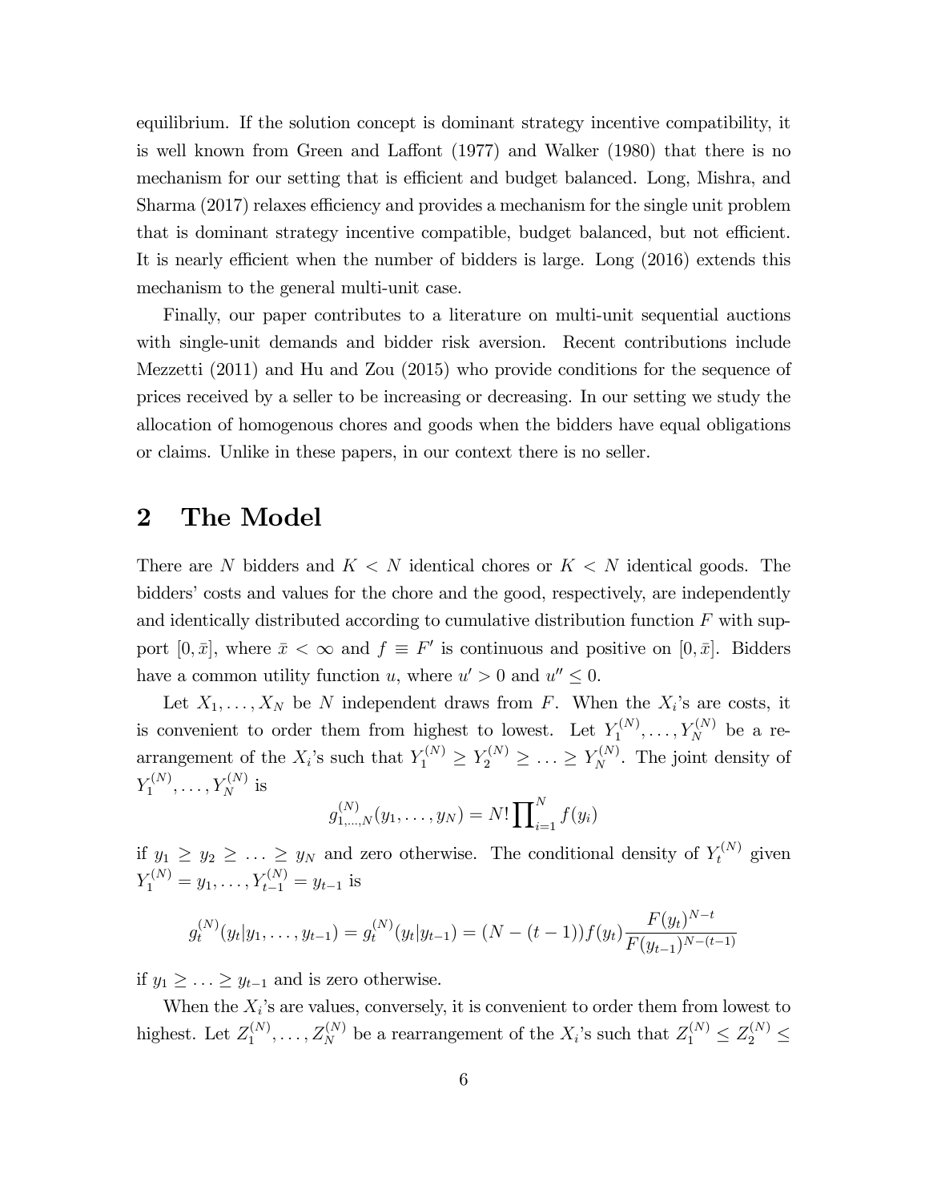equilibrium. If the solution concept is dominant strategy incentive compatibility, it is well known from Green and Laffont (1977) and Walker (1980) that there is no mechanism for our setting that is efficient and budget balanced. Long, Mishra, and Sharma (2017) relaxes efficiency and provides a mechanism for the single unit problem that is dominant strategy incentive compatible, budget balanced, but not efficient. It is nearly efficient when the number of bidders is large. Long (2016) extends this mechanism to the general multi-unit case.

Finally, our paper contributes to a literature on multi-unit sequential auctions with single-unit demands and bidder risk aversion. Recent contributions include Mezzetti (2011) and Hu and Zou (2015) who provide conditions for the sequence of prices received by a seller to be increasing or decreasing. In our setting we study the allocation of homogenous chores and goods when the bidders have equal obligations or claims. Unlike in these papers, in our context there is no seller.

## 2 The Model

There are $N$ bidders and $K < N$ identical chores or $K < N$ identical goods. The bidders' costs and values for the chore and the good, respectively, are independently and identically distributed according to cumulative distribution function $F$ with support $[0, \bar{x}]$, where $\bar{x} < \infty$ and $f \equiv F'$ is continuous and positive on $[0, \bar{x}]$. Bidders have a common utility function $u$, where $u' > 0$ and $u'' \leq 0$.

Let $X_1, \ldots, X_N$ be $N$ independent draws from $F$. When the $X_i$'s are costs, it is convenient to order them from highest to lowest. Let $Y_1^{(N)}, \ldots, Y_N^{(N)}$ be a rearrangement of the $X_i$'s such that $Y_1^{(N)} \geq Y_2^{(N)} \geq \ldots \geq Y_N^{(N)}$. The joint density of $Y_1^{(N)}, \ldots, Y_N^{(N)}$ is

$$g_{1,\ldots,N}^{(N)}(y_1, \ldots, y_N) = N! \prod_{i=1}^{N} f(y_i)$$

if $y_1 \geq y_2 \geq \ldots \geq y_N$ and zero otherwise. The conditional density of $Y_t^{(N)}$ given $Y_1^{(N)} = y_1, \ldots, Y_{t-1}^{(N)} = y_{t-1}$ is

$$g_t^{(N)}(y_t | y_1, \ldots, y_{t-1}) = g_t^{(N)}(y_t | y_{t-1}) = (N - (t-1)) f(y_t) \frac{F(y_t)^{N-t}}{F(y_{t-1})^{N-(t-1)}}$$

if $y_1 \geq \ldots \geq y_{t-1}$ and is zero otherwise.

When the $X_i$'s are values, conversely, it is convenient to order them from lowest to highest. Let $Z_1^{(N)}, \ldots, Z_N^{(N)}$ be a rearrangement of the $X_i$'s such that $Z_1^{(N)} \leq Z_2^{(N)} \leq$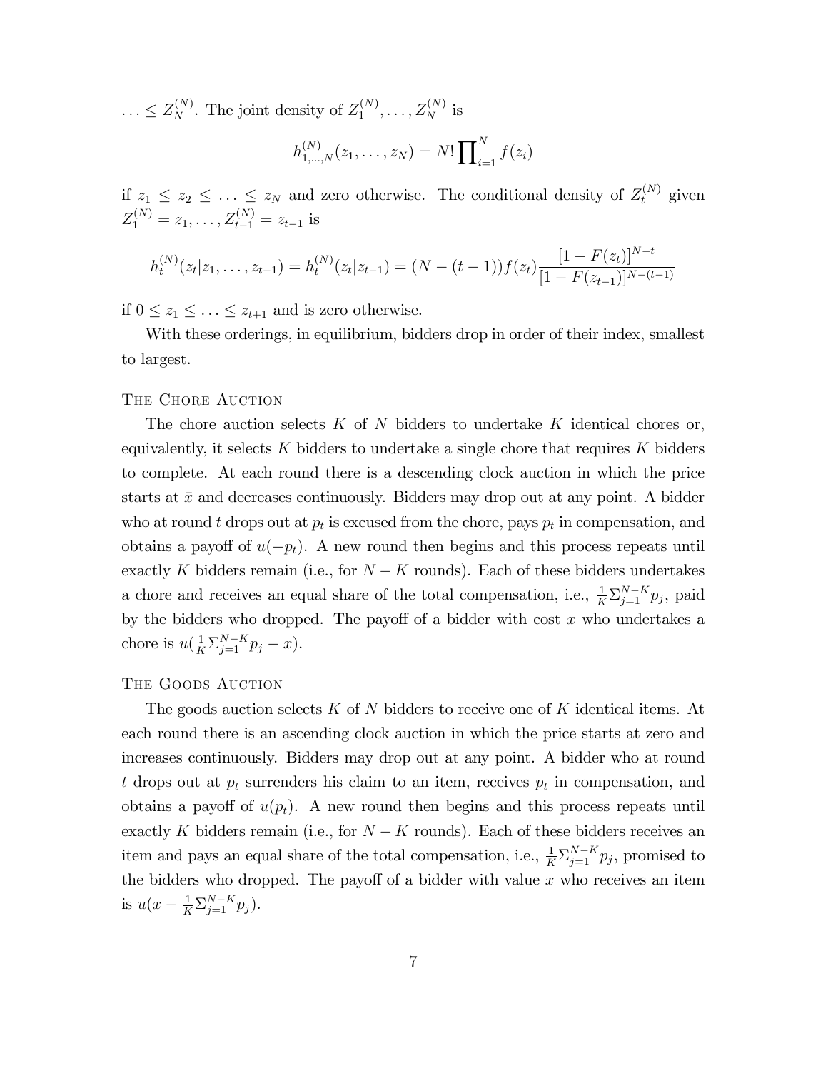$\ldots \leq Z_N^{(N)}$. The joint density of $Z_1^{(N)}, \ldots, Z_N^{(N)}$ is

$$h_{1,\ldots,N}^{(N)}(z_1, \ldots, z_N) = N! \prod_{i=1}^{N} f(z_i)$$

if $z_1 \leq z_2 \leq \ldots \leq z_N$ and zero otherwise. The conditional density of $Z_t^{(N)}$ given $Z_1^{(N)} = z_1, \ldots, Z_{t-1}^{(N)} = z_{t-1}$ is

$$h_t^{(N)}(z_t | z_1, \ldots, z_{t-1}) = h_t^{(N)}(z_t | z_{t-1}) = (N - (t-1)) f(z_t) \frac{[1 - F(z_t)]^{N-t}}{[1 - F(z_{t-1})]^{N-(t-1)}}$$

if $0 \leq z_1 \leq \ldots \leq z_{t+1}$ and is zero otherwise.

With these orderings, in equilibrium, bidders drop in order of their index, smallest to largest.

### The Chore Auction

The chore auction selects $K$ of $N$ bidders to undertake $K$ identical chores or, equivalently, it selects $K$ bidders to undertake a single chore that requires $K$ bidders to complete. At each round there is a descending clock auction in which the price starts at $\bar{x}$ and decreases continuously. Bidders may drop out at any point. A bidder who at round $t$ drops out at $p_t$ is excused from the chore, pays $p_t$ in compensation, and obtains a payoff of $u(-p_t)$. A new round then begins and this process repeats until exactly $K$ bidders remain (i.e., for $N-K$ rounds). Each of these bidders undertakes a chore and receives an equal share of the total compensation, i.e., $\frac{1}{K}\Sigma_{j=1}^{N-K} p_j$, paid by the bidders who dropped. The payoff of a bidder with cost $x$ who undertakes a chore is $u(\frac{1}{K}\Sigma_{j=1}^{N-K} p_j - x)$.

### The Goods Auction

The goods auction selects $K$ of $N$ bidders to receive one of $K$ identical items. At each round there is an ascending clock auction in which the price starts at zero and increases continuously. Bidders may drop out at any point. A bidder who at round $t$ drops out at $p_t$ surrenders his claim to an item, receives $p_t$ in compensation, and obtains a payoff of $u(p_t)$. A new round then begins and this process repeats until exactly $K$ bidders remain (i.e., for $N-K$ rounds). Each of these bidders receives an item and pays an equal share of the total compensation, i.e., $\frac{1}{K}\Sigma_{j=1}^{N-K} p_j$, promised to the bidders who dropped. The payoff of a bidder with value $x$ who receives an item is $u(x - \frac{1}{K}\Sigma_{j=1}^{N-K} p_j)$.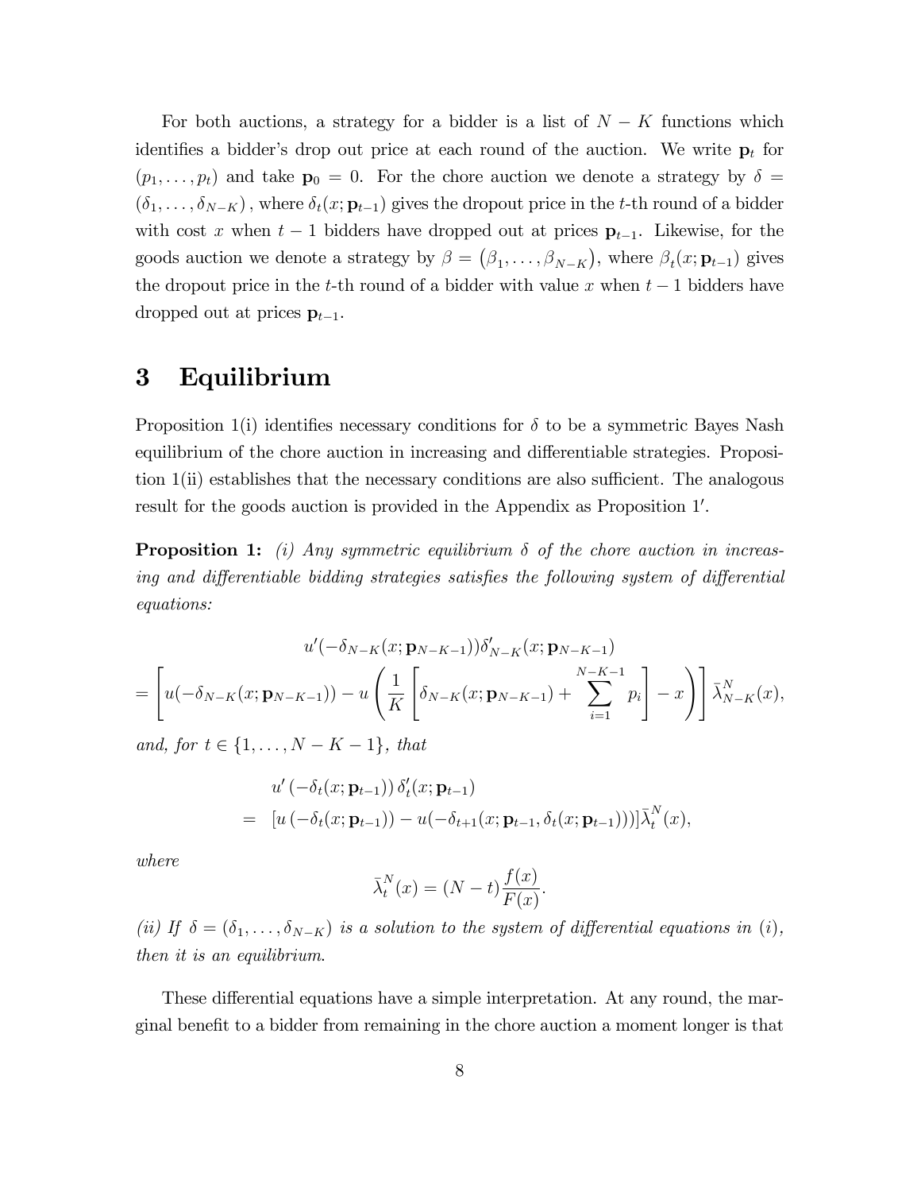For both auctions, a strategy for a bidder is a list of $N-K$ functions which identifies a bidder's drop out price at each round of the auction. We write $\mathbf{p}_t$ for $(p_1, \ldots, p_t)$ and take $\mathbf{p}_0 = 0$. For the chore auction we denote a strategy by $\delta = (\delta_1, \ldots, \delta_{N-K})$, where $\delta_t(x; \mathbf{p}_{t-1})$ gives the dropout price in the $t$-th round of a bidder with cost $x$ when $t-1$ bidders have dropped out at prices $\mathbf{p}_{t-1}$. Likewise, for the goods auction we denote a strategy by $\beta = (\beta_1, \ldots, \beta_{N-K})$, where $\beta_t(x; \mathbf{p}_{t-1})$ gives the dropout price in the $t$-th round of a bidder with value $x$ when $t-1$ bidders have dropped out at prices $\mathbf{p}_{t-1}$.

# 3 Equilibrium

Proposition 1(i) identifies necessary conditions for $\delta$ to be a symmetric Bayes Nash equilibrium of the chore auction in increasing and differentiable strategies. Proposition 1(ii) establishes that the necessary conditions are also sufficient. The analogous result for the goods auction is provided in the Appendix as Proposition 1$'$.

**Proposition 1:** *(i) Any symmetric equilibrium $\delta$ of the chore auction in increasing and differentiable bidding strategies satisfies the following system of differential equations:*

$$
\begin{aligned}
& u'(-\delta_{N-K}(x; \mathbf{p}_{N-K-1}))\delta'_{N-K}(x; \mathbf{p}_{N-K-1}) \\
= & \left[ u(-\delta_{N-K}(x; \mathbf{p}_{N-K-1})) - u\left( \frac{1}{K} \left[ \delta_{N-K}(x; \mathbf{p}_{N-K-1}) + \sum_{i=1}^{N-K-1} p_i \right] - x \right) \right] \bar{\lambda}^N_{N-K}(x),
\end{aligned}
$$

*and, for $t \in \{1, \ldots, N-K-1\}$, that*

$$
\begin{aligned}
& u'\left(-\delta_t(x; \mathbf{p}_{t-1})\right) \delta'_t(x; \mathbf{p}_{t-1}) \\
= & \left[ u\left(-\delta_t(x; \mathbf{p}_{t-1})\right) - u(-\delta_{t+1}(x; \mathbf{p}_{t-1}, \delta_t(x; \mathbf{p}_{t-1}))) \right] \bar{\lambda}^N_t(x),
\end{aligned}
$$

*where*

$$
\bar{\lambda}^N_t(x) = (N-t)\frac{f(x)}{F(x)}.
$$

*(ii) If $\delta = (\delta_1, \ldots, \delta_{N-K})$ is a solution to the system of differential equations in (i), then it is an equilibrium.*

These differential equations have a simple interpretation. At any round, the marginal benefit to a bidder from remaining in the chore auction a moment longer is that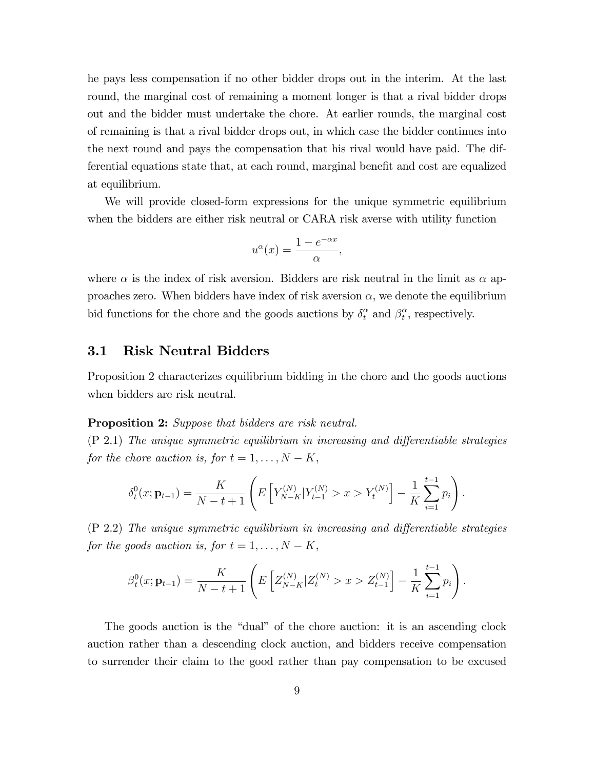he pays less compensation if no other bidder drops out in the interim. At the last round, the marginal cost of remaining a moment longer is that a rival bidder drops out and the bidder must undertake the chore. At earlier rounds, the marginal cost of remaining is that a rival bidder drops out, in which case the bidder continues into the next round and pays the compensation that his rival would have paid. The differential equations state that, at each round, marginal benefit and cost are equalized at equilibrium.

We will provide closed-form expressions for the unique symmetric equilibrium when the bidders are either risk neutral or CARA risk averse with utility function

$$u^{\alpha}(x) = \frac{1 - e^{-\alpha x}}{\alpha},$$

where $\alpha$ is the index of risk aversion. Bidders are risk neutral in the limit as $\alpha$ approaches zero. When bidders have index of risk aversion $\alpha$, we denote the equilibrium bid functions for the chore and the goods auctions by $\delta_t^{\alpha}$ and $\beta_t^{\alpha}$, respectively.

## 3.1 Risk Neutral Bidders

Proposition 2 characterizes equilibrium bidding in the chore and the goods auctions when bidders are risk neutral.

**Proposition 2:** *Suppose that bidders are risk neutral.*

(P 2.1) *The unique symmetric equilibrium in increasing and differentiable strategies for the chore auction is, for $t = 1, \ldots, N - K$,*

$$\delta_t^0(x; \mathbf{p}_{t-1}) = \frac{K}{N - t + 1} \left( E\left[ Y_{N-K}^{(N)} | Y_{t-1}^{(N)} > x > Y_t^{(N)} \right] - \frac{1}{K} \sum_{i=1}^{t-1} p_i \right).$$

(P 2.2) *The unique symmetric equilibrium in increasing and differentiable strategies for the goods auction is, for $t = 1, \ldots, N - K$,*

$$\beta_t^0(x; \mathbf{p}_{t-1}) = \frac{K}{N - t + 1} \left( E\left[ Z_{N-K}^{(N)} | Z_t^{(N)} > x > Z_{t-1}^{(N)} \right] - \frac{1}{K} \sum_{i=1}^{t-1} p_i \right).$$

The goods auction is the "dual" of the chore auction: it is an ascending clock auction rather than a descending clock auction, and bidders receive compensation to surrender their claim to the good rather than pay compensation to be excused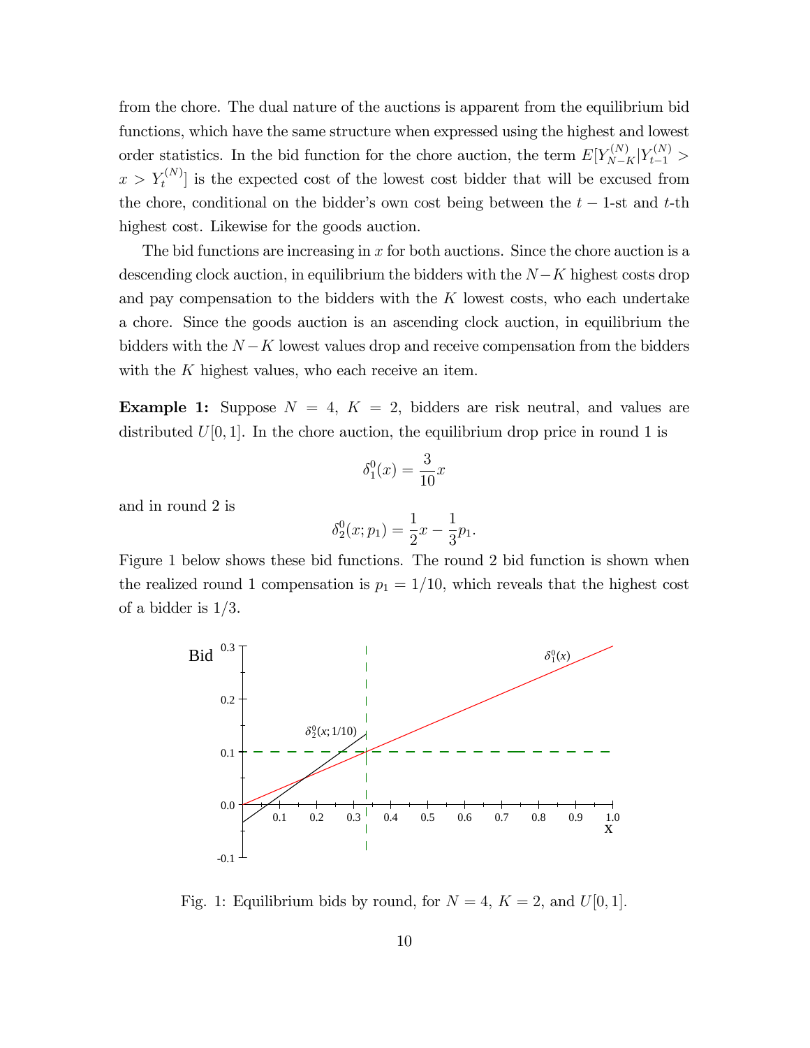from the chore. The dual nature of the auctions is apparent from the equilibrium bid functions, which have the same structure when expressed using the highest and lowest order statistics. In the bid function for the chore auction, the term $E[Y_{N-K}^{(N)}|Y_{t-1}^{(N)} > x > Y_t^{(N)}]$ is the expected cost of the lowest cost bidder that will be excused from the chore, conditional on the bidder's own cost being between the $t-1$-st and $t$-th highest cost. Likewise for the goods auction.

The bid functions are increasing in $x$ for both auctions. Since the chore auction is a descending clock auction, in equilibrium the bidders with the $N-K$ highest costs drop and pay compensation to the bidders with the $K$ lowest costs, who each undertake a chore. Since the goods auction is an ascending clock auction, in equilibrium the bidders with the $N-K$ lowest values drop and receive compensation from the bidders with the $K$ highest values, who each receive an item.

**Example 1:** Suppose $N = 4$, $K = 2$, bidders are risk neutral, and values are distributed $U[0,1]$. In the chore auction, the equilibrium drop price in round 1 is

$$\delta_1^0(x) = \frac{3}{10}x$$

and in round 2 is

$$\delta_2^0(x; p_1) = \frac{1}{2}x - \frac{1}{3}p_1.$$

Figure 1 below shows these bid functions. The round 2 bid function is shown when the realized round 1 compensation is $p_1 = 1/10$, which reveals that the highest cost of a bidder is $1/3$.

Fig. 1: Equilibrium bids by round, for $N = 4$, $K = 2$, and $U[0,1]$.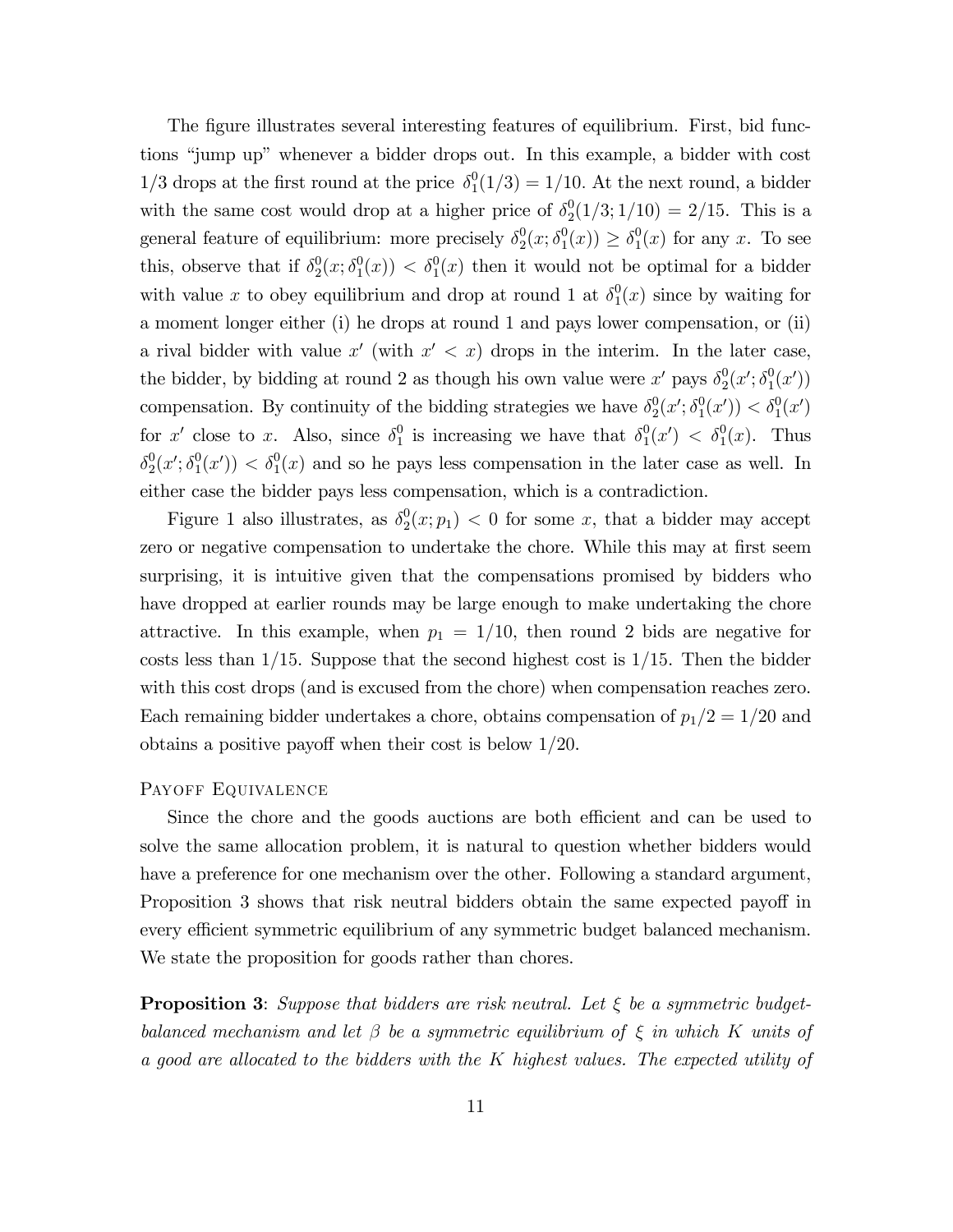The figure illustrates several interesting features of equilibrium. First, bid functions "jump up" whenever a bidder drops out. In this example, a bidder with cost $1/3$ drops at the first round at the price $\delta_1^0(1/3) = 1/10$. At the next round, a bidder with the same cost would drop at a higher price of $\delta_2^0(1/3; 1/10) = 2/15$. This is a general feature of equilibrium: more precisely $\delta_2^0(x; \delta_1^0(x)) \geq \delta_1^0(x)$ for any $x$. To see this, observe that if $\delta_2^0(x; \delta_1^0(x)) < \delta_1^0(x)$ then it would not be optimal for a bidder with value $x$ to obey equilibrium and drop at round 1 at $\delta_1^0(x)$ since by waiting for a moment longer either (i) he drops at round 1 and pays lower compensation, or (ii) a rival bidder with value $x'$ (with $x' < x$) drops in the interim. In the later case, the bidder, by bidding at round 2 as though his own value were $x'$ pays $\delta_2^0(x'; \delta_1^0(x'))$ compensation. By continuity of the bidding strategies we have $\delta_2^0(x'; \delta_1^0(x')) < \delta_1^0(x')$ for $x'$ close to $x$. Also, since $\delta_1^0$ is increasing we have that $\delta_1^0(x') < \delta_1^0(x)$. Thus $\delta_2^0(x'; \delta_1^0(x')) < \delta_1^0(x)$ and so he pays less compensation in the later case as well. In either case the bidder pays less compensation, which is a contradiction.

Figure 1 also illustrates, as $\delta_2^0(x; p_1) < 0$ for some $x$, that a bidder may accept zero or negative compensation to undertake the chore. While this may at first seem surprising, it is intuitive given that the compensations promised by bidders who have dropped at earlier rounds may be large enough to make undertaking the chore attractive. In this example, when $p_1 = 1/10$, then round 2 bids are negative for costs less than $1/15$. Suppose that the second highest cost is $1/15$. Then the bidder with this cost drops (and is excused from the chore) when compensation reaches zero. Each remaining bidder undertakes a chore, obtains compensation of $p_1/2 = 1/20$ and obtains a positive payoff when their cost is below $1/20$.

### Payoff Equivalence

Since the chore and the goods auctions are both efficient and can be used to solve the same allocation problem, it is natural to question whether bidders would have a preference for one mechanism over the other. Following a standard argument, Proposition 3 shows that risk neutral bidders obtain the same expected payoff in every efficient symmetric equilibrium of any symmetric budget balanced mechanism. We state the proposition for goods rather than chores.

**Proposition 3**: *Suppose that bidders are risk neutral. Let $\xi$ be a symmetric budget-balanced mechanism and let $\beta$ be a symmetric equilibrium of $\xi$ in which $K$ units of a good are allocated to the bidders with the $K$ highest values. The expected utility of*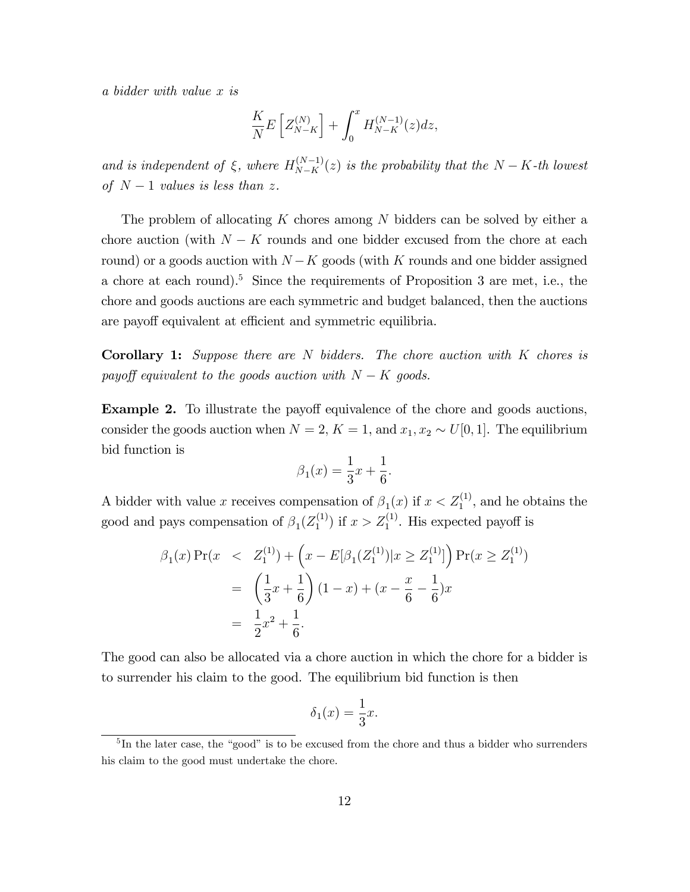*a bidder with value $x$ is*

$$\frac{K}{N} E\left[Z_{N-K}^{(N)}\right] + \int_0^x H_{N-K}^{(N-1)}(z)dz,$$

*and is independent of $\xi$, where $H_{N-K}^{(N-1)}(z)$ is the probability that the $N-K$-th lowest of $N-1$ values is less than $z$.*

The problem of allocating $K$ chores among $N$ bidders can be solved by either a chore auction (with $N-K$ rounds and one bidder excused from the chore at each round) or a goods auction with $N-K$ goods (with $K$ rounds and one bidder assigned a chore at each round).[5] Since the requirements of Proposition 3 are met, i.e., the chore and goods auctions are each symmetric and budget balanced, then the auctions are payoff equivalent at efficient and symmetric equilibria.

**Corollary 1:** *Suppose there are $N$ bidders. The chore auction with $K$ chores is payoff equivalent to the goods auction with $N-K$ goods.*

**Example 2.** To illustrate the payoff equivalence of the chore and goods auctions, consider the goods auction when $N=2$, $K=1$, and $x_1, x_2 \sim U[0,1]$. The equilibrium bid function is

$$\beta_1(x) = \frac{1}{3}x + \frac{1}{6}.$$

A bidder with value $x$ receives compensation of $\beta_1(x)$ if $x < Z_1^{(1)}$, and he obtains the good and pays compensation of $\beta_1(Z_1^{(1)})$ if $x > Z_1^{(1)}$. His expected payoff is

$$\begin{aligned}
\beta_1(x)\Pr(x &< Z_1^{(1)}) + \left(x - E[\beta_1(Z_1^{(1)})|x \geq Z_1^{(1)}]\right)\Pr(x \geq Z_1^{(1)}) \\
&= \left(\frac{1}{3}x + \frac{1}{6}\right)(1-x) + (x - \frac{x}{6} - \frac{1}{6})x \\
&= \frac{1}{2}x^2 + \frac{1}{6}.
\end{aligned}$$

The good can also be allocated via a chore auction in which the chore for a bidder is to surrender his claim to the good. The equilibrium bid function is then

$$\delta_1(x) = \frac{1}{3}x.$$

[5] In the later case, the "good" is to be excused from the chore and thus a bidder who surrenders his claim to the good must undertake the chore.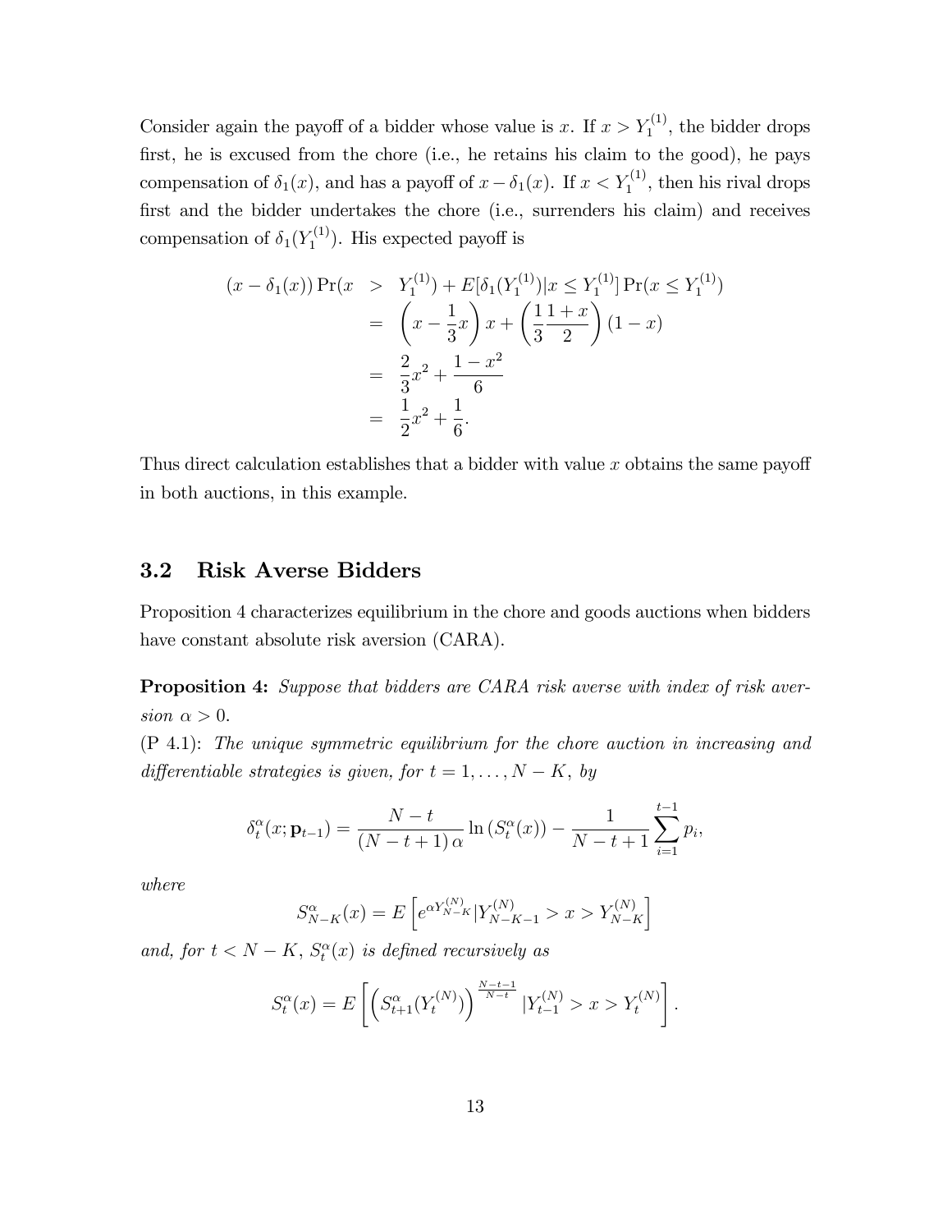Consider again the payoff of a bidder whose value is $x$. If $x > Y_1^{(1)}$, the bidder drops first, he is excused from the chore (i.e., he retains his claim to the good), he pays compensation of $\delta_1(x)$, and has a payoff of $x - \delta_1(x)$. If $x < Y_1^{(1)}$, then his rival drops first and the bidder undertakes the chore (i.e., surrenders his claim) and receives compensation of $\delta_1(Y_1^{(1)})$. His expected payoff is

$$
\begin{aligned}
(x - \delta_1(x)) \Pr(x &> Y_1^{(1)}) + E[\delta_1(Y_1^{(1)}) | x \leq Y_1^{(1)}] \Pr(x \leq Y_1^{(1)}) \\
&= \left( x - \frac{1}{3}x \right) x + \left( \frac{1}{3} \frac{1+x}{2} \right) (1 - x) \\
&= \frac{2}{3}x^2 + \frac{1 - x^2}{6} \\
&= \frac{1}{2}x^2 + \frac{1}{6}.
\end{aligned}
$$

Thus direct calculation establishes that a bidder with value $x$ obtains the same payoff in both auctions, in this example.

## 3.2 Risk Averse Bidders

Proposition 4 characterizes equilibrium in the chore and goods auctions when bidders have constant absolute risk aversion (CARA).

**Proposition 4:** *Suppose that bidders are CARA risk averse with index of risk aversion $\alpha > 0$.*

(P 4.1): *The unique symmetric equilibrium for the chore auction in increasing and differentiable strategies is given, for $t = 1, \ldots, N - K$, by*

$$
\delta_t^{\alpha}(x; \mathbf{p}_{t-1}) = \frac{N - t}{(N - t + 1)\,\alpha} \ln \left( S_t^{\alpha}(x) \right) - \frac{1}{N - t + 1} \sum_{i=1}^{t-1} p_i,
$$

*where*

$$
S_{N-K}^{\alpha}(x) = E\left[ e^{\alpha Y_{N-K}^{(N)}} | Y_{N-K-1}^{(N)} > x > Y_{N-K}^{(N)} \right]
$$

*and, for $t < N - K$, $S_t^{\alpha}(x)$ is defined recursively as*

$$
S_t^{\alpha}(x) = E\left[ \left( S_{t+1}^{\alpha}(Y_t^{(N)}) \right)^{\frac{N-t-1}{N-t}} | Y_{t-1}^{(N)} > x > Y_t^{(N)} \right].
$$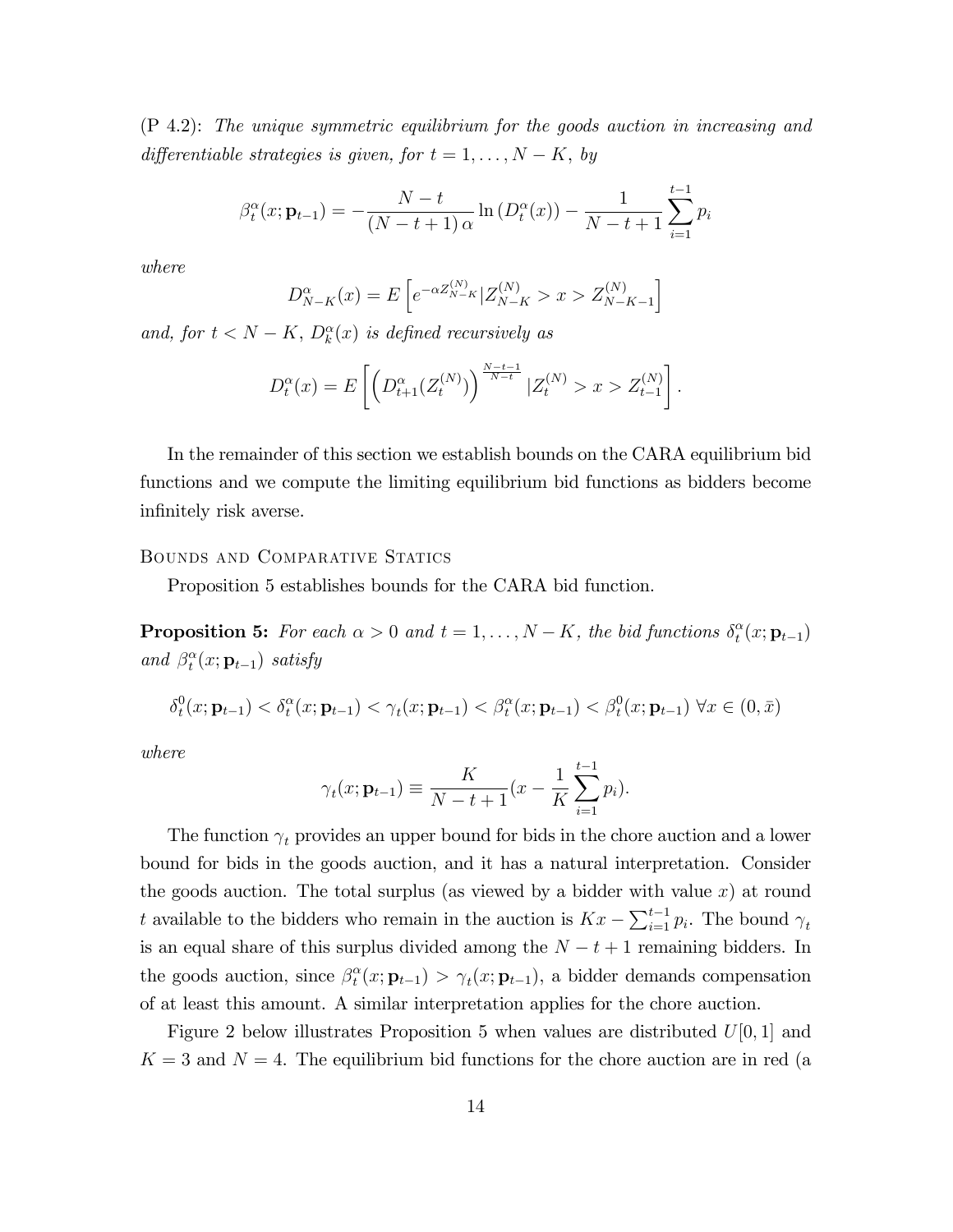(P 4.2): *The unique symmetric equilibrium for the goods auction in increasing and differentiable strategies is given, for* $t = 1, \ldots, N-K$, *by*

$$\beta_t^{\alpha}(x; \mathbf{p}_{t-1}) = -\frac{N-t}{(N-t+1)\,\alpha} \ln\left(D_t^{\alpha}(x)\right) - \frac{1}{N-t+1}\sum_{i=1}^{t-1} p_i$$

*where*

$$D_{N-K}^{\alpha}(x) = E\left[e^{-\alpha Z_{N-K}^{(N)}} | Z_{N-K}^{(N)} > x > Z_{N-K-1}^{(N)}\right]$$

*and, for* $t < N-K$, $D_k^{\alpha}(x)$ *is defined recursively as*

$$D_t^{\alpha}(x) = E\left[\left(D_{t+1}^{\alpha}(Z_t^{(N)})\right)^{\frac{N-t-1}{N-t}} | Z_t^{(N)} > x > Z_{t-1}^{(N)}\right].$$

In the remainder of this section we establish bounds on the CARA equilibrium bid functions and we compute the limiting equilibrium bid functions as bidders become infinitely risk averse.

### Bounds and Comparative Statics

Proposition 5 establishes bounds for the CARA bid function.

**Proposition 5:** *For each* $\alpha > 0$ *and* $t = 1, \ldots, N-K$, *the bid functions* $\delta_t^{\alpha}(x; \mathbf{p}_{t-1})$ *and* $\beta_t^{\alpha}(x; \mathbf{p}_{t-1})$ *satisfy*

$$\delta_t^0(x; \mathbf{p}_{t-1}) < \delta_t^{\alpha}(x; \mathbf{p}_{t-1}) < \gamma_t(x; \mathbf{p}_{t-1}) < \beta_t^{\alpha}(x; \mathbf{p}_{t-1}) < \beta_t^0(x; \mathbf{p}_{t-1}) \ \forall x \in (0, \bar{x})$$

*where*

$$\gamma_t(x; \mathbf{p}_{t-1}) \equiv \frac{K}{N-t+1}(x - \frac{1}{K}\sum_{i=1}^{t-1} p_i).$$

The function $\gamma_t$ provides an upper bound for bids in the chore auction and a lower bound for bids in the goods auction, and it has a natural interpretation. Consider the goods auction. The total surplus (as viewed by a bidder with value $x$) at round $t$ available to the bidders who remain in the auction is $Kx - \sum_{i=1}^{t-1} p_i$. The bound $\gamma_t$ is an equal share of this surplus divided among the $N-t+1$ remaining bidders. In the goods auction, since $\beta_t^{\alpha}(x; \mathbf{p}_{t-1}) > \gamma_t(x; \mathbf{p}_{t-1})$, a bidder demands compensation of at least this amount. A similar interpretation applies for the chore auction.

Figure 2 below illustrates Proposition 5 when values are distributed $U[0,1]$ and $K = 3$ and $N = 4$. The equilibrium bid functions for the chore auction are in red (a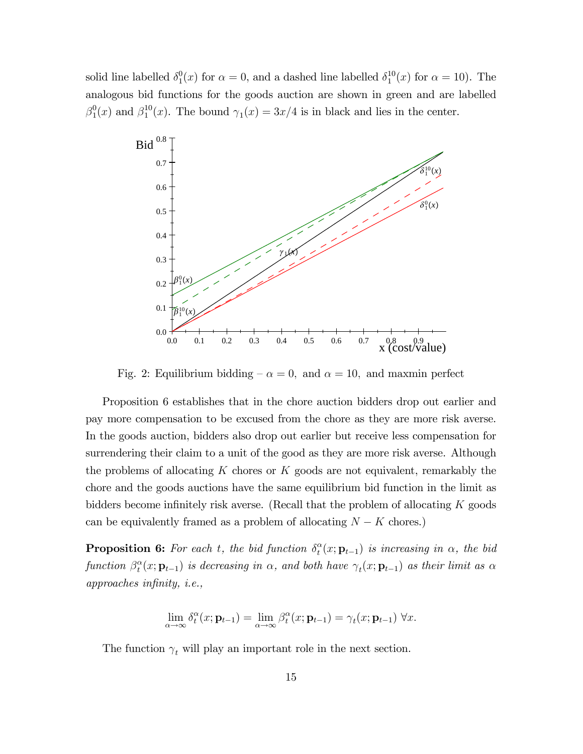solid line labelled $\delta_1^0(x)$ for $\alpha = 0$, and a dashed line labelled $\delta_1^{10}(x)$ for $\alpha = 10$). The analogous bid functions for the goods auction are shown in green and are labelled $\beta_1^0(x)$ and $\beta_1^{10}(x)$. The bound $\gamma_1(x) = 3x/4$ is in black and lies in the center.

Fig. 2: Equilibrium bidding – $\alpha = 0$, and $\alpha = 10$, and maxmin perfect

Proposition 6 establishes that in the chore auction bidders drop out earlier and pay more compensation to be excused from the chore as they are more risk averse. In the goods auction, bidders also drop out earlier but receive less compensation for surrendering their claim to a unit of the good as they are more risk averse. Although the problems of allocating $K$ chores or $K$ goods are not equivalent, remarkably the chore and the goods auctions have the same equilibrium bid function in the limit as bidders become infinitely risk averse. (Recall that the problem of allocating $K$ goods can be equivalently framed as a problem of allocating $N - K$ chores.)

**Proposition 6:** *For each $t$, the bid function $\delta_t^\alpha(x; \mathbf{p}_{t-1})$ is increasing in $\alpha$, the bid function $\beta_t^\alpha(x; \mathbf{p}_{t-1})$ is decreasing in $\alpha$, and both have $\gamma_t(x; \mathbf{p}_{t-1})$ as their limit as $\alpha$ approaches infinity, i.e.,*

$$\lim_{\alpha \to \infty} \delta_t^\alpha(x; \mathbf{p}_{t-1}) = \lim_{\alpha \to \infty} \beta_t^\alpha(x; \mathbf{p}_{t-1}) = \gamma_t(x; \mathbf{p}_{t-1}) \ \forall x.$$

The function $\gamma_t$ will play an important role in the next section.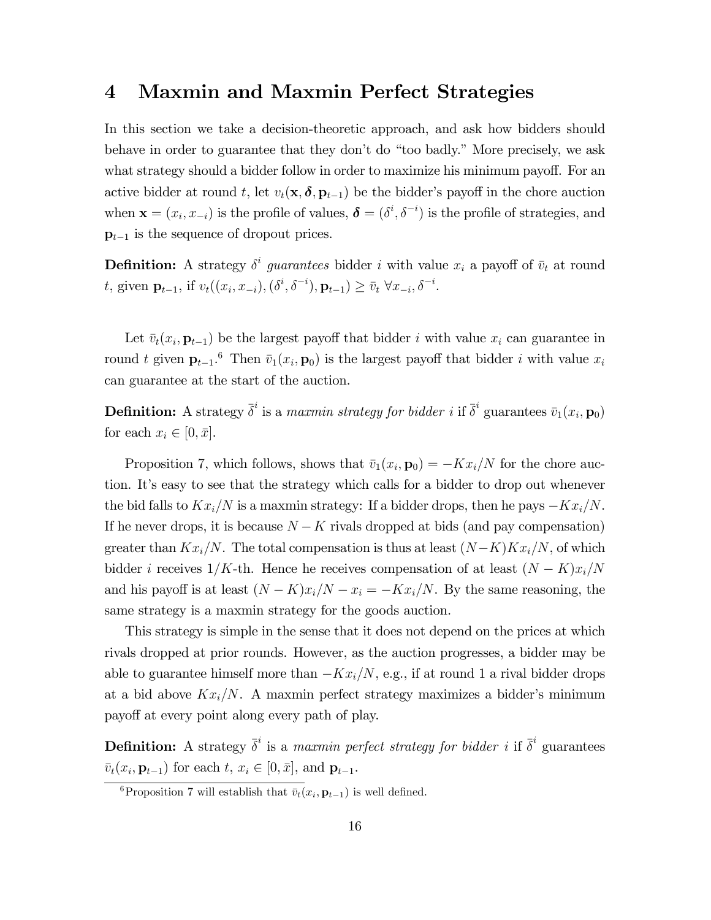# 4 Maxmin and Maxmin Perfect Strategies

In this section we take a decision-theoretic approach, and ask how bidders should behave in order to guarantee that they don't do "too badly." More precisely, we ask what strategy should a bidder follow in order to maximize his minimum payoff. For an active bidder at round $t$, let $v_t(\mathbf{x}, \boldsymbol{\delta}, \mathbf{p}_{t-1})$ be the bidder's payoff in the chore auction when $\mathbf{x} = (x_i, x_{-i})$ is the profile of values, $\boldsymbol{\delta} = (\delta^i, \delta^{-i})$ is the profile of strategies, and $\mathbf{p}_{t-1}$ is the sequence of dropout prices.

**Definition:** A strategy $\delta^i$ *guarantees* bidder $i$ with value $x_i$ a payoff of $\bar{v}_t$ at round $t$, given $\mathbf{p}_{t-1}$, if $v_t((x_i, x_{-i}), (\delta^i, \delta^{-i}), \mathbf{p}_{t-1}) \geq \bar{v}_t \ \forall x_{-i}, \delta^{-i}$.

Let $\bar{v}_t(x_i, \mathbf{p}_{t-1})$ be the largest payoff that bidder $i$ with value $x_i$ can guarantee in round $t$ given $\mathbf{p}_{t-1}$.[6] Then $\bar{v}_1(x_i, \mathbf{p}_0)$ is the largest payoff that bidder $i$ with value $x_i$ can guarantee at the start of the auction.

**Definition:** A strategy $\bar{\delta}^i$ is a *maxmin strategy for bidder $i$* if $\bar{\delta}^i$ guarantees $\bar{v}_1(x_i, \mathbf{p}_0)$ for each $x_i \in [0, \bar{x}]$.

Proposition 7, which follows, shows that $\bar{v}_1(x_i, \mathbf{p}_0) = -Kx_i/N$ for the chore auction. It's easy to see that the strategy which calls for a bidder to drop out whenever the bid falls to $Kx_i/N$ is a maxmin strategy: If a bidder drops, then he pays $-Kx_i/N$. If he never drops, it is because $N - K$ rivals dropped at bids (and pay compensation) greater than $Kx_i/N$. The total compensation is thus at least $(N-K)Kx_i/N$, of which bidder $i$ receives $1/K$-th. Hence he receives compensation of at least $(N-K)x_i/N$ and his payoff is at least $(N-K)x_i/N - x_i = -Kx_i/N$. By the same reasoning, the same strategy is a maxmin strategy for the goods auction.

This strategy is simple in the sense that it does not depend on the prices at which rivals dropped at prior rounds. However, as the auction progresses, a bidder may be able to guarantee himself more than $-Kx_i/N$, e.g., if at round 1 a rival bidder drops at a bid above $Kx_i/N$. A maxmin perfect strategy maximizes a bidder's minimum payoff at every point along every path of play.

**Definition:** A strategy $\bar{\delta}^i$ is a *maxmin perfect strategy for bidder $i$* if $\bar{\delta}^i$ guarantees $\bar{v}_t(x_i, \mathbf{p}_{t-1})$ for each $t$, $x_i \in [0, \bar{x}]$, and $\mathbf{p}_{t-1}$.

---

[6] Proposition 7 will establish that $\bar{v}_t(x_i, \mathbf{p}_{t-1})$ is well defined.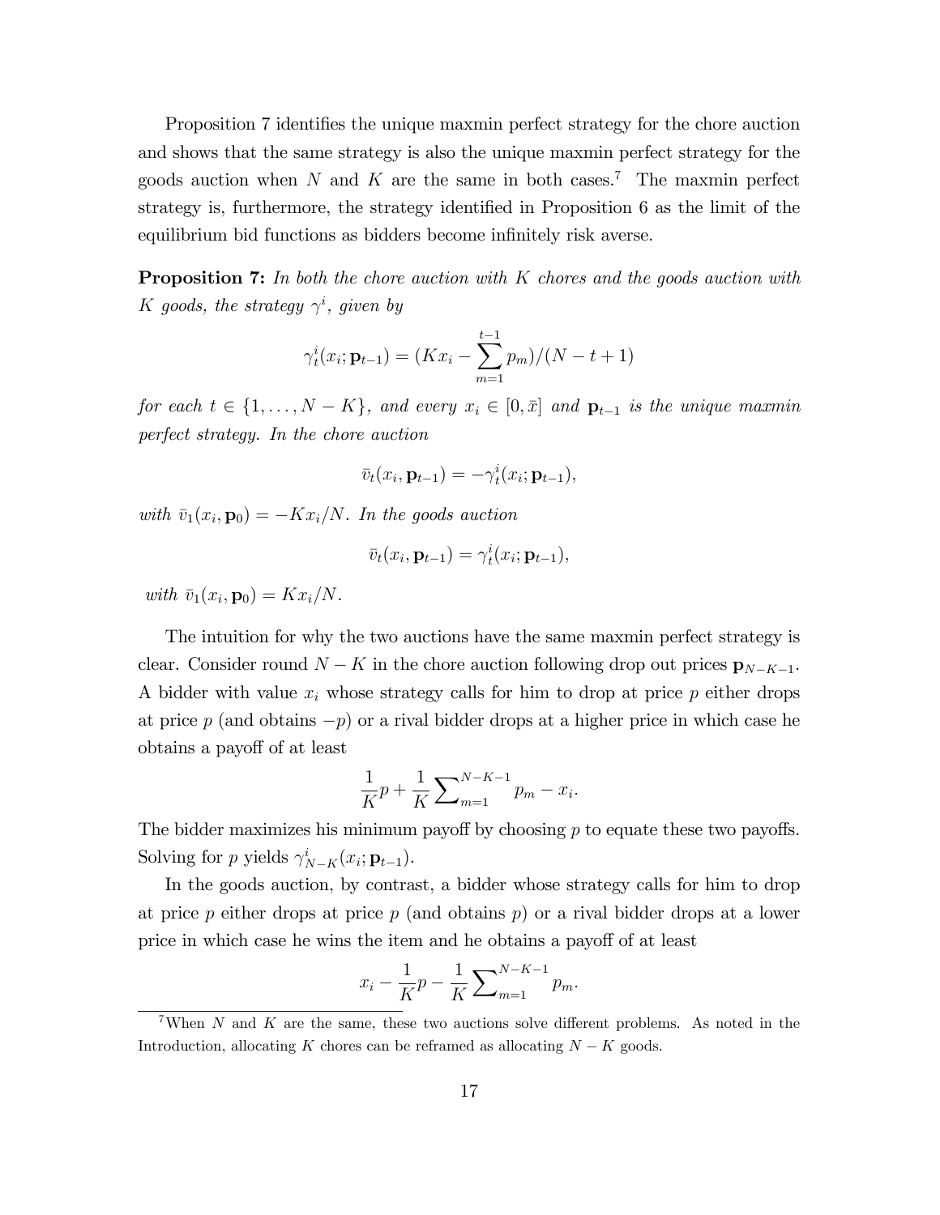Proposition 7 identifies the unique maxmin perfect strategy for the chore auction and shows that the same strategy is also the unique maxmin perfect strategy for the goods auction when $N$ and $K$ are the same in both cases.[7] The maxmin perfect strategy is, furthermore, the strategy identified in Proposition 6 as the limit of the equilibrium bid functions as bidders become infinitely risk averse.

**Proposition 7:** *In both the chore auction with $K$ chores and the goods auction with $K$ goods, the strategy $\gamma^i$, given by*

$$\gamma_t^i(x_i; \mathbf{p}_{t-1}) = (Kx_i - \sum_{m=1}^{t-1} p_m)/(N - t + 1)$$

*for each $t \in \{1, \ldots, N - K\}$, and every $x_i \in [0, \bar{x}]$ and $\mathbf{p}_{t-1}$ is the unique maxmin perfect strategy. In the chore auction*

$$\bar{v}_t(x_i, \mathbf{p}_{t-1}) = -\gamma_t^i(x_i; \mathbf{p}_{t-1}),$$

*with $\bar{v}_1(x_i, \mathbf{p}_0) = -Kx_i/N$. In the goods auction*

$$\bar{v}_t(x_i, \mathbf{p}_{t-1}) = \gamma_t^i(x_i; \mathbf{p}_{t-1}),$$

*with $\bar{v}_1(x_i, \mathbf{p}_0) = Kx_i/N$.*

The intuition for why the two auctions have the same maxmin perfect strategy is clear. Consider round $N - K$ in the chore auction following drop out prices $\mathbf{p}_{N-K-1}$. A bidder with value $x_i$ whose strategy calls for him to drop at price $p$ either drops at price $p$ (and obtains $-p$) or a rival bidder drops at a higher price in which case he obtains a payoff of at least

$$\frac{1}{K}p + \frac{1}{K}\sum_{m=1}^{N-K-1} p_m - x_i.$$

The bidder maximizes his minimum payoff by choosing $p$ to equate these two payoffs. Solving for $p$ yields $\gamma_{N-K}^i(x_i; \mathbf{p}_{t-1})$.

In the goods auction, by contrast, a bidder whose strategy calls for him to drop at price $p$ either drops at price $p$ (and obtains $p$) or a rival bidder drops at a lower price in which case he wins the item and he obtains a payoff of at least

$$x_i - \frac{1}{K}p - \frac{1}{K}\sum_{m=1}^{N-K-1} p_m.$$

[7] When $N$ and $K$ are the same, these two auctions solve different problems. As noted in the Introduction, allocating $K$ chores can be reframed as allocating $N - K$ goods.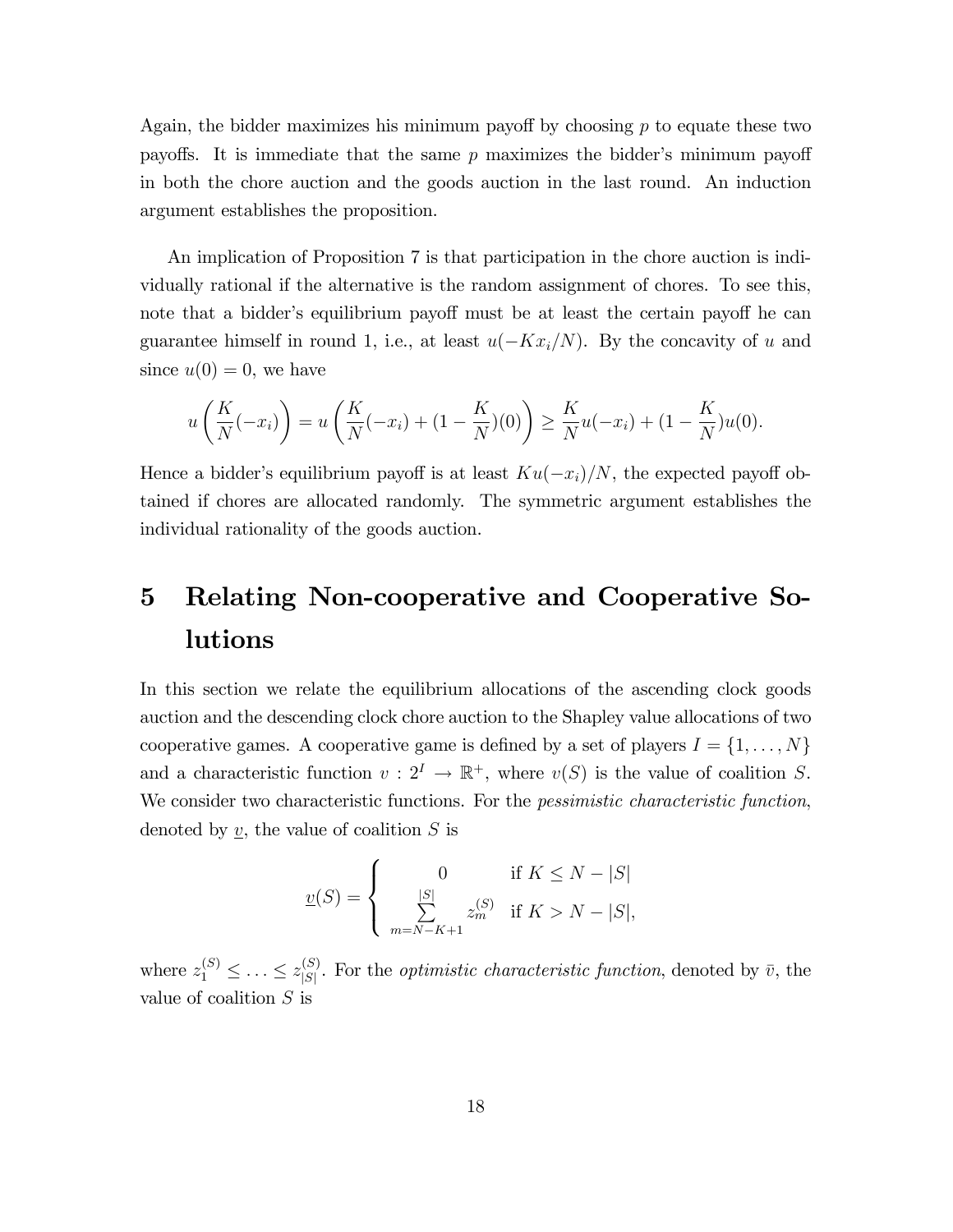Again, the bidder maximizes his minimum payoff by choosing $p$ to equate these two payoffs. It is immediate that the same $p$ maximizes the bidder's minimum payoff in both the chore auction and the goods auction in the last round. An induction argument establishes the proposition.

An implication of Proposition 7 is that participation in the chore auction is individually rational if the alternative is the random assignment of chores. To see this, note that a bidder's equilibrium payoff must be at least the certain payoff he can guarantee himself in round 1, i.e., at least $u(-Kx_i/N)$. By the concavity of $u$ and since $u(0) = 0$, we have

$$u\left(\frac{K}{N}(-x_i)\right) = u\left(\frac{K}{N}(-x_i) + (1 - \frac{K}{N})(0)\right) \geq \frac{K}{N}u(-x_i) + (1 - \frac{K}{N})u(0).$$

Hence a bidder's equilibrium payoff is at least $Ku(-x_i)/N$, the expected payoff obtained if chores are allocated randomly. The symmetric argument establishes the individual rationality of the goods auction.

# 5 Relating Non-cooperative and Cooperative Solutions

In this section we relate the equilibrium allocations of the ascending clock goods auction and the descending clock chore auction to the Shapley value allocations of two cooperative games. A cooperative game is defined by a set of players $I = \{1, \ldots, N\}$ and a characteristic function $v : 2^I \to \mathbb{R}^+$, where $v(S)$ is the value of coalition $S$. We consider two characteristic functions. For the *pessimistic characteristic function*, denoted by $\underline{v}$, the value of coalition $S$ is

$$\underline{v}(S) = \begin{cases} 0 & \text{if } K \leq N - |S| \\ \sum_{m=N-K+1}^{|S|} z_m^{(S)} & \text{if } K > N - |S|, \end{cases}$$

where $z_1^{(S)} \leq \ldots \leq z_{|S|}^{(S)}$. For the *optimistic characteristic function*, denoted by $\bar{v}$, the value of coalition $S$ is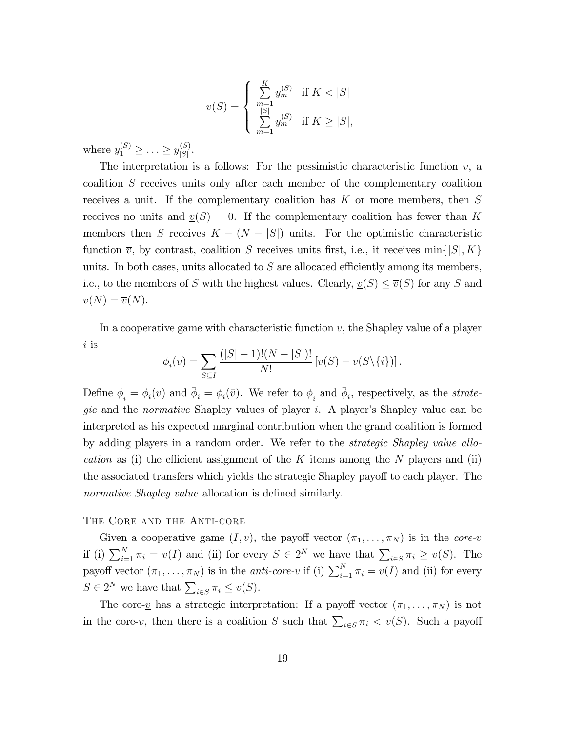$$
\overline{v}(S) = \begin{cases} \sum_{m=1}^{K} y_m^{(S)} & \text{if } K < |S| \\ \sum_{m=1}^{|S|} y_m^{(S)} & \text{if } K \geq |S|, \end{cases}
$$

where $y_1^{(S)} \geq \ldots \geq y_{|S|}^{(S)}$.

The interpretation is a follows: For the pessimistic characteristic function $\underline{v}$, a coalition $S$ receives units only after each member of the complementary coalition receives a unit. If the complementary coalition has $K$ or more members, then $S$ receives no units and $\underline{v}(S) = 0$. If the complementary coalition has fewer than $K$ members then $S$ receives $K - (N - |S|)$ units. For the optimistic characteristic function $\overline{v}$, by contrast, coalition $S$ receives units first, i.e., it receives $\min\{|S|, K\}$ units. In both cases, units allocated to $S$ are allocated efficiently among its members, i.e., to the members of $S$ with the highest values. Clearly, $\underline{v}(S) \leq \overline{v}(S)$ for any $S$ and $\underline{v}(N) = \overline{v}(N)$.

In a cooperative game with characteristic function $v$, the Shapley value of a player $i$ is

$$
\phi_i(v) = \sum_{S \subseteq I} \frac{(|S| - 1)!(N - |S|)!}{N!} \left[ v(S) - v(S \backslash \{i\}) \right].
$$

Define $\underline{\phi}_i = \phi_i(\underline{v})$ and $\bar{\phi}_i = \phi_i(\bar{v})$. We refer to $\underline{\phi}_i$ and $\bar{\phi}_i$, respectively, as the *strategic* and the *normative* Shapley values of player $i$. A player's Shapley value can be interpreted as his expected marginal contribution when the grand coalition is formed by adding players in a random order. We refer to the *strategic Shapley value allocation* as (i) the efficient assignment of the $K$ items among the $N$ players and (ii) the associated transfers which yields the strategic Shapley payoff to each player. The *normative Shapley value* allocation is defined similarly.

### The Core and the Anti-core

Given a cooperative game $(I, v)$, the payoff vector $(\pi_1, \ldots, \pi_N)$ is in the *core-$v$* if (i) $\sum_{i=1}^{N} \pi_i = v(I)$ and (ii) for every $S \in 2^N$ we have that $\sum_{i \in S} \pi_i \geq v(S)$. The payoff vector $(\pi_1, \ldots, \pi_N)$ is in the *anti-core-$v$* if (i) $\sum_{i=1}^{N} \pi_i = v(I)$ and (ii) for every $S \in 2^N$ we have that $\sum_{i \in S} \pi_i \leq v(S)$.

The core-$\underline{v}$ has a strategic interpretation: If a payoff vector $(\pi_1, \ldots, \pi_N)$ is not in the core-$\underline{v}$, then there is a coalition $S$ such that $\sum_{i \in S} \pi_i < \underline{v}(S)$. Such a payoff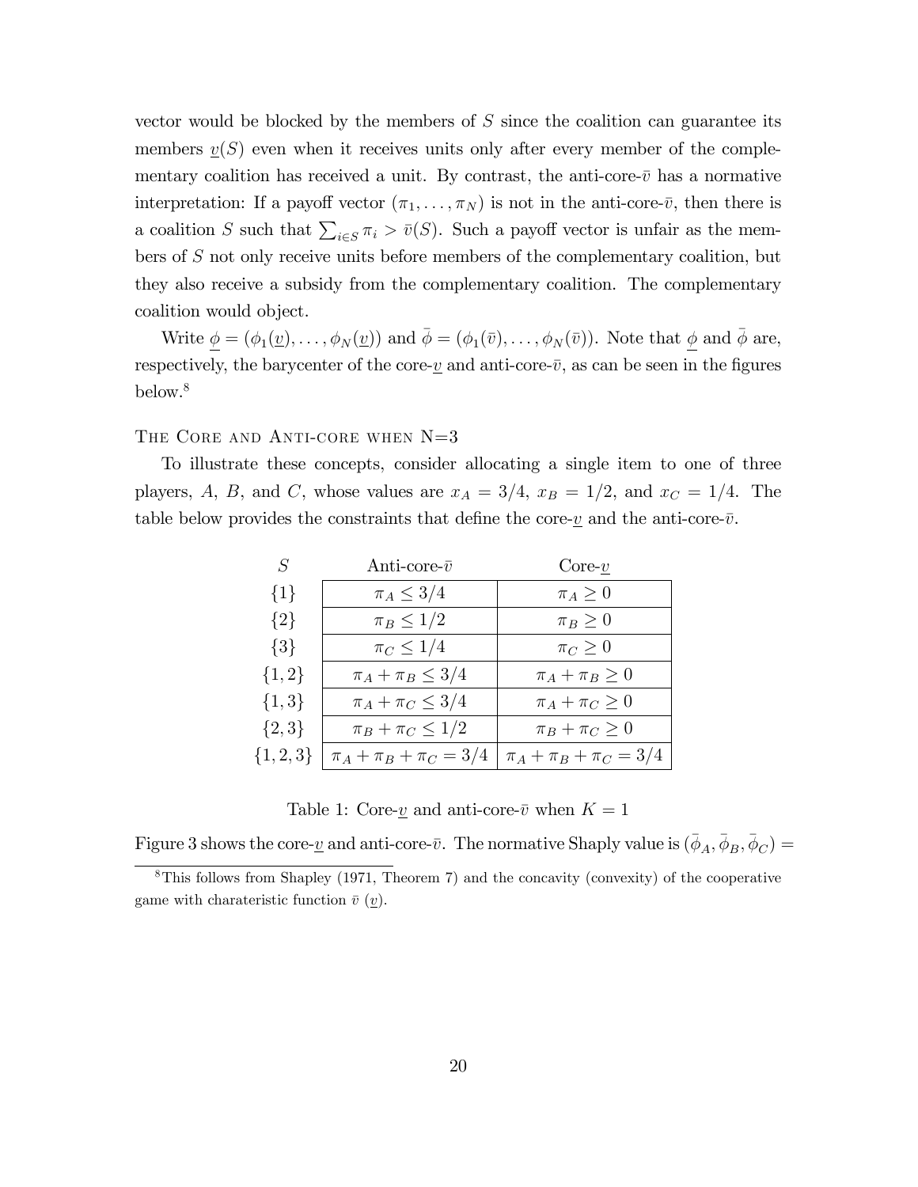vector would be blocked by the members of $S$ since the coalition can guarantee its members $\underline{v}(S)$ even when it receives units only after every member of the complementary coalition has received a unit. By contrast, the anti-core-$\bar{v}$ has a normative interpretation: If a payoff vector $(\pi_1, \ldots, \pi_N)$ is not in the anti-core-$\bar{v}$, then there is a coalition $S$ such that $\sum_{i \in S} \pi_i > \bar{v}(S)$. Such a payoff vector is unfair as the members of $S$ not only receive units before members of the complementary coalition, but they also receive a subsidy from the complementary coalition. The complementary coalition would object.

Write $\underline{\phi} = (\phi_1(\underline{v}), \ldots, \phi_N(\underline{v}))$ and $\bar{\phi} = (\phi_1(\bar{v}), \ldots, \phi_N(\bar{v}))$. Note that $\underline{\phi}$ and $\bar{\phi}$ are, respectively, the barycenter of the core-$\underline{v}$ and anti-core-$\bar{v}$, as can be seen in the figures below.[8]

The Core and Anti-core when N=3

To illustrate these concepts, consider allocating a single item to one of three players, $A$, $B$, and $C$, whose values are $x_A = 3/4$, $x_B = 1/2$, and $x_C = 1/4$. The table below provides the constraints that define the core-$\underline{v}$ and the anti-core-$\bar{v}$.

| $S$ | Anti-core-$\bar{v}$ | Core-$\underline{v}$ |
|---|---|---|
| $\{1\}$ | $\pi_A \leq 3/4$ | $\pi_A \geq 0$ |
| $\{2\}$ | $\pi_B \leq 1/2$ | $\pi_B \geq 0$ |
| $\{3\}$ | $\pi_C \leq 1/4$ | $\pi_C \geq 0$ |
| $\{1,2\}$ | $\pi_A + \pi_B \leq 3/4$ | $\pi_A + \pi_B \geq 0$ |
| $\{1,3\}$ | $\pi_A + \pi_C \leq 3/4$ | $\pi_A + \pi_C \geq 0$ |
| $\{2,3\}$ | $\pi_B + \pi_C \leq 1/2$ | $\pi_B + \pi_C \geq 0$ |
| $\{1,2,3\}$ | $\pi_A + \pi_B + \pi_C = 3/4$ | $\pi_A + \pi_B + \pi_C = 3/4$ |

Table 1: Core-$\underline{v}$ and anti-core-$\bar{v}$ when $K = 1$

Figure 3 shows the core-$\underline{v}$ and anti-core-$\bar{v}$. The normative Shaply value is $(\bar{\phi}_A, \bar{\phi}_B, \bar{\phi}_C) =$

[8] This follows from Shapley (1971, Theorem 7) and the concavity (convexity) of the cooperative game with charateristic function $\bar{v}$ ($\underline{v}$).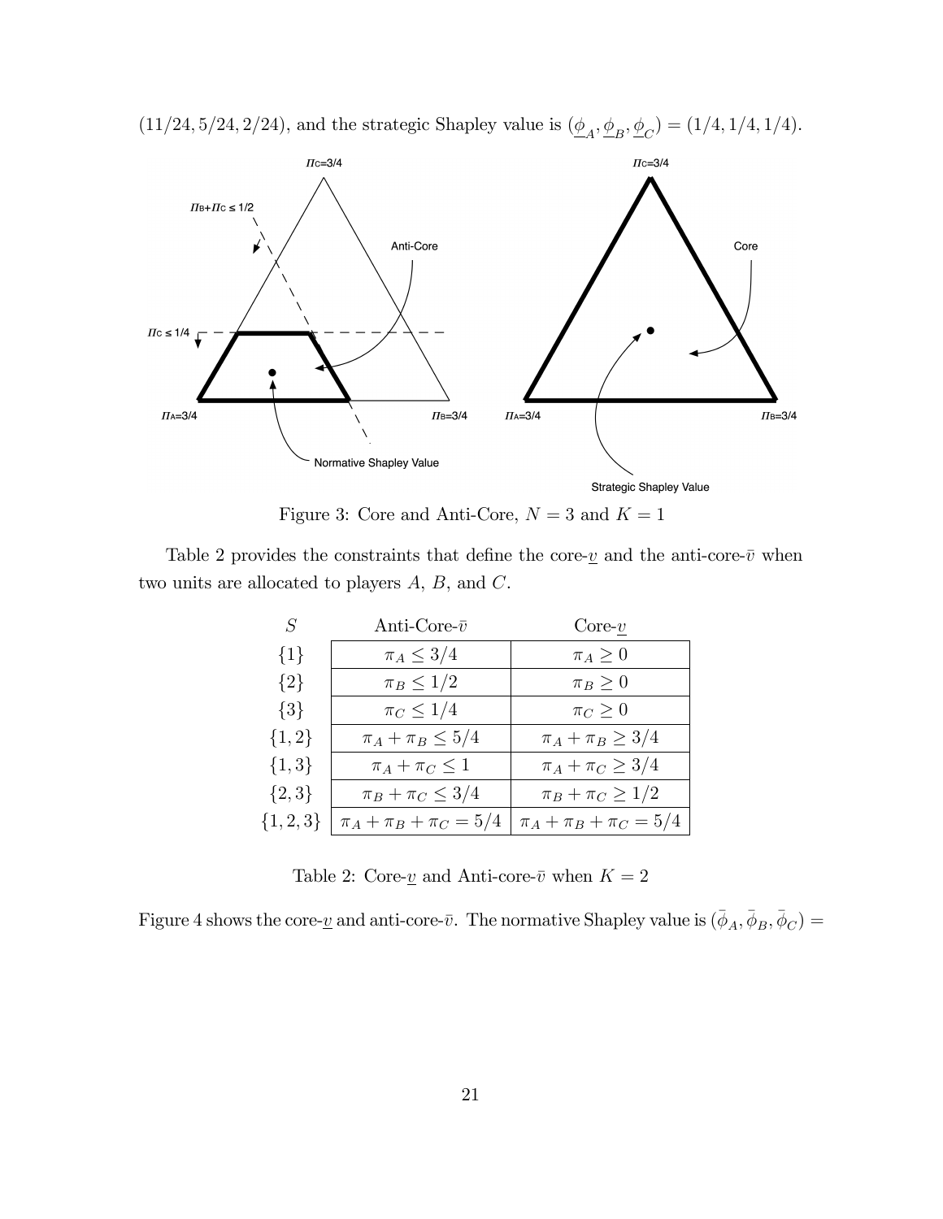$(11/24, 5/24, 2/24)$, and the strategic Shapley value is $(\underline{\phi}_A, \underline{\phi}_B, \underline{\phi}_C) = (1/4, 1/4, 1/4)$.

Figure 3: Core and Anti-Core, $N = 3$ and $K = 1$

Table 2 provides the constraints that define the core-$\underline{v}$ and the anti-core-$\bar{v}$ when two units are allocated to players $A$, $B$, and $C$.

| $S$ | Anti-Core-$\bar{v}$ | Core-$\underline{v}$ |
|---|---|---|
| $\{1\}$ | $\pi_A \leq 3/4$ | $\pi_A \geq 0$ |
| $\{2\}$ | $\pi_B \leq 1/2$ | $\pi_B \geq 0$ |
| $\{3\}$ | $\pi_C \leq 1/4$ | $\pi_C \geq 0$ |
| $\{1, 2\}$ | $\pi_A + \pi_B \leq 5/4$ | $\pi_A + \pi_B \geq 3/4$ |
| $\{1, 3\}$ | $\pi_A + \pi_C \leq 1$ | $\pi_A + \pi_C \geq 3/4$ |
| $\{2, 3\}$ | $\pi_B + \pi_C \leq 3/4$ | $\pi_B + \pi_C \geq 1/2$ |
| $\{1, 2, 3\}$ | $\pi_A + \pi_B + \pi_C = 5/4$ | $\pi_A + \pi_B + \pi_C = 5/4$ |

Table 2: Core-$\underline{v}$ and Anti-core-$\bar{v}$ when $K = 2$

Figure 4 shows the core-$\underline{v}$ and anti-core-$\bar{v}$. The normative Shapley value is $(\bar{\phi}_A, \bar{\phi}_B, \bar{\phi}_C) =$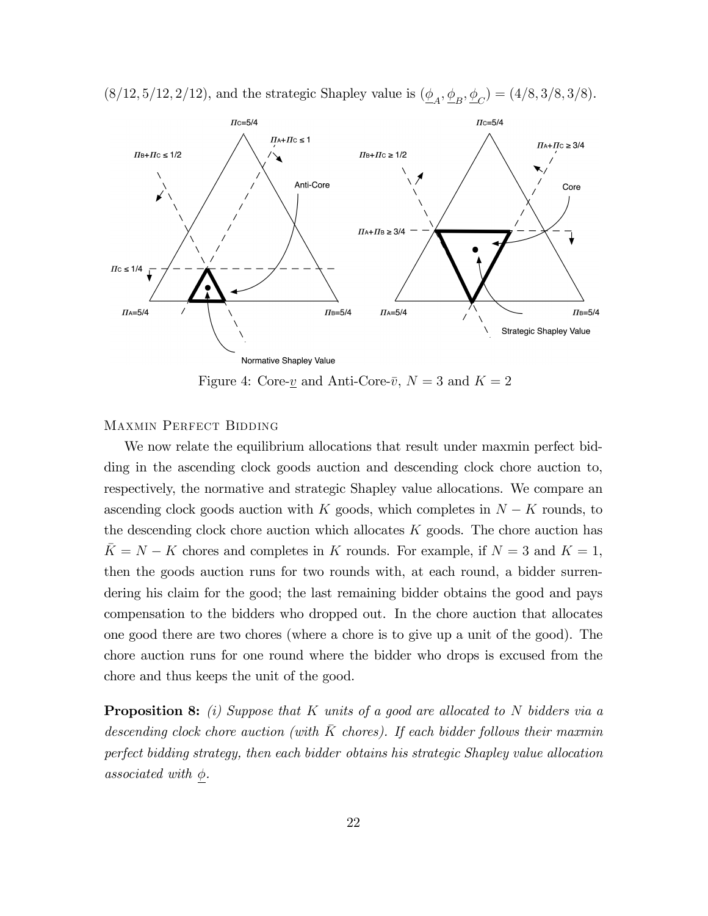$(8/12, 5/12, 2/12)$, and the strategic Shapley value is $(\underline{\phi}_A, \underline{\phi}_B, \underline{\phi}_C) = (4/8, 3/8, 3/8)$.

Figure 4: Core-$\underline{v}$ and Anti-Core-$\bar{v}$, $N = 3$ and $K = 2$

Maxmin Perfect Bidding

We now relate the equilibrium allocations that result under maxmin perfect bidding in the ascending clock goods auction and descending clock chore auction to, respectively, the normative and strategic Shapley value allocations. We compare an ascending clock goods auction with $K$ goods, which completes in $N - K$ rounds, to the descending clock chore auction which allocates $K$ goods. The chore auction has $\bar{K} = N - K$ chores and completes in $K$ rounds. For example, if $N = 3$ and $K = 1$, then the goods auction runs for two rounds with, at each round, a bidder surrendering his claim for the good; the last remaining bidder obtains the good and pays compensation to the bidders who dropped out. In the chore auction that allocates one good there are two chores (where a chore is to give up a unit of the good). The chore auction runs for one round where the bidder who drops is excused from the chore and thus keeps the unit of the good.

**Proposition 8:** *(i) Suppose that $K$ units of a good are allocated to $N$ bidders via a descending clock chore auction (with $\bar{K}$ chores). If each bidder follows their maxmin perfect bidding strategy, then each bidder obtains his strategic Shapley value allocation associated with $\underline{\phi}$.*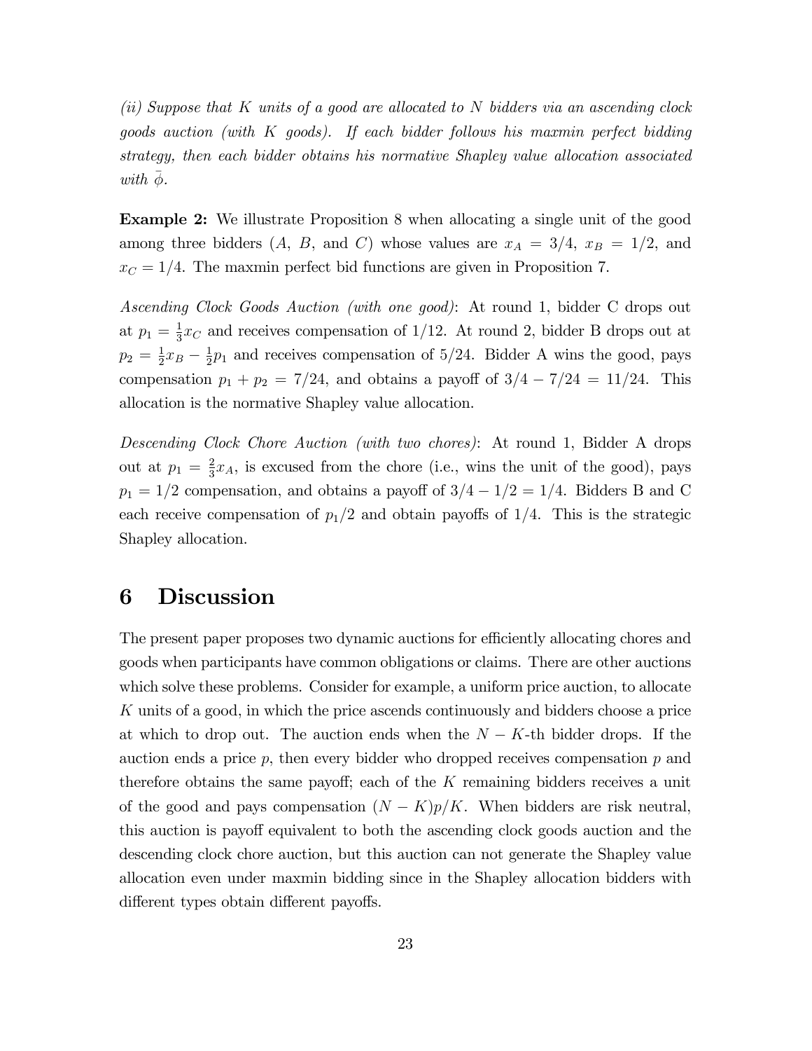*(ii) Suppose that $K$ units of a good are allocated to $N$ bidders via an ascending clock goods auction (with $K$ goods). If each bidder follows his maxmin perfect bidding strategy, then each bidder obtains his normative Shapley value allocation associated with $\bar{\phi}$.*

**Example 2:** We illustrate Proposition 8 when allocating a single unit of the good among three bidders ($A$, $B$, and $C$) whose values are $x_A = 3/4$, $x_B = 1/2$, and $x_C = 1/4$. The maxmin perfect bid functions are given in Proposition 7.

*Ascending Clock Goods Auction (with one good)*: At round 1, bidder C drops out at $p_1 = \frac{1}{3}x_C$ and receives compensation of 1/12. At round 2, bidder B drops out at $p_2 = \frac{1}{2}x_B - \frac{1}{2}p_1$ and receives compensation of 5/24. Bidder A wins the good, pays compensation $p_1 + p_2 = 7/24$, and obtains a payoff of $3/4 - 7/24 = 11/24$. This allocation is the normative Shapley value allocation.

*Descending Clock Chore Auction (with two chores)*: At round 1, Bidder A drops out at $p_1 = \frac{2}{3}x_A$, is excused from the chore (i.e., wins the unit of the good), pays $p_1 = 1/2$ compensation, and obtains a payoff of $3/4 - 1/2 = 1/4$. Bidders B and C each receive compensation of $p_1/2$ and obtain payoffs of 1/4. This is the strategic Shapley allocation.

# 6 Discussion

The present paper proposes two dynamic auctions for efficiently allocating chores and goods when participants have common obligations or claims. There are other auctions which solve these problems. Consider for example, a uniform price auction, to allocate $K$ units of a good, in which the price ascends continuously and bidders choose a price at which to drop out. The auction ends when the $N - K$-th bidder drops. If the auction ends a price $p$, then every bidder who dropped receives compensation $p$ and therefore obtains the same payoff; each of the $K$ remaining bidders receives a unit of the good and pays compensation $(N - K)p/K$. When bidders are risk neutral, this auction is payoff equivalent to both the ascending clock goods auction and the descending clock chore auction, but this auction can not generate the Shapley value allocation even under maxmin bidding since in the Shapley allocation bidders with different types obtain different payoffs.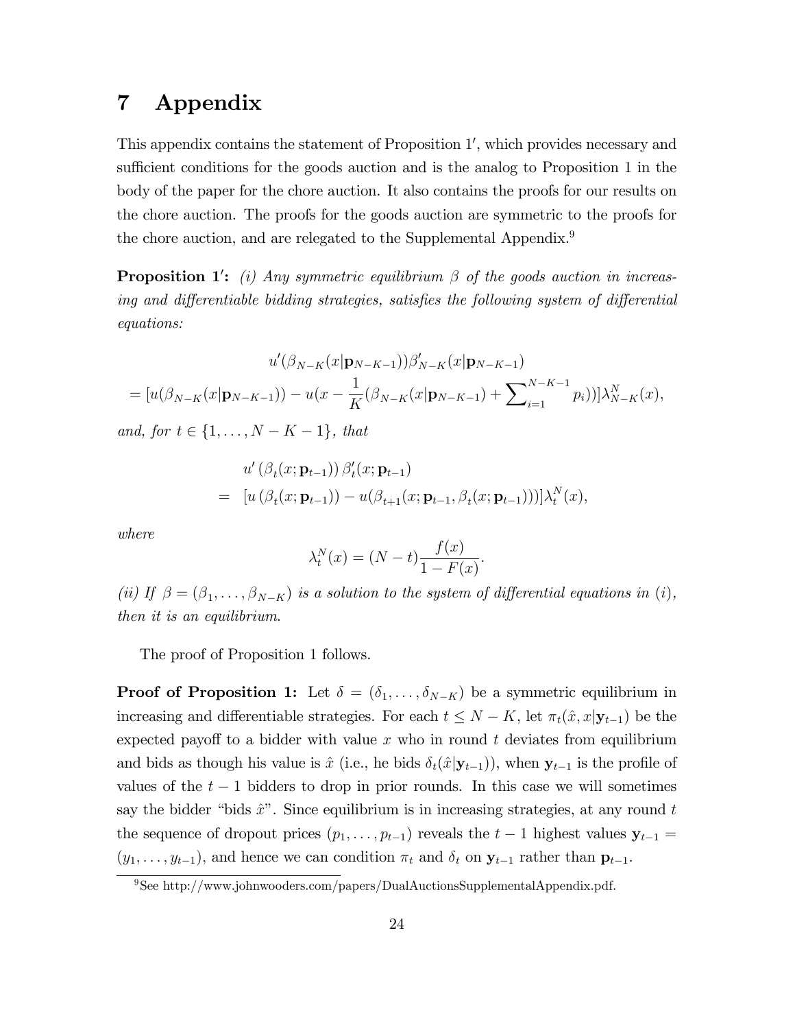# 7 Appendix

This appendix contains the statement of Proposition 1′, which provides necessary and sufficient conditions for the goods auction and is the analog to Proposition 1 in the body of the paper for the chore auction. It also contains the proofs for our results on the chore auction. The proofs for the goods auction are symmetric to the proofs for the chore auction, and are relegated to the Supplemental Appendix.[9]

**Proposition 1′:** *(i) Any symmetric equilibrium $\beta$ of the goods auction in increasing and differentiable bidding strategies, satisfies the following system of differential equations:*

$$u'(\beta_{N-K}(x|\mathbf{p}_{N-K-1}))\beta'_{N-K}(x|\mathbf{p}_{N-K-1})$$
$$= [u(\beta_{N-K}(x|\mathbf{p}_{N-K-1})) - u(x - \frac{1}{K}(\beta_{N-K}(x|\mathbf{p}_{N-K-1}) + \sum\nolimits_{i=1}^{N-K-1} p_i))]\lambda^N_{N-K}(x),$$

*and, for $t \in \{1, \ldots, N-K-1\}$, that*

$$\begin{aligned} & u'\left(\beta_t(x;\mathbf{p}_{t-1})\right)\beta'_t(x;\mathbf{p}_{t-1}) \\ = \; & [u\left(\beta_t(x;\mathbf{p}_{t-1})\right) - u(\beta_{t+1}(x;\mathbf{p}_{t-1}, \beta_t(x;\mathbf{p}_{t-1})))]\lambda^N_t(x), \end{aligned}$$

*where*

$$\lambda^N_t(x) = (N-t)\frac{f(x)}{1-F(x)}.$$

*(ii) If $\beta = (\beta_1, \ldots, \beta_{N-K})$ is a solution to the system of differential equations in (i), then it is an equilibrium.*

The proof of Proposition 1 follows.

**Proof of Proposition 1:** Let $\delta = (\delta_1, \ldots, \delta_{N-K})$ be a symmetric equilibrium in increasing and differentiable strategies. For each $t \leq N-K$, let $\pi_t(\hat{x}, x|\mathbf{y}_{t-1})$ be the expected payoff to a bidder with value $x$ who in round $t$ deviates from equilibrium and bids as though his value is $\hat{x}$ (i.e., he bids $\delta_t(\hat{x}|\mathbf{y}_{t-1})$), when $\mathbf{y}_{t-1}$ is the profile of values of the $t-1$ bidders to drop in prior rounds. In this case we will sometimes say the bidder "bids $\hat{x}$". Since equilibrium is in increasing strategies, at any round $t$ the sequence of dropout prices $(p_1, \ldots, p_{t-1})$ reveals the $t-1$ highest values $\mathbf{y}_{t-1} = (y_1, \ldots, y_{t-1})$, and hence we can condition $\pi_t$ and $\delta_t$ on $\mathbf{y}_{t-1}$ rather than $\mathbf{p}_{t-1}$.

[9] See http://www.johnwooders.com/papers/DualAuctionsSupplementalAppendix.pdf.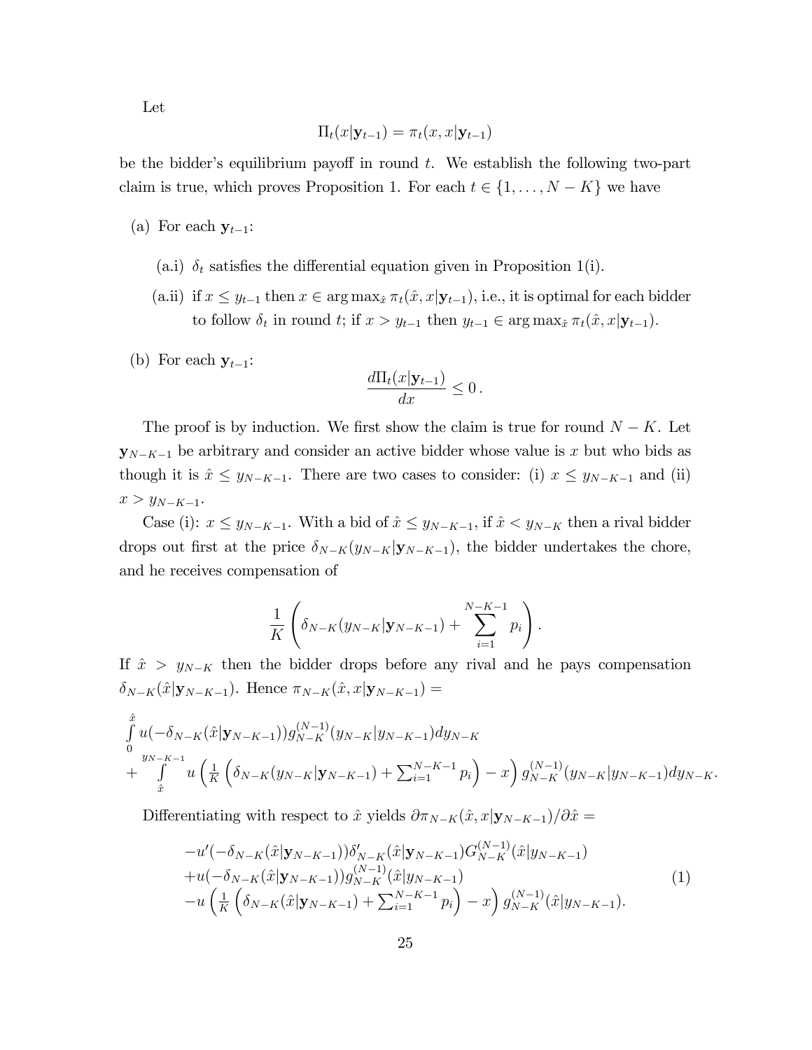Let

$$\Pi_t(x|\mathbf{y}_{t-1}) = \pi_t(x, x|\mathbf{y}_{t-1})$$

be the bidder's equilibrium payoff in round $t$. We establish the following two-part claim is true, which proves Proposition 1. For each $t \in \{1, \ldots, N-K\}$ we have

(a) For each $\mathbf{y}_{t-1}$:

(a.i) $\delta_t$ satisfies the differential equation given in Proposition 1(i).

(a.ii) if $x \leq y_{t-1}$ then $x \in \arg\max_{\hat{x}} \pi_t(\hat{x}, x|\mathbf{y}_{t-1})$, i.e., it is optimal for each bidder to follow $\delta_t$ in round $t$; if $x > y_{t-1}$ then $y_{t-1} \in \arg\max_{\hat{x}} \pi_t(\hat{x}, x|\mathbf{y}_{t-1})$.

(b) For each $\mathbf{y}_{t-1}$:

$$\frac{d\Pi_t(x|\mathbf{y}_{t-1})}{dx} \leq 0\,.$$

The proof is by induction. We first show the claim is true for round $N-K$. Let $\mathbf{y}_{N-K-1}$ be arbitrary and consider an active bidder whose value is $x$ but who bids as though it is $\hat{x} \leq y_{N-K-1}$. There are two cases to consider: (i) $x \leq y_{N-K-1}$ and (ii) $x > y_{N-K-1}$.

Case (i): $x \leq y_{N-K-1}$. With a bid of $\hat{x} \leq y_{N-K-1}$, if $\hat{x} < y_{N-K}$ then a rival bidder drops out first at the price $\delta_{N-K}(y_{N-K}|\mathbf{y}_{N-K-1})$, the bidder undertakes the chore, and he receives compensation of

$$\frac{1}{K}\left(\delta_{N-K}(y_{N-K}|\mathbf{y}_{N-K-1}) + \sum_{i=1}^{N-K-1} p_i\right).$$

If $\hat{x} > y_{N-K}$ then the bidder drops before any rival and he pays compensation $\delta_{N-K}(\hat{x}|\mathbf{y}_{N-K-1})$. Hence $\pi_{N-K}(\hat{x}, x|\mathbf{y}_{N-K-1}) =$

$$\int_0^{\hat{x}} u(-\delta_{N-K}(\hat{x}|\mathbf{y}_{N-K-1}))g_{N-K}^{(N-1)}(y_{N-K}|y_{N-K-1})dy_{N-K}$$
$$+ \int_{\hat{x}}^{y_{N-K-1}} u\left(\tfrac{1}{K}\left(\delta_{N-K}(y_{N-K}|\mathbf{y}_{N-K-1}) + \textstyle\sum_{i=1}^{N-K-1} p_i\right) - x\right) g_{N-K}^{(N-1)}(y_{N-K}|y_{N-K-1})dy_{N-K}.$$

Differentiating with respect to $\hat{x}$ yields $\partial\pi_{N-K}(\hat{x}, x|\mathbf{y}_{N-K-1})/\partial\hat{x} =$

$$\begin{array}{l} -u'(-\delta_{N-K}(\hat{x}|\mathbf{y}_{N-K-1}))\delta'_{N-K}(\hat{x}|\mathbf{y}_{N-K-1})G_{N-K}^{(N-1)}(\hat{x}|y_{N-K-1}) \\ +u(-\delta_{N-K}(\hat{x}|\mathbf{y}_{N-K-1}))g_{N-K}^{(N-1)}(\hat{x}|y_{N-K-1}) \\ -u\left(\tfrac{1}{K}\left(\delta_{N-K}(\hat{x}|\mathbf{y}_{N-K-1}) + \sum_{i=1}^{N-K-1} p_i\right) - x\right) g_{N-K}^{(N-1)}(\hat{x}|y_{N-K-1}). \end{array} \tag{1}$$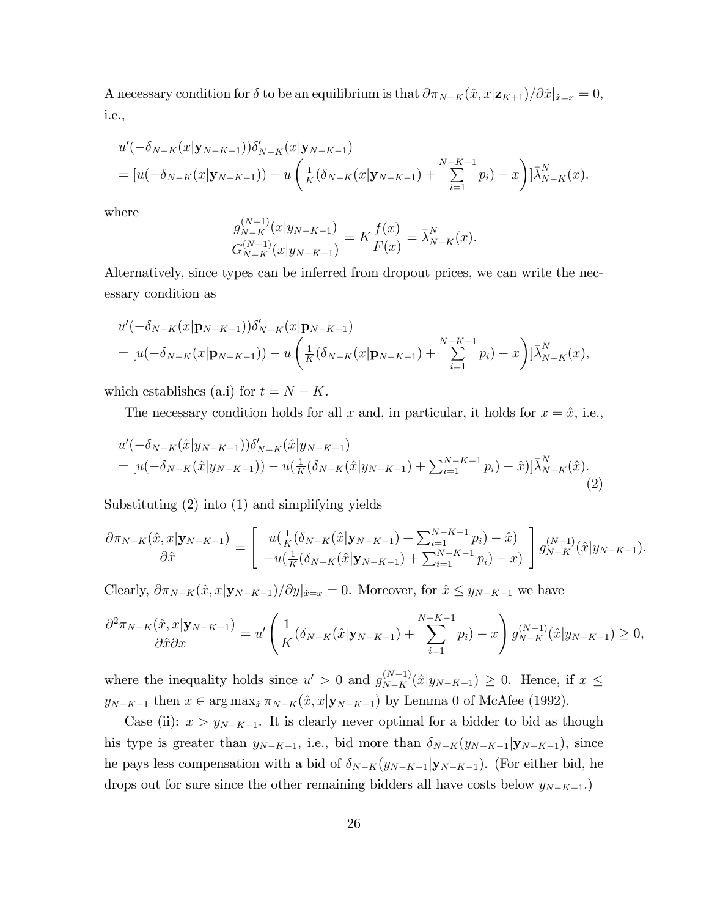A necessary condition for $\delta$ to be an equilibrium is that $\partial\pi_{N-K}(\hat{x}, x|\mathbf{z}_{K+1})/\partial\hat{x}|_{\hat{x}=x} = 0$, i.e.,

$$
\begin{aligned}
&u'(-\delta_{N-K}(x|\mathbf{y}_{N-K-1}))\delta'_{N-K}(x|\mathbf{y}_{N-K-1}) \\
&= [u(-\delta_{N-K}(x|\mathbf{y}_{N-K-1})) - u\left(\tfrac{1}{K}(\delta_{N-K}(x|\mathbf{y}_{N-K-1}) + \sum_{i=1}^{N-K-1} p_i) - x\right)]\bar{\lambda}^N_{N-K}(x).
\end{aligned}
$$

where

$$
\frac{g^{(N-1)}_{N-K}(x|y_{N-K-1})}{G^{(N-1)}_{N-K}(x|y_{N-K-1})} = K\frac{f(x)}{F(x)} = \bar{\lambda}^N_{N-K}(x).
$$

Alternatively, since types can be inferred from dropout prices, we can write the necessary condition as

$$
\begin{aligned}
&u'(-\delta_{N-K}(x|\mathbf{p}_{N-K-1}))\delta'_{N-K}(x|\mathbf{p}_{N-K-1}) \\
&= [u(-\delta_{N-K}(x|\mathbf{p}_{N-K-1})) - u\left(\tfrac{1}{K}(\delta_{N-K}(x|\mathbf{p}_{N-K-1}) + \sum_{i=1}^{N-K-1} p_i) - x\right)]\bar{\lambda}^N_{N-K}(x),
\end{aligned}
$$

which establishes (a.i) for $t = N - K$.

The necessary condition holds for all $x$ and, in particular, it holds for $x = \hat{x}$, i.e.,

$$
\begin{aligned}
&u'(-\delta_{N-K}(\hat{x}|y_{N-K-1}))\delta'_{N-K}(\hat{x}|y_{N-K-1}) \\
&= [u(-\delta_{N-K}(\hat{x}|y_{N-K-1})) - u(\tfrac{1}{K}(\delta_{N-K}(\hat{x}|y_{N-K-1}) + \textstyle\sum_{i=1}^{N-K-1} p_i) - \hat{x})]\bar{\lambda}^N_{N-K}(\hat{x}).
\end{aligned}
\tag{2}
$$

Substituting (2) into (1) and simplifying yields

$$
\frac{\partial\pi_{N-K}(\hat{x}, x|\mathbf{y}_{N-K-1})}{\partial\hat{x}} = \left[\begin{array}{c} u(\frac{1}{K}(\delta_{N-K}(\hat{x}|\mathbf{y}_{N-K-1}) + \sum_{i=1}^{N-K-1} p_i) - \hat{x}) \\ -u(\frac{1}{K}(\delta_{N-K}(\hat{x}|\mathbf{y}_{N-K-1}) + \sum_{i=1}^{N-K-1} p_i) - x) \end{array}\right] g^{(N-1)}_{N-K}(\hat{x}|y_{N-K-1}).
$$

Clearly, $\partial\pi_{N-K}(\hat{x}, x|\mathbf{y}_{N-K-1})/\partial y|_{\hat{x}=x} = 0$. Moreover, for $\hat{x} \leq y_{N-K-1}$ we have

$$
\frac{\partial^2\pi_{N-K}(\hat{x}, x|\mathbf{y}_{N-K-1})}{\partial\hat{x}\partial x} = u'\left(\frac{1}{K}(\delta_{N-K}(\hat{x}|\mathbf{y}_{N-K-1}) + \sum_{i=1}^{N-K-1} p_i) - x\right) g^{(N-1)}_{N-K}(\hat{x}|y_{N-K-1}) \geq 0,
$$

where the inequality holds since $u' > 0$ and $g^{(N-1)}_{N-K}(\hat{x}|y_{N-K-1}) \geq 0$. Hence, if $x \leq y_{N-K-1}$ then $x \in \arg\max_{\hat{x}} \pi_{N-K}(\hat{x}, x|\mathbf{y}_{N-K-1})$ by Lemma 0 of McAfee (1992).

Case (ii): $x > y_{N-K-1}$. It is clearly never optimal for a bidder to bid as though his type is greater than $y_{N-K-1}$, i.e., bid more than $\delta_{N-K}(y_{N-K-1}|\mathbf{y}_{N-K-1})$, since he pays less compensation with a bid of $\delta_{N-K}(y_{N-K-1}|\mathbf{y}_{N-K-1})$. (For either bid, he drops out for sure since the other remaining bidders all have costs below $y_{N-K-1}$.)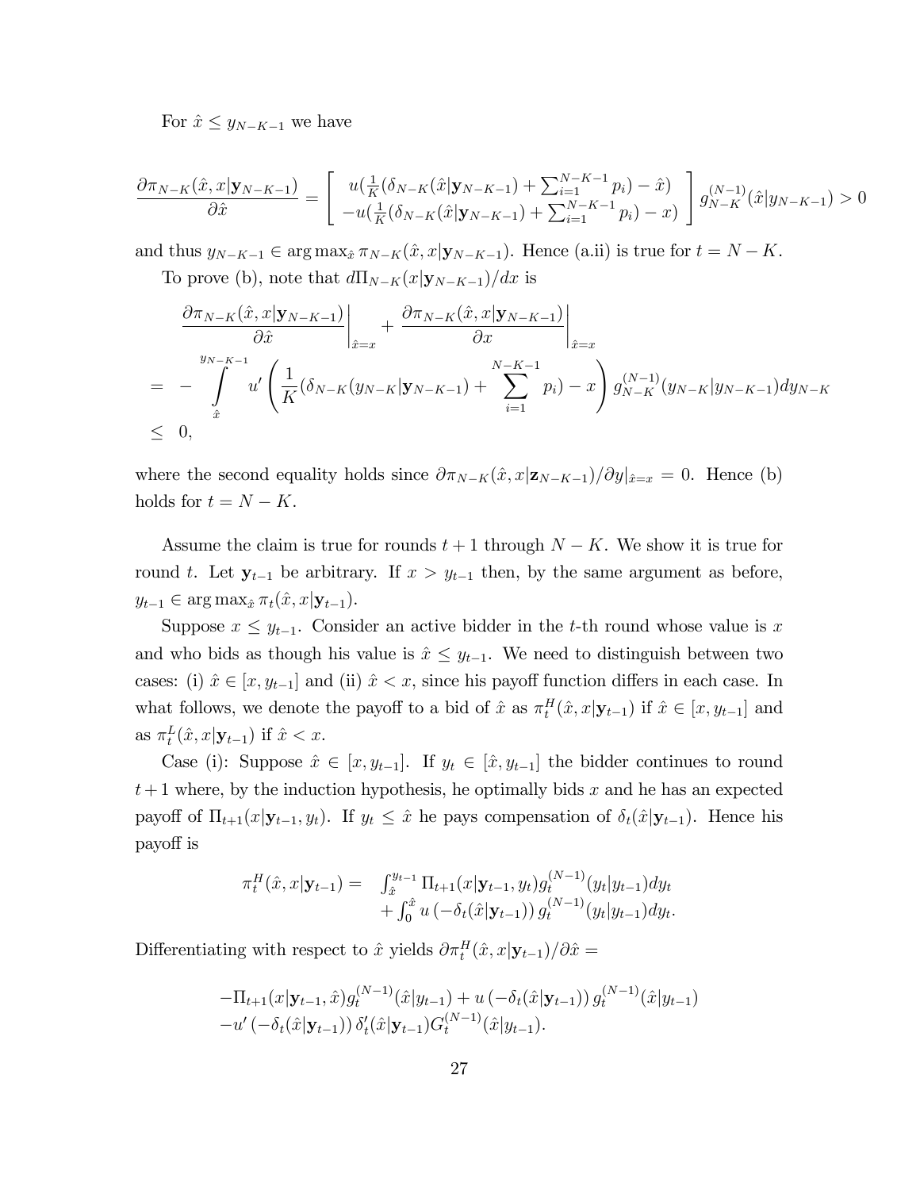For $\hat{x} \leq y_{N-K-1}$ we have

$$\frac{\partial \pi_{N-K}(\hat{x}, x|\mathbf{y}_{N-K-1})}{\partial \hat{x}} = \left[ \begin{array}{c} u(\frac{1}{K}(\delta_{N-K}(\hat{x}|\mathbf{y}_{N-K-1}) + \sum_{i=1}^{N-K-1} p_i) - \hat{x}) \\ -u(\frac{1}{K}(\delta_{N-K}(\hat{x}|\mathbf{y}_{N-K-1}) + \sum_{i=1}^{N-K-1} p_i) - x) \end{array} \right] g_{N-K}^{(N-1)}(\hat{x}|y_{N-K-1}) > 0$$

and thus $y_{N-K-1} \in \arg\max_{\hat{x}} \pi_{N-K}(\hat{x}, x|\mathbf{y}_{N-K-1})$. Hence (a.ii) is true for $t = N-K$.

To prove (b), note that $d\Pi_{N-K}(x|\mathbf{y}_{N-K-1})/dx$ is

$$\begin{aligned}
& \left.\frac{\partial \pi_{N-K}(\hat{x}, x|\mathbf{y}_{N-K-1})}{\partial \hat{x}}\right|_{\hat{x}=x} + \left.\frac{\partial \pi_{N-K}(\hat{x}, x|\mathbf{y}_{N-K-1})}{\partial x}\right|_{\hat{x}=x} \\
= & -\int_{\hat{x}}^{y_{N-K-1}} u'\left(\frac{1}{K}(\delta_{N-K}(y_{N-K}|\mathbf{y}_{N-K-1}) + \sum_{i=1}^{N-K-1} p_i) - x\right) g_{N-K}^{(N-1)}(y_{N-K}|y_{N-K-1}) dy_{N-K} \\
\leq & \ 0,
\end{aligned}$$

where the second equality holds since $\partial \pi_{N-K}(\hat{x}, x|\mathbf{z}_{N-K-1})/\partial y|_{\hat{x}=x} = 0$. Hence (b) holds for $t = N-K$.

Assume the claim is true for rounds $t+1$ through $N-K$. We show it is true for round $t$. Let $\mathbf{y}_{t-1}$ be arbitrary. If $x > y_{t-1}$ then, by the same argument as before, $y_{t-1} \in \arg\max_{\hat{x}} \pi_t(\hat{x}, x|\mathbf{y}_{t-1})$.

Suppose $x \leq y_{t-1}$. Consider an active bidder in the $t$-th round whose value is $x$ and who bids as though his value is $\hat{x} \leq y_{t-1}$. We need to distinguish between two cases: (i) $\hat{x} \in [x, y_{t-1}]$ and (ii) $\hat{x} < x$, since his payoff function differs in each case. In what follows, we denote the payoff to a bid of $\hat{x}$ as $\pi_t^H(\hat{x}, x|\mathbf{y}_{t-1})$ if $\hat{x} \in [x, y_{t-1}]$ and as $\pi_t^L(\hat{x}, x|\mathbf{y}_{t-1})$ if $\hat{x} < x$.

Case (i): Suppose $\hat{x} \in [x, y_{t-1}]$. If $y_t \in [\hat{x}, y_{t-1}]$ the bidder continues to round $t+1$ where, by the induction hypothesis, he optimally bids $x$ and he has an expected payoff of $\Pi_{t+1}(x|\mathbf{y}_{t-1}, y_t)$. If $y_t \leq \hat{x}$ he pays compensation of $\delta_t(\hat{x}|\mathbf{y}_{t-1})$. Hence his payoff is

$$\begin{aligned}
\pi_t^H(\hat{x}, x|\mathbf{y}_{t-1}) = \ & \int_{\hat{x}}^{y_{t-1}} \Pi_{t+1}(x|\mathbf{y}_{t-1}, y_t) g_t^{(N-1)}(y_t|y_{t-1}) dy_t \\
& + \int_0^{\hat{x}} u\left(-\delta_t(\hat{x}|\mathbf{y}_{t-1})\right) g_t^{(N-1)}(y_t|y_{t-1}) dy_t.
\end{aligned}$$

Differentiating with respect to $\hat{x}$ yields $\partial \pi_t^H(\hat{x}, x|\mathbf{y}_{t-1})/\partial \hat{x} =$

$$\begin{aligned}
& -\Pi_{t+1}(x|\mathbf{y}_{t-1}, \hat{x}) g_t^{(N-1)}(\hat{x}|y_{t-1}) + u\left(-\delta_t(\hat{x}|\mathbf{y}_{t-1})\right) g_t^{(N-1)}(\hat{x}|y_{t-1}) \\
& -u'\left(-\delta_t(\hat{x}|\mathbf{y}_{t-1})\right) \delta_t'(\hat{x}|\mathbf{y}_{t-1}) G_t^{(N-1)}(\hat{x}|y_{t-1}).
\end{aligned}$$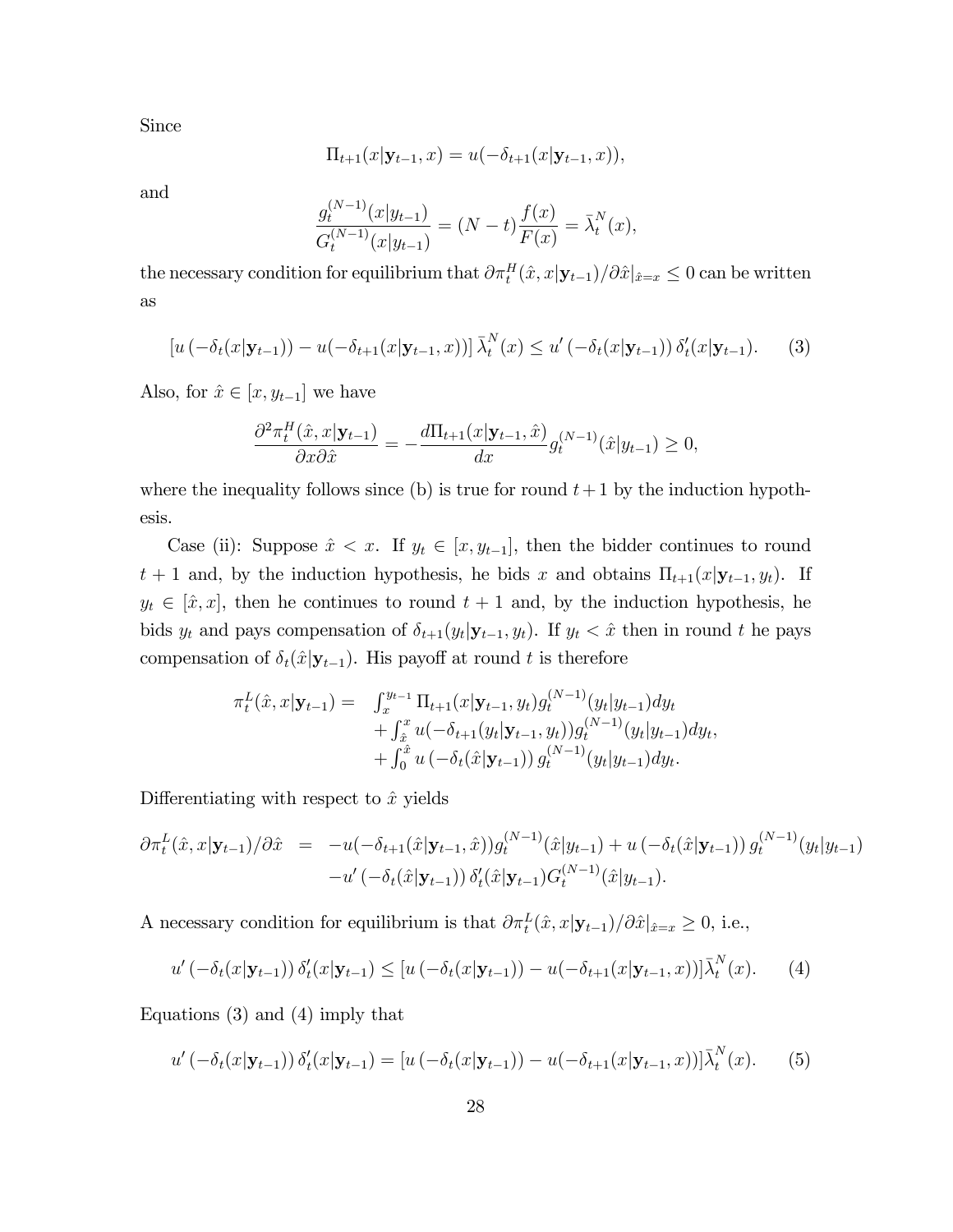Since

$$\Pi_{t+1}(x|\mathbf{y}_{t-1}, x) = u(-\delta_{t+1}(x|\mathbf{y}_{t-1}, x)),$$

and

$$\frac{g_t^{(N-1)}(x|y_{t-1})}{G_t^{(N-1)}(x|y_{t-1})} = (N-t)\frac{f(x)}{F(x)} = \bar{\lambda}_t^N(x),$$

the necessary condition for equilibrium that $\partial \pi_t^H(\hat{x}, x|\mathbf{y}_{t-1})/\partial \hat{x}|_{\hat{x}=x} \leq 0$ can be written as

$$[u(-\delta_t(x|\mathbf{y}_{t-1})) - u(-\delta_{t+1}(x|\mathbf{y}_{t-1}, x))]\,\bar{\lambda}_t^N(x) \leq u'(-\delta_t(x|\mathbf{y}_{t-1}))\,\delta_t'(x|\mathbf{y}_{t-1}). \tag{3}$$

Also, for $\hat{x} \in [x, y_{t-1}]$ we have

$$\frac{\partial^2 \pi_t^H(\hat{x}, x|\mathbf{y}_{t-1})}{\partial x \partial \hat{x}} = -\frac{d\Pi_{t+1}(x|\mathbf{y}_{t-1}, \hat{x})}{dx} g_t^{(N-1)}(\hat{x}|y_{t-1}) \geq 0,$$

where the inequality follows since (b) is true for round $t+1$ by the induction hypothesis.

Case (ii): Suppose $\hat{x} < x$. If $y_t \in [x, y_{t-1}]$, then the bidder continues to round $t+1$ and, by the induction hypothesis, he bids $x$ and obtains $\Pi_{t+1}(x|\mathbf{y}_{t-1}, y_t)$. If $y_t \in [\hat{x}, x]$, then he continues to round $t+1$ and, by the induction hypothesis, he bids $y_t$ and pays compensation of $\delta_{t+1}(y_t|\mathbf{y}_{t-1}, y_t)$. If $y_t < \hat{x}$ then in round $t$ he pays compensation of $\delta_t(\hat{x}|\mathbf{y}_{t-1})$. His payoff at round $t$ is therefore

$$\begin{aligned}\pi_t^L(\hat{x}, x|\mathbf{y}_{t-1}) = \;& \int_x^{y_{t-1}} \Pi_{t+1}(x|\mathbf{y}_{t-1}, y_t) g_t^{(N-1)}(y_t|y_{t-1}) dy_t \\ &+ \int_{\hat{x}}^{x} u(-\delta_{t+1}(y_t|\mathbf{y}_{t-1}, y_t)) g_t^{(N-1)}(y_t|y_{t-1}) dy_t, \\ &+ \int_0^{\hat{x}} u(-\delta_t(\hat{x}|\mathbf{y}_{t-1}))\, g_t^{(N-1)}(y_t|y_{t-1}) dy_t.\end{aligned}$$

Differentiating with respect to $\hat{x}$ yields

$$\begin{aligned}\partial \pi_t^L(\hat{x}, x|\mathbf{y}_{t-1})/\partial \hat{x} \;=\;& -u(-\delta_{t+1}(\hat{x}|\mathbf{y}_{t-1}, \hat{x})) g_t^{(N-1)}(\hat{x}|y_{t-1}) + u(-\delta_t(\hat{x}|\mathbf{y}_{t-1}))\, g_t^{(N-1)}(y_t|y_{t-1}) \\ &- u'(-\delta_t(\hat{x}|\mathbf{y}_{t-1}))\,\delta_t'(\hat{x}|\mathbf{y}_{t-1}) G_t^{(N-1)}(\hat{x}|y_{t-1}).\end{aligned}$$

A necessary condition for equilibrium is that $\partial \pi_t^L(\hat{x}, x|\mathbf{y}_{t-1})/\partial \hat{x}|_{\hat{x}=x} \geq 0$, i.e.,

$$u'(-\delta_t(x|\mathbf{y}_{t-1}))\,\delta_t'(x|\mathbf{y}_{t-1}) \leq [u(-\delta_t(x|\mathbf{y}_{t-1})) - u(-\delta_{t+1}(x|\mathbf{y}_{t-1}, x))]\bar{\lambda}_t^N(x). \tag{4}$$

Equations (3) and (4) imply that

$$u'(-\delta_t(x|\mathbf{y}_{t-1}))\,\delta_t'(x|\mathbf{y}_{t-1}) = [u(-\delta_t(x|\mathbf{y}_{t-1})) - u(-\delta_{t+1}(x|\mathbf{y}_{t-1}, x))]\bar{\lambda}_t^N(x). \tag{5}$$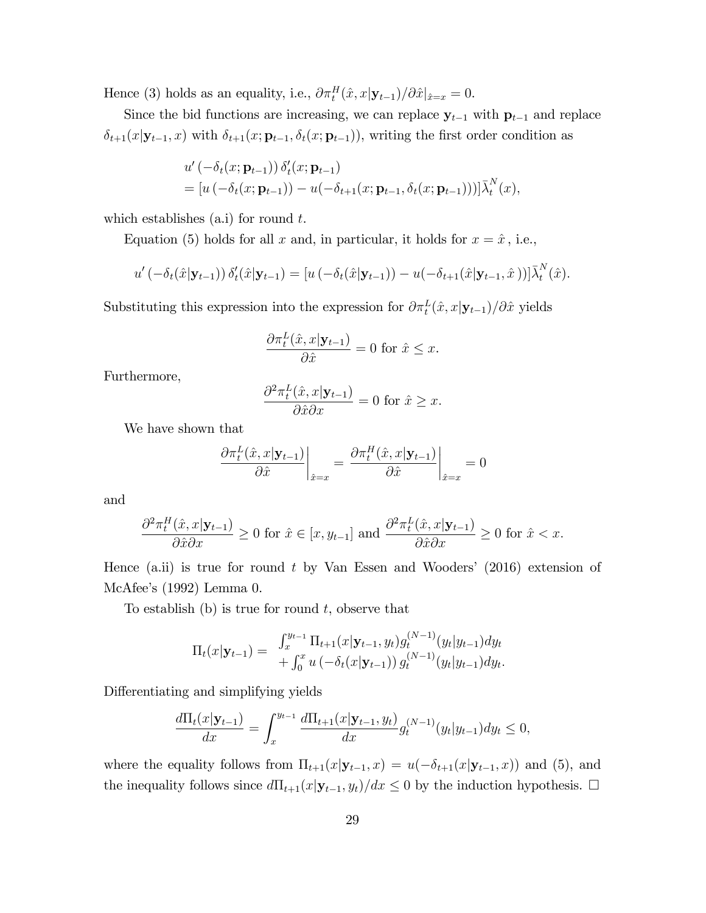Hence (3) holds as an equality, i.e., $\partial \pi_t^H(\hat{x}, x|\mathbf{y}_{t-1})/\partial \hat{x}|_{\hat{x}=x} = 0$.

Since the bid functions are increasing, we can replace $\mathbf{y}_{t-1}$ with $\mathbf{p}_{t-1}$ and replace $\delta_{t+1}(x|\mathbf{y}_{t-1}, x)$ with $\delta_{t+1}(x; \mathbf{p}_{t-1}, \delta_t(x; \mathbf{p}_{t-1}))$, writing the first order condition as

$$
\begin{aligned}
& u'\left(-\delta_t(x; \mathbf{p}_{t-1})\right) \delta_t'(x; \mathbf{p}_{t-1}) \\
&= [u\left(-\delta_t(x; \mathbf{p}_{t-1})\right) - u(-\delta_{t+1}(x; \mathbf{p}_{t-1}, \delta_t(x; \mathbf{p}_{t-1})))]\bar{\lambda}_t^N(x),
\end{aligned}
$$

which establishes (a.i) for round $t$.

Equation (5) holds for all $x$ and, in particular, it holds for $x = \hat{x}$ , i.e.,

$$
u'\left(-\delta_t(\hat{x}|\mathbf{y}_{t-1})\right) \delta_t'(\hat{x}|\mathbf{y}_{t-1}) = [u\left(-\delta_t(\hat{x}|\mathbf{y}_{t-1})\right) - u(-\delta_{t+1}(\hat{x}|\mathbf{y}_{t-1}, \hat{x}))]\bar{\lambda}_t^N(\hat{x}).
$$

Substituting this expression into the expression for $\partial \pi_t^L(\hat{x}, x|\mathbf{y}_{t-1})/\partial \hat{x}$ yields

$$
\frac{\partial \pi_t^L(\hat{x}, x|\mathbf{y}_{t-1})}{\partial \hat{x}} = 0 \text{ for } \hat{x} \leq x.
$$

Furthermore,

$$
\frac{\partial^2 \pi_t^L(\hat{x}, x|\mathbf{y}_{t-1})}{\partial \hat{x} \partial x} = 0 \text{ for } \hat{x} \geq x.
$$

We have shown that

$$
\left.\frac{\partial \pi_t^L(\hat{x}, x|\mathbf{y}_{t-1})}{\partial \hat{x}}\right|_{\hat{x}=x} = \left.\frac{\partial \pi_t^H(\hat{x}, x|\mathbf{y}_{t-1})}{\partial \hat{x}}\right|_{\hat{x}=x} = 0
$$

and

$$
\frac{\partial^2 \pi_t^H(\hat{x}, x|\mathbf{y}_{t-1})}{\partial \hat{x} \partial x} \geq 0 \text{ for } \hat{x} \in [x, y_{t-1}] \text{ and } \frac{\partial^2 \pi_t^L(\hat{x}, x|\mathbf{y}_{t-1})}{\partial \hat{x} \partial x} \geq 0 \text{ for } \hat{x} < x.
$$

Hence (a.ii) is true for round $t$ by Van Essen and Wooders' (2016) extension of McAfee's (1992) Lemma 0.

To establish (b) is true for round $t$, observe that

$$
\Pi_t(x|\mathbf{y}_{t-1}) = \begin{array}{l} \int_x^{y_{t-1}} \Pi_{t+1}(x|\mathbf{y}_{t-1}, y_t) g_t^{(N-1)}(y_t|y_{t-1}) dy_t \\ + \int_0^x u\left(-\delta_t(x|\mathbf{y}_{t-1})\right) g_t^{(N-1)}(y_t|y_{t-1}) dy_t. \end{array}
$$

Differentiating and simplifying yields

$$
\frac{d\Pi_t(x|\mathbf{y}_{t-1})}{dx} = \int_x^{y_{t-1}} \frac{d\Pi_{t+1}(x|\mathbf{y}_{t-1}, y_t)}{dx} g_t^{(N-1)}(y_t|y_{t-1}) dy_t \leq 0,
$$

where the equality follows from $\Pi_{t+1}(x|\mathbf{y}_{t-1}, x) = u(-\delta_{t+1}(x|\mathbf{y}_{t-1}, x))$ and (5), and the inequality follows since $d\Pi_{t+1}(x|\mathbf{y}_{t-1}, y_t)/dx \leq 0$ by the induction hypothesis. $\square$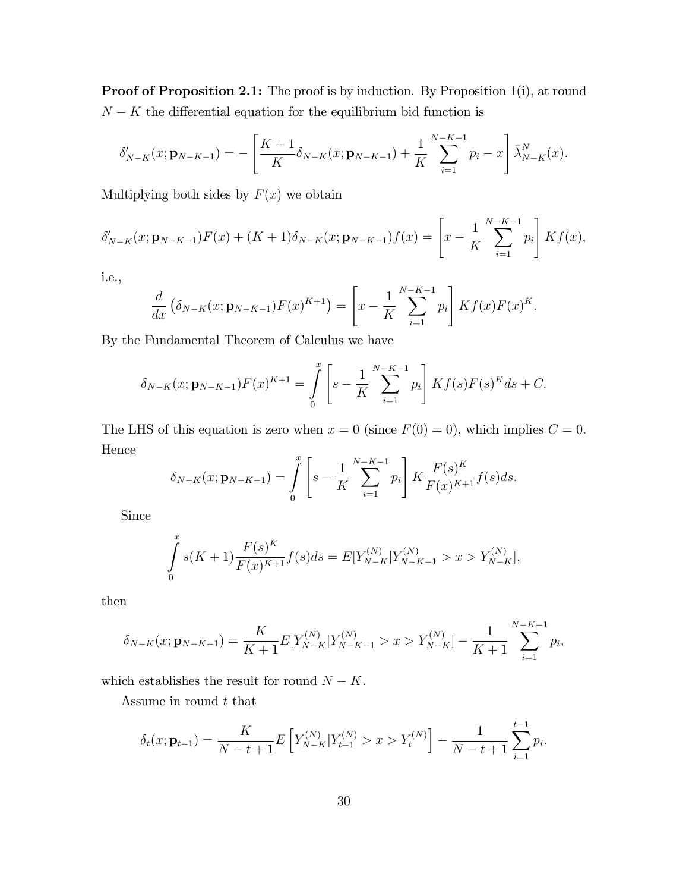**Proof of Proposition 2.1:** The proof is by induction. By Proposition 1(i), at round $N-K$ the differential equation for the equilibrium bid function is

$$\delta'_{N-K}(x;\mathbf{p}_{N-K-1}) = -\left[\frac{K+1}{K}\delta_{N-K}(x;\mathbf{p}_{N-K-1}) + \frac{1}{K}\sum_{i=1}^{N-K-1} p_i - x\right]\bar{\lambda}^N_{N-K}(x).$$

Multiplying both sides by $F(x)$ we obtain

$$\delta'_{N-K}(x;\mathbf{p}_{N-K-1})F(x) + (K+1)\delta_{N-K}(x;\mathbf{p}_{N-K-1})f(x) = \left[x - \frac{1}{K}\sum_{i=1}^{N-K-1} p_i\right] Kf(x),$$

i.e.,

$$\frac{d}{dx}\left(\delta_{N-K}(x;\mathbf{p}_{N-K-1})F(x)^{K+1}\right) = \left[x - \frac{1}{K}\sum_{i=1}^{N-K-1} p_i\right] Kf(x)F(x)^K.$$

By the Fundamental Theorem of Calculus we have

$$\delta_{N-K}(x;\mathbf{p}_{N-K-1})F(x)^{K+1} = \int_0^x \left[s - \frac{1}{K}\sum_{i=1}^{N-K-1} p_i\right] Kf(s)F(s)^K ds + C.$$

The LHS of this equation is zero when $x = 0$ (since $F(0) = 0$), which implies $C = 0$. Hence

$$\delta_{N-K}(x;\mathbf{p}_{N-K-1}) = \int_0^x \left[s - \frac{1}{K}\sum_{i=1}^{N-K-1} p_i\right] K\frac{F(s)^K}{F(x)^{K+1}}f(s)ds.$$

Since

$$\int_0^x s(K+1)\frac{F(s)^K}{F(x)^{K+1}}f(s)ds = E[Y^{(N)}_{N-K}|Y^{(N)}_{N-K-1} > x > Y^{(N)}_{N-K}],$$

then

$$\delta_{N-K}(x;\mathbf{p}_{N-K-1}) = \frac{K}{K+1}E[Y^{(N)}_{N-K}|Y^{(N)}_{N-K-1} > x > Y^{(N)}_{N-K}] - \frac{1}{K+1}\sum_{i=1}^{N-K-1} p_i,$$

which establishes the result for round $N-K$.

Assume in round $t$ that

$$\delta_t(x;\mathbf{p}_{t-1}) = \frac{K}{N-t+1}E\left[Y^{(N)}_{N-K}|Y^{(N)}_{t-1} > x > Y^{(N)}_t\right] - \frac{1}{N-t+1}\sum_{i=1}^{t-1} p_i.$$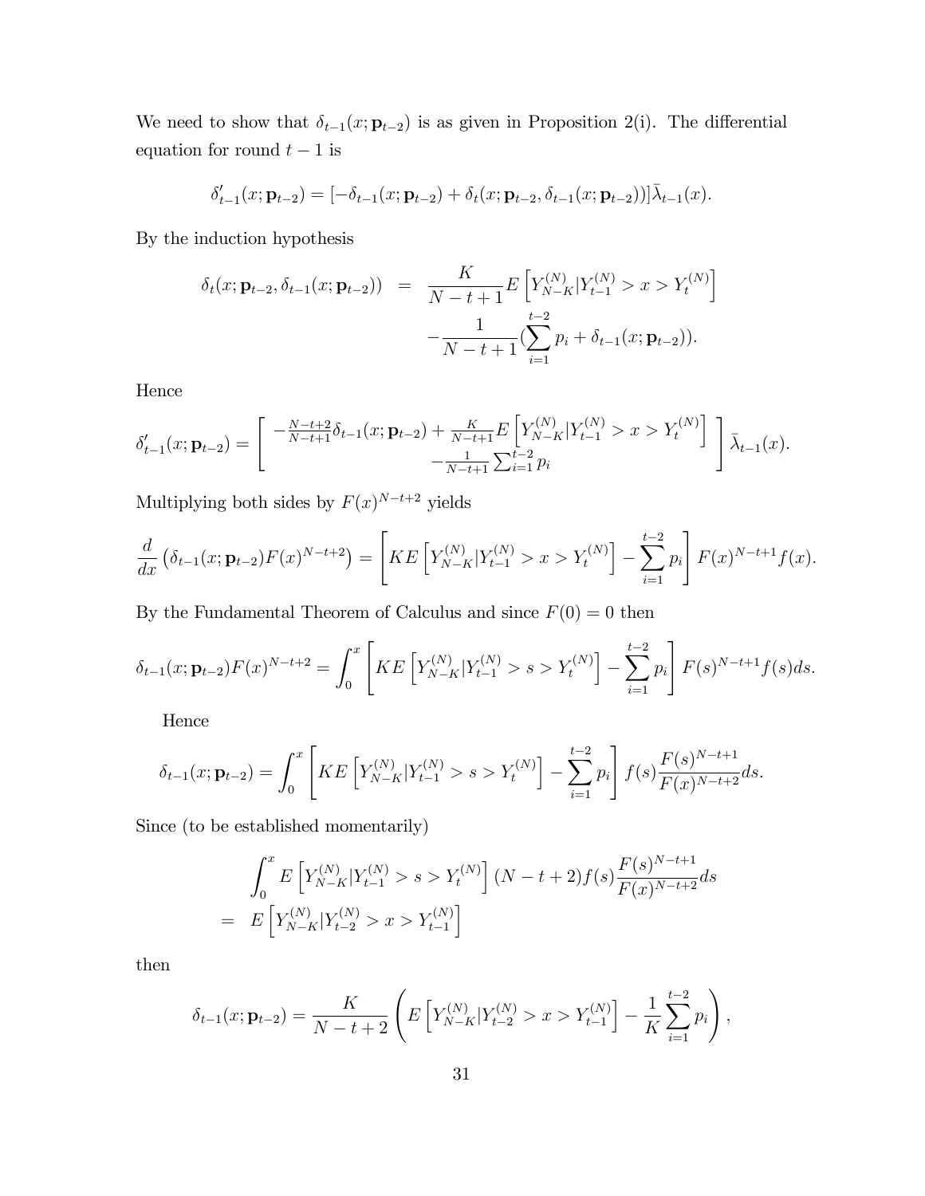We need to show that $\delta_{t-1}(x;\mathbf{p}_{t-2})$ is as given in Proposition 2(i). The differential equation for round $t-1$ is

$$\delta'_{t-1}(x;\mathbf{p}_{t-2}) = [-\delta_{t-1}(x;\mathbf{p}_{t-2}) + \delta_t(x;\mathbf{p}_{t-2},\delta_{t-1}(x;\mathbf{p}_{t-2}))]\bar{\lambda}_{t-1}(x).$$

By the induction hypothesis

$$\begin{aligned}\delta_t(x;\mathbf{p}_{t-2},\delta_{t-1}(x;\mathbf{p}_{t-2})) &= \frac{K}{N-t+1}E\left[Y_{N-K}^{(N)}|Y_{t-1}^{(N)} > x > Y_t^{(N)}\right] \\ &\quad -\frac{1}{N-t+1}\left(\sum_{i=1}^{t-2} p_i + \delta_{t-1}(x;\mathbf{p}_{t-2})\right).\end{aligned}$$

Hence

$$\delta'_{t-1}(x;\mathbf{p}_{t-2}) = \left[\begin{array}{c} -\frac{N-t+2}{N-t+1}\delta_{t-1}(x;\mathbf{p}_{t-2}) + \frac{K}{N-t+1}E\left[Y_{N-K}^{(N)}|Y_{t-1}^{(N)} > x > Y_t^{(N)}\right] \\ -\frac{1}{N-t+1}\sum_{i=1}^{t-2}p_i \end{array}\right]\bar{\lambda}_{t-1}(x).$$

Multiplying both sides by $F(x)^{N-t+2}$ yields

$$\frac{d}{dx}\left(\delta_{t-1}(x;\mathbf{p}_{t-2})F(x)^{N-t+2}\right) = \left[KE\left[Y_{N-K}^{(N)}|Y_{t-1}^{(N)} > x > Y_t^{(N)}\right] - \sum_{i=1}^{t-2}p_i\right]F(x)^{N-t+1}f(x).$$

By the Fundamental Theorem of Calculus and since $F(0)=0$ then

$$\delta_{t-1}(x;\mathbf{p}_{t-2})F(x)^{N-t+2} = \int_0^x \left[KE\left[Y_{N-K}^{(N)}|Y_{t-1}^{(N)} > s > Y_t^{(N)}\right] - \sum_{i=1}^{t-2}p_i\right]F(s)^{N-t+1}f(s)ds.$$

Hence

$$\delta_{t-1}(x;\mathbf{p}_{t-2}) = \int_0^x \left[KE\left[Y_{N-K}^{(N)}|Y_{t-1}^{(N)} > s > Y_t^{(N)}\right] - \sum_{i=1}^{t-2}p_i\right]f(s)\frac{F(s)^{N-t+1}}{F(x)^{N-t+2}}ds.$$

Since (to be established momentarily)

$$\begin{aligned}&\int_0^x E\left[Y_{N-K}^{(N)}|Y_{t-1}^{(N)} > s > Y_t^{(N)}\right](N-t+2)f(s)\frac{F(s)^{N-t+1}}{F(x)^{N-t+2}}ds \\ &= E\left[Y_{N-K}^{(N)}|Y_{t-2}^{(N)} > x > Y_{t-1}^{(N)}\right]\end{aligned}$$

then

$$\delta_{t-1}(x;\mathbf{p}_{t-2}) = \frac{K}{N-t+2}\left(E\left[Y_{N-K}^{(N)}|Y_{t-2}^{(N)} > x > Y_{t-1}^{(N)}\right] - \frac{1}{K}\sum_{i=1}^{t-2}p_i\right),$$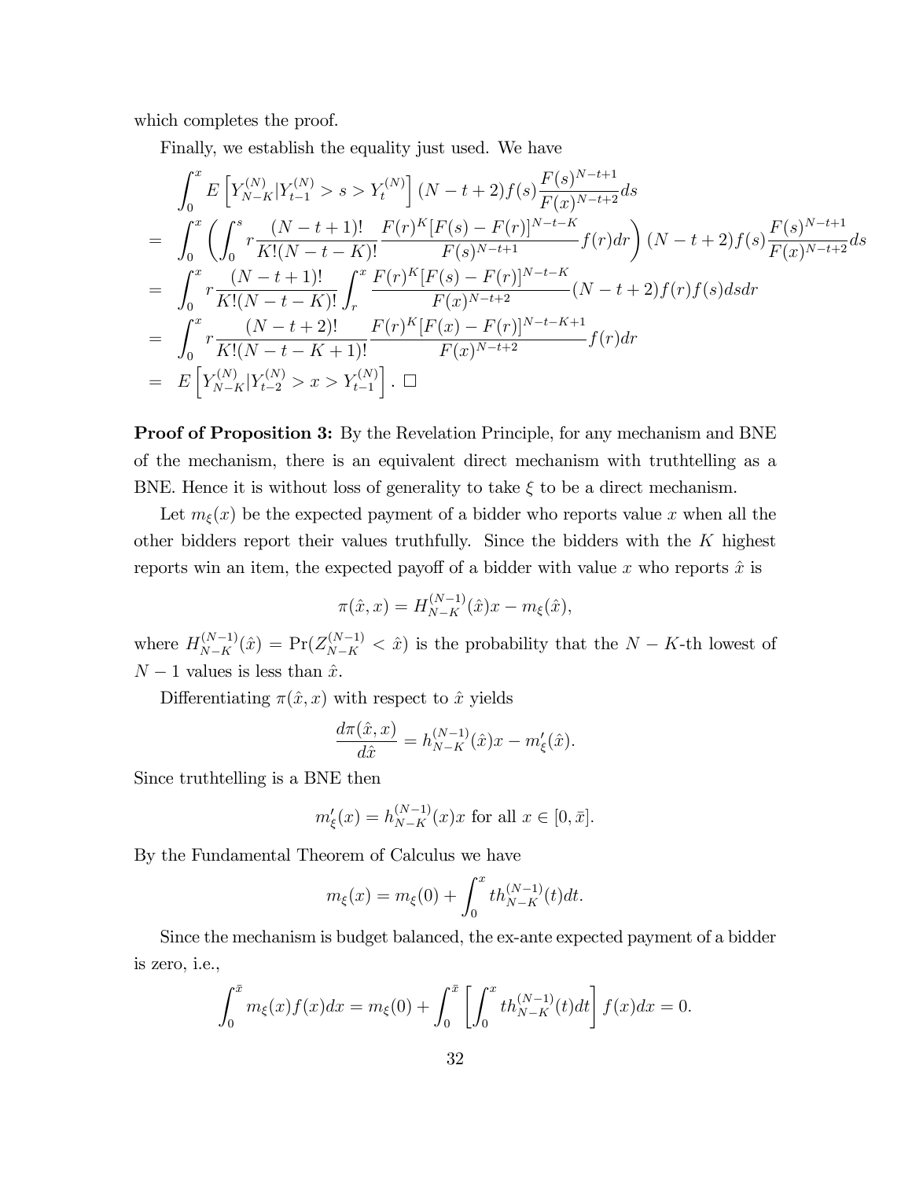which completes the proof.

Finally, we establish the equality just used. We have

$$
\begin{aligned}
& \int_0^x E\left[Y_{N-K}^{(N)} | Y_{t-1}^{(N)} > s > Y_t^{(N)}\right] (N-t+2) f(s) \frac{F(s)^{N-t+1}}{F(x)^{N-t+2}} ds \\
= & \int_0^x \left( \int_0^s r \frac{(N-t+1)!}{K!(N-t-K)!} \frac{F(r)^K [F(s)-F(r)]^{N-t-K}}{F(s)^{N-t+1}} f(r) dr \right) (N-t+2) f(s) \frac{F(s)^{N-t+1}}{F(x)^{N-t+2}} ds \\
= & \int_0^x r \frac{(N-t+1)!}{K!(N-t-K)!} \int_r^x \frac{F(r)^K [F(s)-F(r)]^{N-t-K}}{F(x)^{N-t+2}} (N-t+2) f(r) f(s) ds dr \\
= & \int_0^x r \frac{(N-t+2)!}{K!(N-t-K+1)!} \frac{F(r)^K [F(x)-F(r)]^{N-t-K+1}}{F(x)^{N-t+2}} f(r) dr \\
= & E\left[Y_{N-K}^{(N)} | Y_{t-2}^{(N)} > x > Y_{t-1}^{(N)}\right]. \ \square
\end{aligned}
$$

**Proof of Proposition 3:** By the Revelation Principle, for any mechanism and BNE of the mechanism, there is an equivalent direct mechanism with truthtelling as a BNE. Hence it is without loss of generality to take $\xi$ to be a direct mechanism.

Let $m_\xi(x)$ be the expected payment of a bidder who reports value $x$ when all the other bidders report their values truthfully. Since the bidders with the $K$ highest reports win an item, the expected payoff of a bidder with value $x$ who reports $\hat{x}$ is

$$\pi(\hat{x}, x) = H_{N-K}^{(N-1)}(\hat{x}) x - m_\xi(\hat{x}),$$

where $H_{N-K}^{(N-1)}(\hat{x}) = \Pr(Z_{N-K}^{(N-1)} < \hat{x})$ is the probability that the $N-K$-th lowest of $N-1$ values is less than $\hat{x}$.

Differentiating $\pi(\hat{x}, x)$ with respect to $\hat{x}$ yields

$$\frac{d\pi(\hat{x}, x)}{d\hat{x}} = h_{N-K}^{(N-1)}(\hat{x}) x - m'_\xi(\hat{x}).$$

Since truthtelling is a BNE then

$$m'_\xi(x) = h_{N-K}^{(N-1)}(x) x \text{ for all } x \in [0, \bar{x}].$$

By the Fundamental Theorem of Calculus we have

$$m_\xi(x) = m_\xi(0) + \int_0^x t h_{N-K}^{(N-1)}(t) dt.$$

Since the mechanism is budget balanced, the ex-ante expected payment of a bidder is zero, i.e.,

$$\int_0^{\bar{x}} m_\xi(x) f(x) dx = m_\xi(0) + \int_0^{\bar{x}} \left[ \int_0^x t h_{N-K}^{(N-1)}(t) dt \right] f(x) dx = 0.$$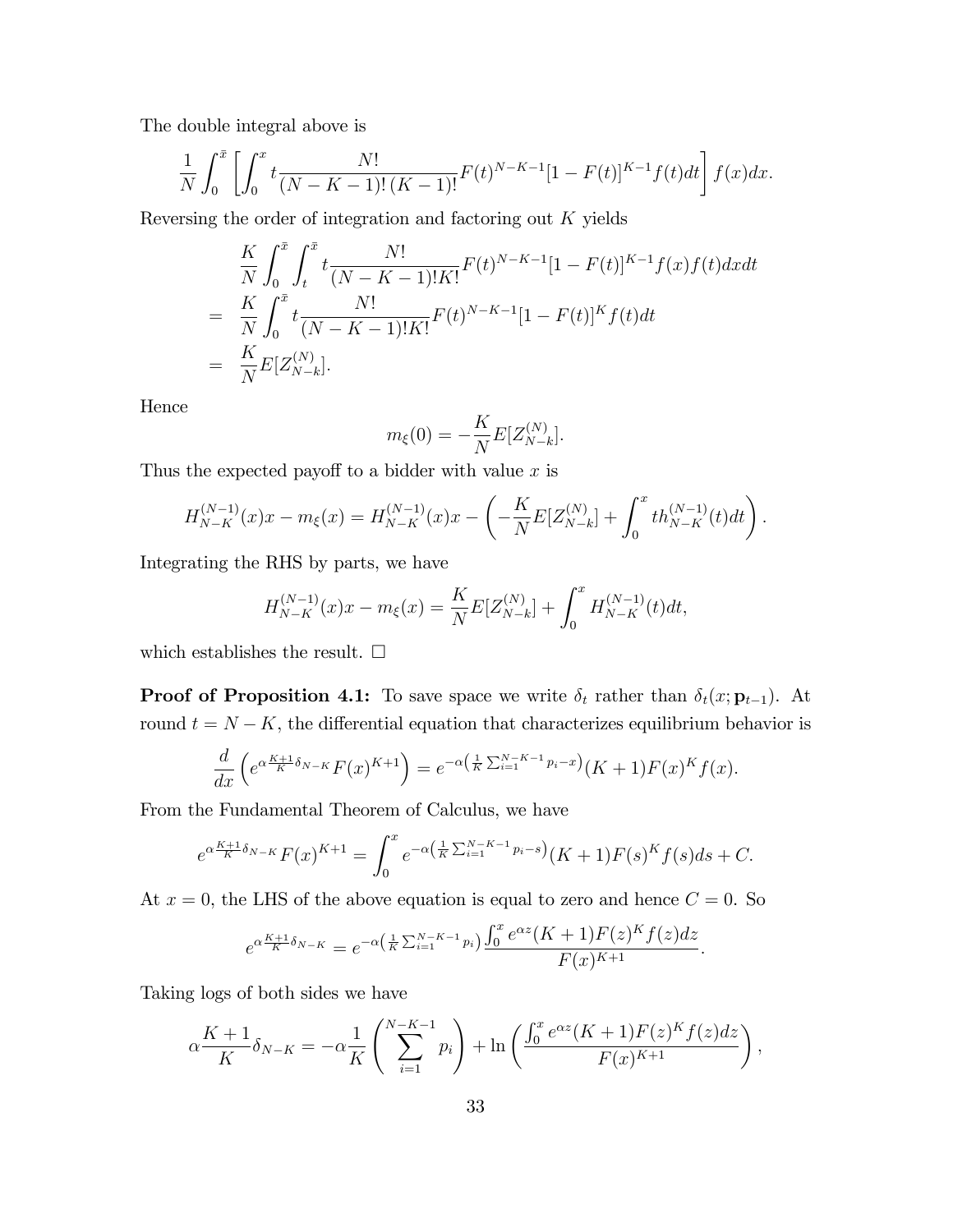The double integral above is

$$\frac{1}{N}\int_0^{\bar{x}}\left[\int_0^x t\frac{N!}{(N-K-1)!\,(K-1)!}F(t)^{N-K-1}[1-F(t)]^{K-1}f(t)dt\right]f(x)dx.$$

Reversing the order of integration and factoring out $K$ yields

$$\begin{aligned}
& \frac{K}{N}\int_0^{\bar{x}}\int_t^{\bar{x}} t\frac{N!}{(N-K-1)!K!}F(t)^{N-K-1}[1-F(t)]^{K-1}f(x)f(t)dxdt \\
= \; & \frac{K}{N}\int_0^{\bar{x}} t\frac{N!}{(N-K-1)!K!}F(t)^{N-K-1}[1-F(t)]^{K}f(t)dt \\
= \; & \frac{K}{N}E[Z_{N-k}^{(N)}].
\end{aligned}$$

Hence

$$m_\xi(0) = -\frac{K}{N}E[Z_{N-k}^{(N)}].$$

Thus the expected payoff to a bidder with value $x$ is

$$H_{N-K}^{(N-1)}(x)x - m_\xi(x) = H_{N-K}^{(N-1)}(x)x - \left(-\frac{K}{N}E[Z_{N-k}^{(N)}] + \int_0^x th_{N-K}^{(N-1)}(t)dt\right).$$

Integrating the RHS by parts, we have

$$H_{N-K}^{(N-1)}(x)x - m_\xi(x) = \frac{K}{N}E[Z_{N-k}^{(N)}] + \int_0^x H_{N-K}^{(N-1)}(t)dt,$$

which establishes the result. $\square$

**Proof of Proposition 4.1:** To save space we write $\delta_t$ rather than $\delta_t(x;\mathbf{p}_{t-1})$. At round $t = N-K$, the differential equation that characterizes equilibrium behavior is

$$\frac{d}{dx}\left(e^{\alpha\frac{K+1}{K}\delta_{N-K}}F(x)^{K+1}\right) = e^{-\alpha\left(\frac{1}{K}\sum_{i=1}^{N-K-1}p_i - x\right)}(K+1)F(x)^K f(x).$$

From the Fundamental Theorem of Calculus, we have

$$e^{\alpha\frac{K+1}{K}\delta_{N-K}}F(x)^{K+1} = \int_0^x e^{-\alpha\left(\frac{1}{K}\sum_{i=1}^{N-K-1}p_i - s\right)}(K+1)F(s)^K f(s)ds + C.$$

At $x=0$, the LHS of the above equation is equal to zero and hence $C=0$. So

$$e^{\alpha\frac{K+1}{K}\delta_{N-K}} = e^{-\alpha\left(\frac{1}{K}\sum_{i=1}^{N-K-1}p_i\right)}\frac{\int_0^x e^{\alpha z}(K+1)F(z)^K f(z)dz}{F(x)^{K+1}}.$$

Taking logs of both sides we have

$$\alpha\frac{K+1}{K}\delta_{N-K} = -\alpha\frac{1}{K}\left(\sum_{i=1}^{N-K-1}p_i\right) + \ln\left(\frac{\int_0^x e^{\alpha z}(K+1)F(z)^K f(z)dz}{F(x)^{K+1}}\right),$$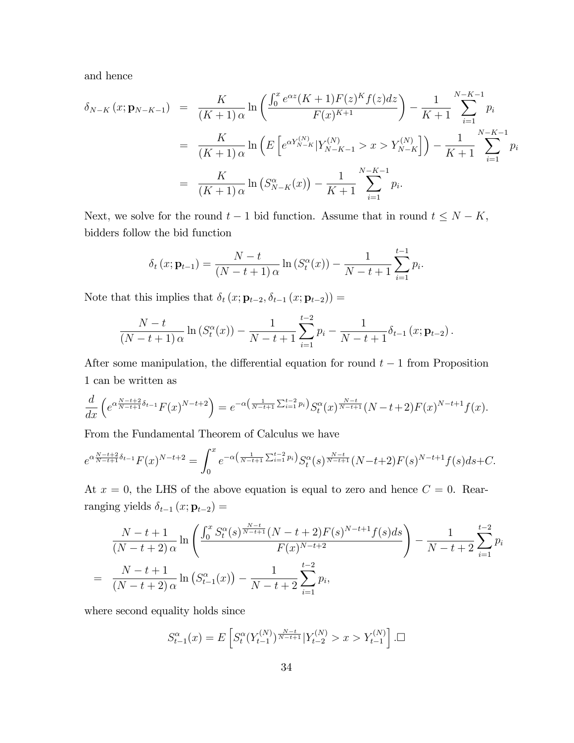and hence

$$
\begin{aligned}
\delta_{N-K}\left(x;\mathbf{p}_{N-K-1}\right) &= \frac{K}{(K+1)\,\alpha}\ln\left(\frac{\int_0^x e^{\alpha z}(K+1)F(z)^K f(z)dz}{F(x)^{K+1}}\right)-\frac{1}{K+1}\sum_{i=1}^{N-K-1}p_i \\
&= \frac{K}{(K+1)\,\alpha}\ln\left(E\left[e^{\alpha Y_{N-K}^{(N)}}|Y_{N-K-1}^{(N)}>x>Y_{N-K}^{(N)}\right]\right)-\frac{1}{K+1}\sum_{i=1}^{N-K-1}p_i \\
&= \frac{K}{(K+1)\,\alpha}\ln\left(S_{N-K}^{\alpha}(x)\right)-\frac{1}{K+1}\sum_{i=1}^{N-K-1}p_i.
\end{aligned}
$$

Next, we solve for the round $t-1$ bid function. Assume that in round $t \leq N-K$, bidders follow the bid function

$$
\delta_t\left(x;\mathbf{p}_{t-1}\right)=\frac{N-t}{(N-t+1)\,\alpha}\ln\left(S_t^{\alpha}(x)\right)-\frac{1}{N-t+1}\sum_{i=1}^{t-1}p_i.
$$

Note that this implies that $\delta_t\left(x;\mathbf{p}_{t-2},\delta_{t-1}\left(x;\mathbf{p}_{t-2}\right)\right)=$

$$
\frac{N-t}{(N-t+1)\,\alpha}\ln\left(S_t^{\alpha}(x)\right)-\frac{1}{N-t+1}\sum_{i=1}^{t-2}p_i-\frac{1}{N-t+1}\delta_{t-1}\left(x;\mathbf{p}_{t-2}\right).
$$

After some manipulation, the differential equation for round $t-1$ from Proposition 1 can be written as

$$
\frac{d}{dx}\left(e^{\alpha\frac{N-t+2}{N-t+1}\delta_{t-1}}F(x)^{N-t+2}\right)=e^{-\alpha\left(\frac{1}{N-t+1}\sum_{i=1}^{t-2}p_i\right)}S_t^{\alpha}(x)^{\frac{N-t}{N-t+1}}(N-t+2)F(x)^{N-t+1}f(x).
$$

From the Fundamental Theorem of Calculus we have

$$
e^{\alpha\frac{N-t+2}{N-t+1}\delta_{t-1}}F(x)^{N-t+2}=\int_0^x e^{-\alpha\left(\frac{1}{N-t+1}\sum_{i=1}^{t-2}p_i\right)}S_t^{\alpha}(s)^{\frac{N-t}{N-t+1}}(N-t+2)F(s)^{N-t+1}f(s)ds+C.
$$

At $x=0$, the LHS of the above equation is equal to zero and hence $C=0$. Rearranging yields $\delta_{t-1}\left(x;\mathbf{p}_{t-2}\right)=$

$$
\begin{aligned}
&\frac{N-t+1}{(N-t+2)\,\alpha}\ln\left(\frac{\int_0^x S_t^{\alpha}(s)^{\frac{N-t}{N-t+1}}(N-t+2)F(s)^{N-t+1}f(s)ds}{F(x)^{N-t+2}}\right)-\frac{1}{N-t+2}\sum_{i=1}^{t-2}p_i \\
=\;&\frac{N-t+1}{(N-t+2)\,\alpha}\ln\left(S_{t-1}^{\alpha}(x)\right)-\frac{1}{N-t+2}\sum_{i=1}^{t-2}p_i,
\end{aligned}
$$

where second equality holds since

$$
S_{t-1}^{\alpha}(x)=E\left[S_t^{\alpha}(Y_{t-1}^{(N)})^{\frac{N-t}{N-t+1}}|Y_{t-2}^{(N)}>x>Y_{t-1}^{(N)}\right].\square
$$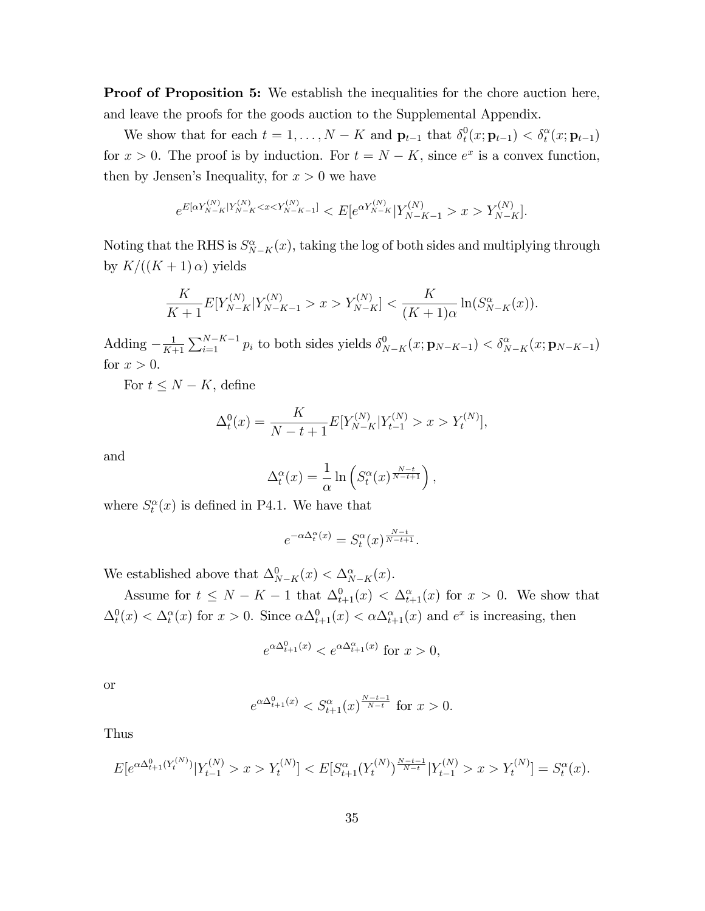**Proof of Proposition 5:** We establish the inequalities for the chore auction here, and leave the proofs for the goods auction to the Supplemental Appendix.

We show that for each $t = 1, \ldots, N-K$ and $\mathbf{p}_{t-1}$ that $\delta_t^0(x; \mathbf{p}_{t-1}) < \delta_t^\alpha(x; \mathbf{p}_{t-1})$ for $x > 0$. The proof is by induction. For $t = N-K$, since $e^x$ is a convex function, then by Jensen's Inequality, for $x > 0$ we have

$$e^{E[\alpha Y_{N-K}^{(N)} | Y_{N-K}^{(N)} < x < Y_{N-K-1}^{(N)}]} < E[e^{\alpha Y_{N-K}^{(N)}} | Y_{N-K-1}^{(N)} > x > Y_{N-K}^{(N)}].$$

Noting that the RHS is $S_{N-K}^\alpha(x)$, taking the log of both sides and multiplying through by $K/((K+1)\alpha)$ yields

$$\frac{K}{K+1} E[Y_{N-K}^{(N)} | Y_{N-K-1}^{(N)} > x > Y_{N-K}^{(N)}] < \frac{K}{(K+1)\alpha} \ln(S_{N-K}^\alpha(x)).$$

Adding $-\frac{1}{K+1} \sum_{i=1}^{N-K-1} p_i$ to both sides yields $\delta_{N-K}^0(x; \mathbf{p}_{N-K-1}) < \delta_{N-K}^\alpha(x; \mathbf{p}_{N-K-1})$ for $x > 0$.

For $t \leq N-K$, define

$$\Delta_t^0(x) = \frac{K}{N-t+1} E[Y_{N-K}^{(N)} | Y_{t-1}^{(N)} > x > Y_t^{(N)}],$$

and

$$\Delta_t^\alpha(x) = \frac{1}{\alpha} \ln\left(S_t^\alpha(x)^{\frac{N-t}{N-t+1}}\right),$$

where $S_t^\alpha(x)$ is defined in P4.1. We have that

$$e^{-\alpha \Delta_t^\alpha(x)} = S_t^\alpha(x)^{\frac{N-t}{N-t+1}}.$$

We established above that $\Delta_{N-K}^0(x) < \Delta_{N-K}^\alpha(x)$.

Assume for $t \leq N-K-1$ that $\Delta_{t+1}^0(x) < \Delta_{t+1}^\alpha(x)$ for $x > 0$. We show that $\Delta_t^0(x) < \Delta_t^\alpha(x)$ for $x > 0$. Since $\alpha \Delta_{t+1}^0(x) < \alpha \Delta_{t+1}^\alpha(x)$ and $e^x$ is increasing, then

$$e^{\alpha \Delta_{t+1}^0(x)} < e^{\alpha \Delta_{t+1}^\alpha(x)} \text{ for } x > 0,$$

or

$$e^{\alpha \Delta_{t+1}^0(x)} < S_{t+1}^\alpha(x)^{\frac{N-t-1}{N-t}} \text{ for } x > 0.$$

Thus

$$E[e^{\alpha \Delta_{t+1}^0(Y_t^{(N)})} | Y_{t-1}^{(N)} > x > Y_t^{(N)}] < E[S_{t+1}^\alpha(Y_t^{(N)})^{\frac{N-t-1}{N-t}} | Y_{t-1}^{(N)} > x > Y_t^{(N)}] = S_t^\alpha(x).$$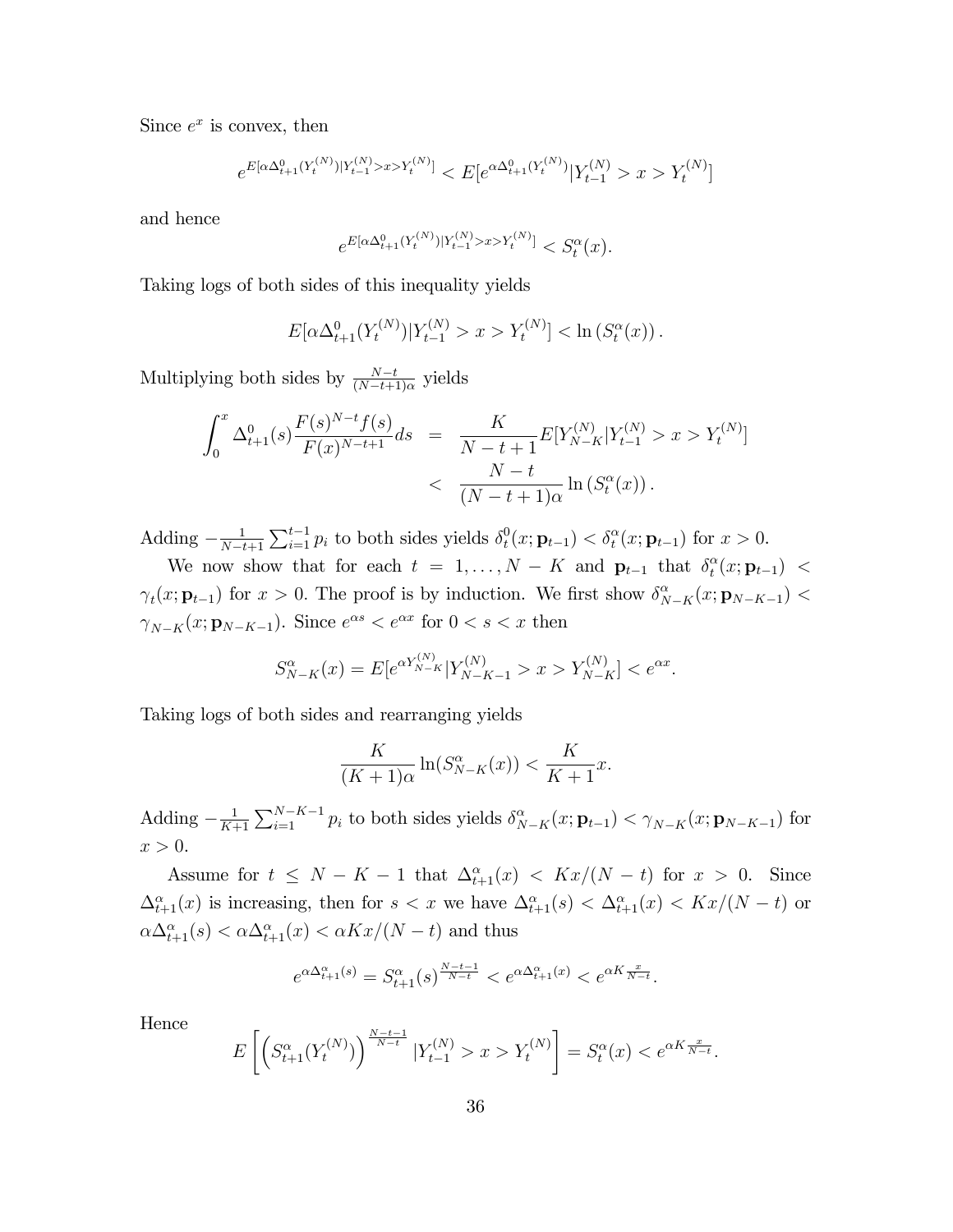Since $e^x$ is convex, then

$$e^{E[\alpha\Delta^0_{t+1}(Y_t^{(N)})|Y_{t-1}^{(N)}>x>Y_t^{(N)}]} < E[e^{\alpha\Delta^0_{t+1}(Y_t^{(N)})}|Y_{t-1}^{(N)} > x > Y_t^{(N)}]$$

and hence

$$e^{E[\alpha\Delta^0_{t+1}(Y_t^{(N)})|Y_{t-1}^{(N)}>x>Y_t^{(N)}]} < S_t^\alpha(x).$$

Taking logs of both sides of this inequality yields

$$E[\alpha\Delta^0_{t+1}(Y_t^{(N)})|Y_{t-1}^{(N)} > x > Y_t^{(N)}] < \ln\left(S_t^\alpha(x)\right).$$

Multiplying both sides by $\frac{N-t}{(N-t+1)\alpha}$ yields

$$\begin{aligned}\int_0^x \Delta^0_{t+1}(s)\frac{F(s)^{N-t}f(s)}{F(x)^{N-t+1}}ds &= \frac{K}{N-t+1}E[Y_{N-K}^{(N)}|Y_{t-1}^{(N)} > x > Y_t^{(N)}] \\ &< \frac{N-t}{(N-t+1)\alpha}\ln\left(S_t^\alpha(x)\right).\end{aligned}$$

Adding $-\frac{1}{N-t+1}\sum_{i=1}^{t-1} p_i$ to both sides yields $\delta_t^0(x;\mathbf{p}_{t-1}) < \delta_t^\alpha(x;\mathbf{p}_{t-1})$ for $x > 0$.

We now show that for each $t = 1,\ldots,N-K$ and $\mathbf{p}_{t-1}$ that $\delta_t^\alpha(x;\mathbf{p}_{t-1}) < \gamma_t(x;\mathbf{p}_{t-1})$ for $x > 0$. The proof is by induction. We first show $\delta^\alpha_{N-K}(x;\mathbf{p}_{N-K-1}) < \gamma_{N-K}(x;\mathbf{p}_{N-K-1})$. Since $e^{\alpha s} < e^{\alpha x}$ for $0 < s < x$ then

$$S^\alpha_{N-K}(x) = E[e^{\alpha Y_{N-K}^{(N)}}|Y_{N-K-1}^{(N)} > x > Y_{N-K}^{(N)}] < e^{\alpha x}.$$

Taking logs of both sides and rearranging yields

$$\frac{K}{(K+1)\alpha}\ln(S^\alpha_{N-K}(x)) < \frac{K}{K+1}x.$$

Adding $-\frac{1}{K+1}\sum_{i=1}^{N-K-1} p_i$ to both sides yields $\delta^\alpha_{N-K}(x;\mathbf{p}_{t-1}) < \gamma_{N-K}(x;\mathbf{p}_{N-K-1})$ for $x > 0$.

Assume for $t \leq N-K-1$ that $\Delta^\alpha_{t+1}(x) < Kx/(N-t)$ for $x > 0$. Since $\Delta^\alpha_{t+1}(x)$ is increasing, then for $s < x$ we have $\Delta^\alpha_{t+1}(s) < \Delta^\alpha_{t+1}(x) < Kx/(N-t)$ or $\alpha\Delta^\alpha_{t+1}(s) < \alpha\Delta^\alpha_{t+1}(x) < \alpha Kx/(N-t)$ and thus

$$e^{\alpha\Delta^\alpha_{t+1}(s)} = S^\alpha_{t+1}(s)^{\frac{N-t-1}{N-t}} < e^{\alpha\Delta^\alpha_{t+1}(x)} < e^{\alpha K\frac{x}{N-t}}.$$

Hence

$$E\left[\left(S^\alpha_{t+1}(Y_t^{(N)})\right)^{\frac{N-t-1}{N-t}}|Y_{t-1}^{(N)} > x > Y_t^{(N)}\right] = S_t^\alpha(x) < e^{\alpha K\frac{x}{N-t}}.$$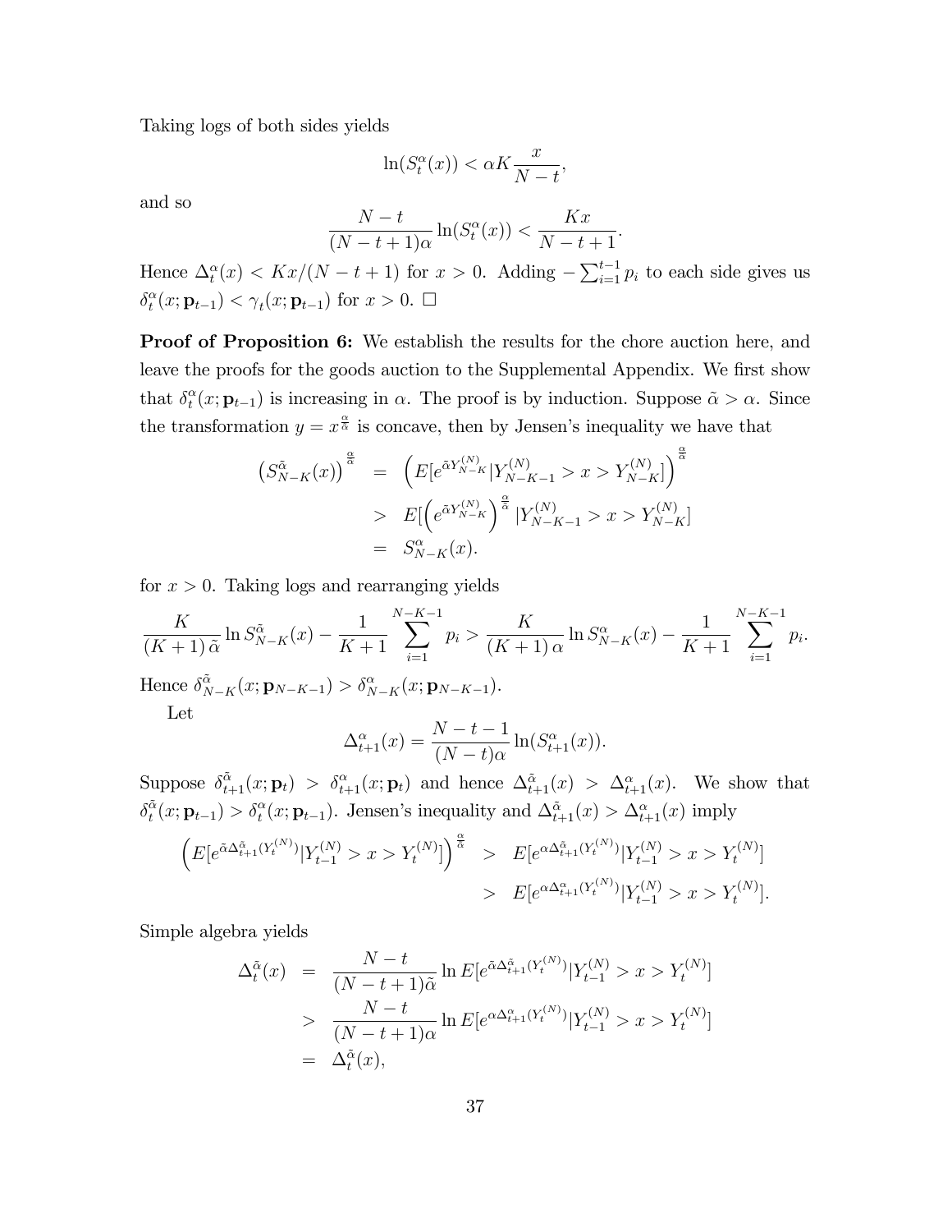Taking logs of both sides yields

$$\ln(S_t^{\alpha}(x)) < \alpha K \frac{x}{N-t},$$

and so

$$\frac{N-t}{(N-t+1)\alpha} \ln(S_t^{\alpha}(x)) < \frac{Kx}{N-t+1}.$$

Hence $\Delta_t^{\alpha}(x) < Kx/(N-t+1)$ for $x > 0$. Adding $-\sum_{i=1}^{t-1} p_i$ to each side gives us $\delta_t^{\alpha}(x; \mathbf{p}_{t-1}) < \gamma_t(x; \mathbf{p}_{t-1})$ for $x > 0$. □

**Proof of Proposition 6:** We establish the results for the chore auction here, and leave the proofs for the goods auction to the Supplemental Appendix. We first show that $\delta_t^{\alpha}(x; \mathbf{p}_{t-1})$ is increasing in $\alpha$. The proof is by induction. Suppose $\tilde{\alpha} > \alpha$. Since the transformation $y = x^{\frac{\alpha}{\tilde{\alpha}}}$ is concave, then by Jensen's inequality we have that

$$\begin{aligned}
\left(S_{N-K}^{\tilde{\alpha}}(x)\right)^{\frac{\alpha}{\tilde{\alpha}}} &= \left(E[e^{\tilde{\alpha} Y_{N-K}^{(N)}} | Y_{N-K-1}^{(N)} > x > Y_{N-K}^{(N)}]\right)^{\frac{\alpha}{\tilde{\alpha}}} \\
&> E[\left(e^{\tilde{\alpha} Y_{N-K}^{(N)}}\right)^{\frac{\alpha}{\tilde{\alpha}}} | Y_{N-K-1}^{(N)} > x > Y_{N-K}^{(N)}] \\
&= S_{N-K}^{\alpha}(x).
\end{aligned}$$

for $x > 0$. Taking logs and rearranging yields

$$\frac{K}{(K+1)\,\tilde{\alpha}} \ln S_{N-K}^{\tilde{\alpha}}(x) - \frac{1}{K+1} \sum_{i=1}^{N-K-1} p_i > \frac{K}{(K+1)\,\alpha} \ln S_{N-K}^{\alpha}(x) - \frac{1}{K+1} \sum_{i=1}^{N-K-1} p_i.$$

Hence $\delta_{N-K}^{\tilde{\alpha}}(x; \mathbf{p}_{N-K-1}) > \delta_{N-K}^{\alpha}(x; \mathbf{p}_{N-K-1})$.

Let

$$\Delta_{t+1}^{\alpha}(x) = \frac{N-t-1}{(N-t)\alpha} \ln(S_{t+1}^{\alpha}(x)).$$

Suppose $\delta_{t+1}^{\tilde{\alpha}}(x; \mathbf{p}_t) > \delta_{t+1}^{\alpha}(x; \mathbf{p}_t)$ and hence $\Delta_{t+1}^{\tilde{\alpha}}(x) > \Delta_{t+1}^{\alpha}(x)$. We show that $\delta_t^{\tilde{\alpha}}(x; \mathbf{p}_{t-1}) > \delta_t^{\alpha}(x; \mathbf{p}_{t-1})$. Jensen's inequality and $\Delta_{t+1}^{\tilde{\alpha}}(x) > \Delta_{t+1}^{\alpha}(x)$ imply

$$\begin{aligned}
\left(E[e^{\tilde{\alpha} \Delta_{t+1}^{\tilde{\alpha}}(Y_t^{(N)})} | Y_{t-1}^{(N)} > x > Y_t^{(N)}]\right)^{\frac{\alpha}{\tilde{\alpha}}} &> E[e^{\alpha \Delta_{t+1}^{\tilde{\alpha}}(Y_t^{(N)})} | Y_{t-1}^{(N)} > x > Y_t^{(N)}] \\
&> E[e^{\alpha \Delta_{t+1}^{\alpha}(Y_t^{(N)})} | Y_{t-1}^{(N)} > x > Y_t^{(N)}].
\end{aligned}$$

Simple algebra yields

$$\begin{aligned}
\Delta_t^{\tilde{\alpha}}(x) &= \frac{N-t}{(N-t+1)\tilde{\alpha}} \ln E[e^{\tilde{\alpha} \Delta_{t+1}^{\tilde{\alpha}}(Y_t^{(N)})} | Y_{t-1}^{(N)} > x > Y_t^{(N)}] \\
&> \frac{N-t}{(N-t+1)\alpha} \ln E[e^{\alpha \Delta_{t+1}^{\alpha}(Y_t^{(N)})} | Y_{t-1}^{(N)} > x > Y_t^{(N)}] \\
&= \Delta_t^{\tilde{\alpha}}(x),
\end{aligned}$$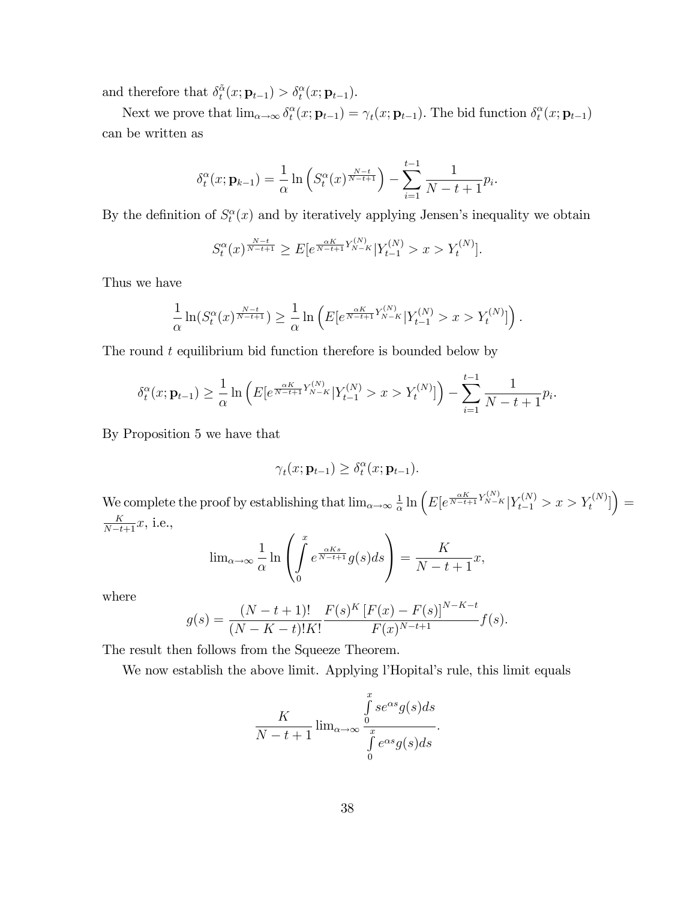and therefore that $\delta_t^{\tilde{\alpha}}(x; \mathbf{p}_{t-1}) > \delta_t^{\alpha}(x; \mathbf{p}_{t-1})$.

Next we prove that $\lim_{\alpha\to\infty} \delta_t^{\alpha}(x; \mathbf{p}_{t-1}) = \gamma_t(x; \mathbf{p}_{t-1})$. The bid function $\delta_t^{\alpha}(x; \mathbf{p}_{t-1})$ can be written as

$$\delta_t^{\alpha}(x; \mathbf{p}_{k-1}) = \frac{1}{\alpha} \ln\left(S_t^{\alpha}(x)^{\frac{N-t}{N-t+1}}\right) - \sum_{i=1}^{t-1} \frac{1}{N-t+1} p_i.$$

By the definition of $S_t^{\alpha}(x)$ and by iteratively applying Jensen's inequality we obtain

$$S_t^{\alpha}(x)^{\frac{N-t}{N-t+1}} \geq E[e^{\frac{\alpha K}{N-t+1} Y_{N-K}^{(N)}} | Y_{t-1}^{(N)} > x > Y_t^{(N)}].$$

Thus we have

$$\frac{1}{\alpha} \ln(S_t^{\alpha}(x)^{\frac{N-t}{N-t+1}}) \geq \frac{1}{\alpha} \ln\left(E[e^{\frac{\alpha K}{N-t+1} Y_{N-K}^{(N)}} | Y_{t-1}^{(N)} > x > Y_t^{(N)}]\right).$$

The round $t$ equilibrium bid function therefore is bounded below by

$$\delta_t^{\alpha}(x; \mathbf{p}_{t-1}) \geq \frac{1}{\alpha} \ln\left(E[e^{\frac{\alpha K}{N-t+1} Y_{N-K}^{(N)}} | Y_{t-1}^{(N)} > x > Y_t^{(N)}]\right) - \sum_{i=1}^{t-1} \frac{1}{N-t+1} p_i.$$

By Proposition 5 we have that

$$\gamma_t(x; \mathbf{p}_{t-1}) \geq \delta_t^{\alpha}(x; \mathbf{p}_{t-1}).$$

We complete the proof by establishing that $\lim_{\alpha\to\infty} \frac{1}{\alpha} \ln\left(E[e^{\frac{\alpha K}{N-t+1} Y_{N-K}^{(N)}} | Y_{t-1}^{(N)} > x > Y_t^{(N)}]\right) = \frac{K}{N-t+1} x$, i.e.,

$$\lim_{\alpha\to\infty} \frac{1}{\alpha} \ln\left(\int_0^x e^{\frac{\alpha K s}{N-t+1}} g(s) ds\right) = \frac{K}{N-t+1} x,$$

where

$$g(s) = \frac{(N-t+1)!}{(N-K-t)!K!} \frac{F(s)^K \left[F(x) - F(s)\right]^{N-K-t}}{F(x)^{N-t+1}} f(s).$$

The result then follows from the Squeeze Theorem.

We now establish the above limit. Applying l'Hopital's rule, this limit equals

$$\frac{K}{N-t+1} \lim_{\alpha\to\infty} \frac{\int_0^x s e^{\alpha s} g(s) ds}{\int_0^x e^{\alpha s} g(s) ds}.$$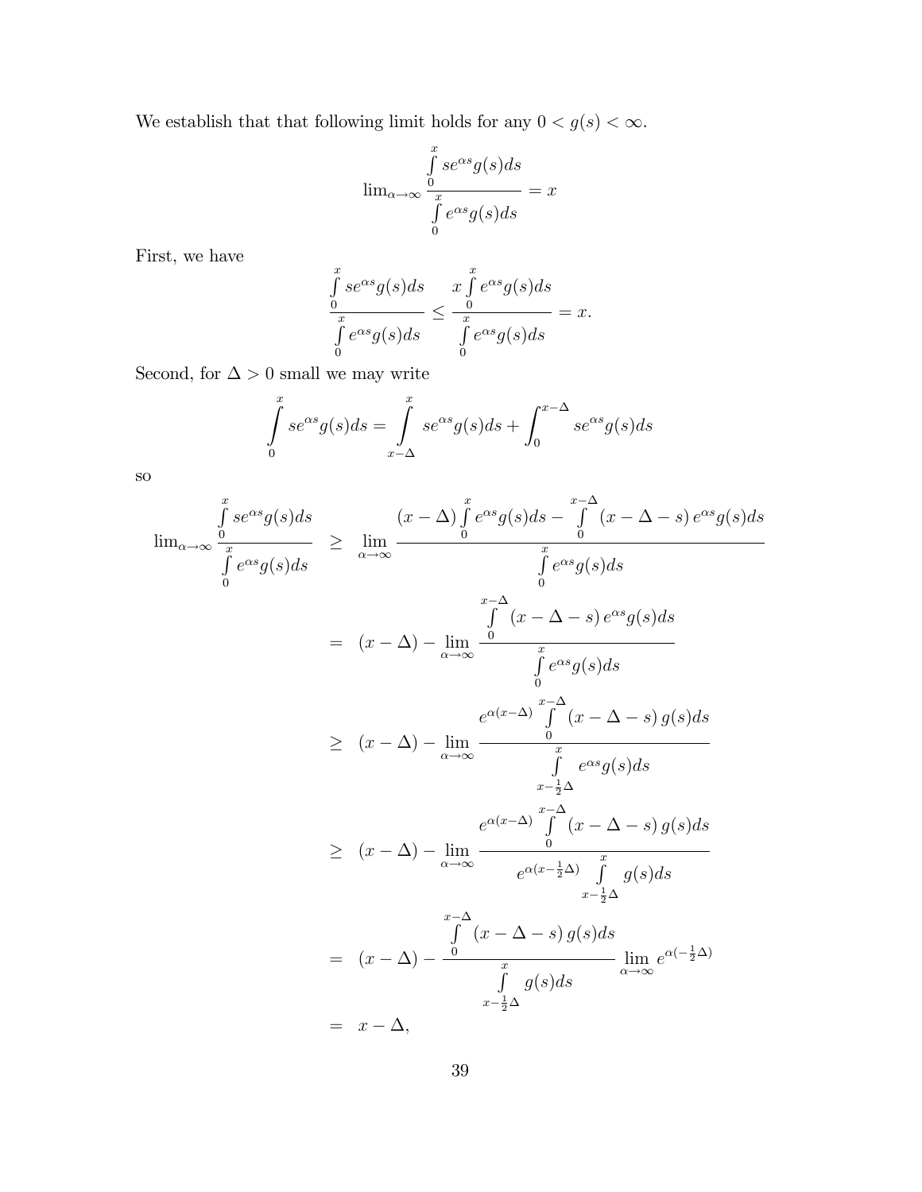We establish that that following limit holds for any $0 < g(s) < \infty$.

$$\lim_{\alpha\to\infty} \frac{\int\limits_0^x s e^{\alpha s} g(s) ds}{\int\limits_0^x e^{\alpha s} g(s) ds} = x$$

First, we have

$$\frac{\int\limits_0^x s e^{\alpha s} g(s) ds}{\int\limits_0^x e^{\alpha s} g(s) ds} \leq \frac{x \int\limits_0^x e^{\alpha s} g(s) ds}{\int\limits_0^x e^{\alpha s} g(s) ds} = x.$$

Second, for $\Delta > 0$ small we may write

$$\int\limits_0^x s e^{\alpha s} g(s) ds = \int\limits_{x-\Delta}^x s e^{\alpha s} g(s) ds + \int_0^{x-\Delta} s e^{\alpha s} g(s) ds$$

so

$$\begin{aligned}
\lim_{\alpha\to\infty} \frac{\int\limits_0^x s e^{\alpha s} g(s) ds}{\int\limits_0^x e^{\alpha s} g(s) ds} &\geq \lim_{\alpha\to\infty} \frac{(x-\Delta)\int\limits_0^x e^{\alpha s} g(s) ds - \int\limits_0^{x-\Delta} (x-\Delta-s)\, e^{\alpha s} g(s) ds}{\int\limits_0^x e^{\alpha s} g(s) ds} \\
&= (x-\Delta) - \lim_{\alpha\to\infty} \frac{\int\limits_0^{x-\Delta} (x-\Delta-s)\, e^{\alpha s} g(s) ds}{\int\limits_0^x e^{\alpha s} g(s) ds} \\
&\geq (x-\Delta) - \lim_{\alpha\to\infty} \frac{e^{\alpha(x-\Delta)} \int\limits_0^{x-\Delta} (x-\Delta-s)\, g(s) ds}{\int\limits_{x-\frac{1}{2}\Delta}^x e^{\alpha s} g(s) ds} \\
&\geq (x-\Delta) - \lim_{\alpha\to\infty} \frac{e^{\alpha(x-\Delta)} \int\limits_0^{x-\Delta} (x-\Delta-s)\, g(s) ds}{e^{\alpha(x-\frac{1}{2}\Delta)} \int\limits_{x-\frac{1}{2}\Delta}^x g(s) ds} \\
&= (x-\Delta) - \frac{\int\limits_0^{x-\Delta} (x-\Delta-s)\, g(s) ds}{\int\limits_{x-\frac{1}{2}\Delta}^x g(s) ds} \lim_{\alpha\to\infty} e^{\alpha(-\frac{1}{2}\Delta)} \\
&= x - \Delta,
\end{aligned}$$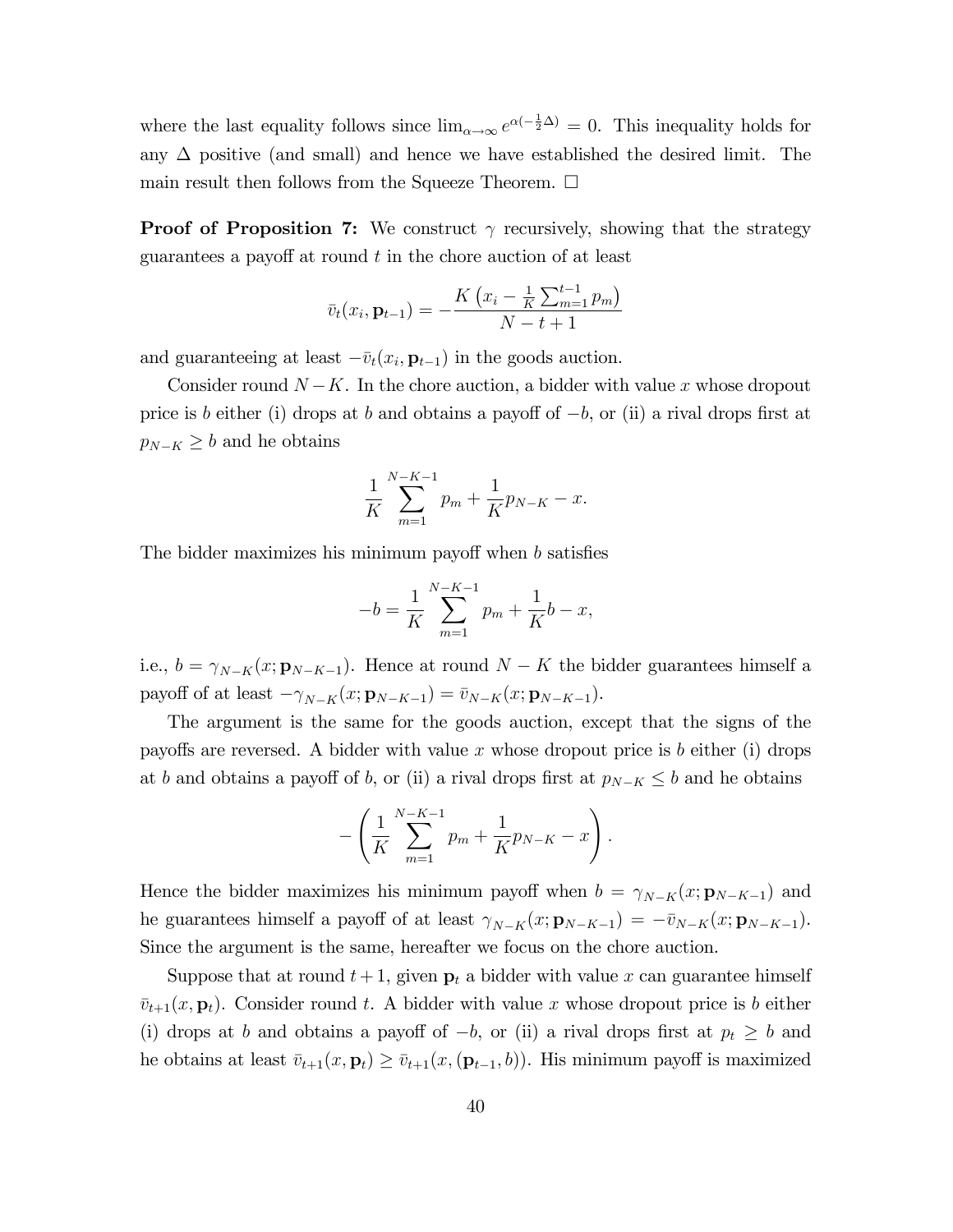where the last equality follows since $\lim_{\alpha \to \infty} e^{\alpha(-\frac{1}{2}\Delta)} = 0$. This inequality holds for any $\Delta$ positive (and small) and hence we have established the desired limit. The main result then follows from the Squeeze Theorem. $\square$

**Proof of Proposition 7:** We construct $\gamma$ recursively, showing that the strategy guarantees a payoff at round $t$ in the chore auction of at least

$$\bar{v}_t(x_i, \mathbf{p}_{t-1}) = -\frac{K\left(x_i - \frac{1}{K}\sum_{m=1}^{t-1} p_m\right)}{N-t+1}$$

and guaranteeing at least $-\bar{v}_t(x_i, \mathbf{p}_{t-1})$ in the goods auction.

Consider round $N-K$. In the chore auction, a bidder with value $x$ whose dropout price is $b$ either (i) drops at $b$ and obtains a payoff of $-b$, or (ii) a rival drops first at $p_{N-K} \geq b$ and he obtains

$$\frac{1}{K}\sum_{m=1}^{N-K-1} p_m + \frac{1}{K}p_{N-K} - x.$$

The bidder maximizes his minimum payoff when $b$ satisfies

$$-b = \frac{1}{K}\sum_{m=1}^{N-K-1} p_m + \frac{1}{K}b - x,$$

i.e., $b = \gamma_{N-K}(x; \mathbf{p}_{N-K-1})$. Hence at round $N-K$ the bidder guarantees himself a payoff of at least $-\gamma_{N-K}(x; \mathbf{p}_{N-K-1}) = \bar{v}_{N-K}(x; \mathbf{p}_{N-K-1})$.

The argument is the same for the goods auction, except that the signs of the payoffs are reversed. A bidder with value $x$ whose dropout price is $b$ either (i) drops at $b$ and obtains a payoff of $b$, or (ii) a rival drops first at $p_{N-K} \leq b$ and he obtains

$$-\left(\frac{1}{K}\sum_{m=1}^{N-K-1} p_m + \frac{1}{K}p_{N-K} - x\right).$$

Hence the bidder maximizes his minimum payoff when $b = \gamma_{N-K}(x; \mathbf{p}_{N-K-1})$ and he guarantees himself a payoff of at least $\gamma_{N-K}(x; \mathbf{p}_{N-K-1}) = -\bar{v}_{N-K}(x; \mathbf{p}_{N-K-1})$. Since the argument is the same, hereafter we focus on the chore auction.

Suppose that at round $t+1$, given $\mathbf{p}_t$ a bidder with value $x$ can guarantee himself $\bar{v}_{t+1}(x, \mathbf{p}_t)$. Consider round $t$. A bidder with value $x$ whose dropout price is $b$ either (i) drops at $b$ and obtains a payoff of $-b$, or (ii) a rival drops first at $p_t \geq b$ and he obtains at least $\bar{v}_{t+1}(x, \mathbf{p}_t) \geq \bar{v}_{t+1}(x, (\mathbf{p}_{t-1}, b))$. His minimum payoff is maximized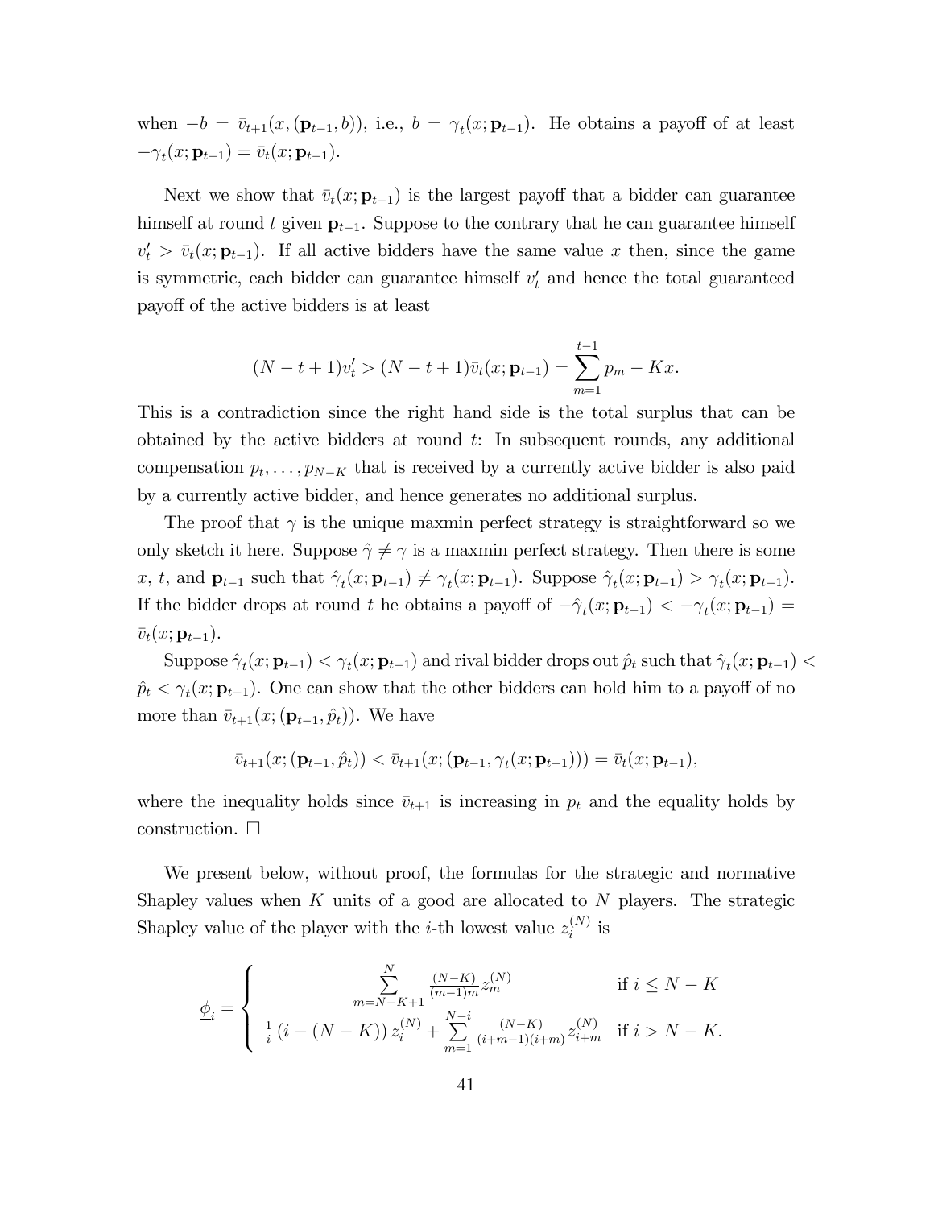when $-b = \bar{v}_{t+1}(x, (\mathbf{p}_{t-1}, b))$, i.e., $b = \gamma_t(x; \mathbf{p}_{t-1})$. He obtains a payoff of at least $-\gamma_t(x; \mathbf{p}_{t-1}) = \bar{v}_t(x; \mathbf{p}_{t-1})$.

Next we show that $\bar{v}_t(x; \mathbf{p}_{t-1})$ is the largest payoff that a bidder can guarantee himself at round $t$ given $\mathbf{p}_{t-1}$. Suppose to the contrary that he can guarantee himself $v'_t > \bar{v}_t(x; \mathbf{p}_{t-1})$. If all active bidders have the same value $x$ then, since the game is symmetric, each bidder can guarantee himself $v'_t$ and hence the total guaranteed payoff of the active bidders is at least

$$(N - t + 1)v'_t > (N - t + 1)\bar{v}_t(x; \mathbf{p}_{t-1}) = \sum_{m=1}^{t-1} p_m - Kx.$$

This is a contradiction since the right hand side is the total surplus that can be obtained by the active bidders at round $t$: In subsequent rounds, any additional compensation $p_t, \ldots, p_{N-K}$ that is received by a currently active bidder is also paid by a currently active bidder, and hence generates no additional surplus.

The proof that $\gamma$ is the unique maxmin perfect strategy is straightforward so we only sketch it here. Suppose $\hat{\gamma} \neq \gamma$ is a maxmin perfect strategy. Then there is some $x$, $t$, and $\mathbf{p}_{t-1}$ such that $\hat{\gamma}_t(x; \mathbf{p}_{t-1}) \neq \gamma_t(x; \mathbf{p}_{t-1})$. Suppose $\hat{\gamma}_t(x; \mathbf{p}_{t-1}) > \gamma_t(x; \mathbf{p}_{t-1})$. If the bidder drops at round $t$ he obtains a payoff of $-\hat{\gamma}_t(x; \mathbf{p}_{t-1}) < -\gamma_t(x; \mathbf{p}_{t-1}) = \bar{v}_t(x; \mathbf{p}_{t-1})$.

Suppose $\hat{\gamma}_t(x; \mathbf{p}_{t-1}) < \gamma_t(x; \mathbf{p}_{t-1})$ and rival bidder drops out $\hat{p}_t$ such that $\hat{\gamma}_t(x; \mathbf{p}_{t-1}) < \hat{p}_t < \gamma_t(x; \mathbf{p}_{t-1})$. One can show that the other bidders can hold him to a payoff of no more than $\bar{v}_{t+1}(x; (\mathbf{p}_{t-1}, \hat{p}_t))$. We have

$$\bar{v}_{t+1}(x; (\mathbf{p}_{t-1}, \hat{p}_t)) < \bar{v}_{t+1}(x; (\mathbf{p}_{t-1}, \gamma_t(x; \mathbf{p}_{t-1}))) = \bar{v}_t(x; \mathbf{p}_{t-1}),$$

where the inequality holds since $\bar{v}_{t+1}$ is increasing in $p_t$ and the equality holds by construction. □

We present below, without proof, the formulas for the strategic and normative Shapley values when $K$ units of a good are allocated to $N$ players. The strategic Shapley value of the player with the $i$-th lowest value $z_i^{(N)}$ is

$$\underline{\phi}_i = \begin{cases} \displaystyle\sum_{m=N-K+1}^{N} \frac{(N-K)}{(m-1)m} z_m^{(N)} & \text{if } i \leq N-K \\ \displaystyle\frac{1}{i}\left(i - (N-K)\right) z_i^{(N)} + \sum_{m=1}^{N-i} \frac{(N-K)}{(i+m-1)(i+m)} z_{i+m}^{(N)} & \text{if } i > N-K. \end{cases}$$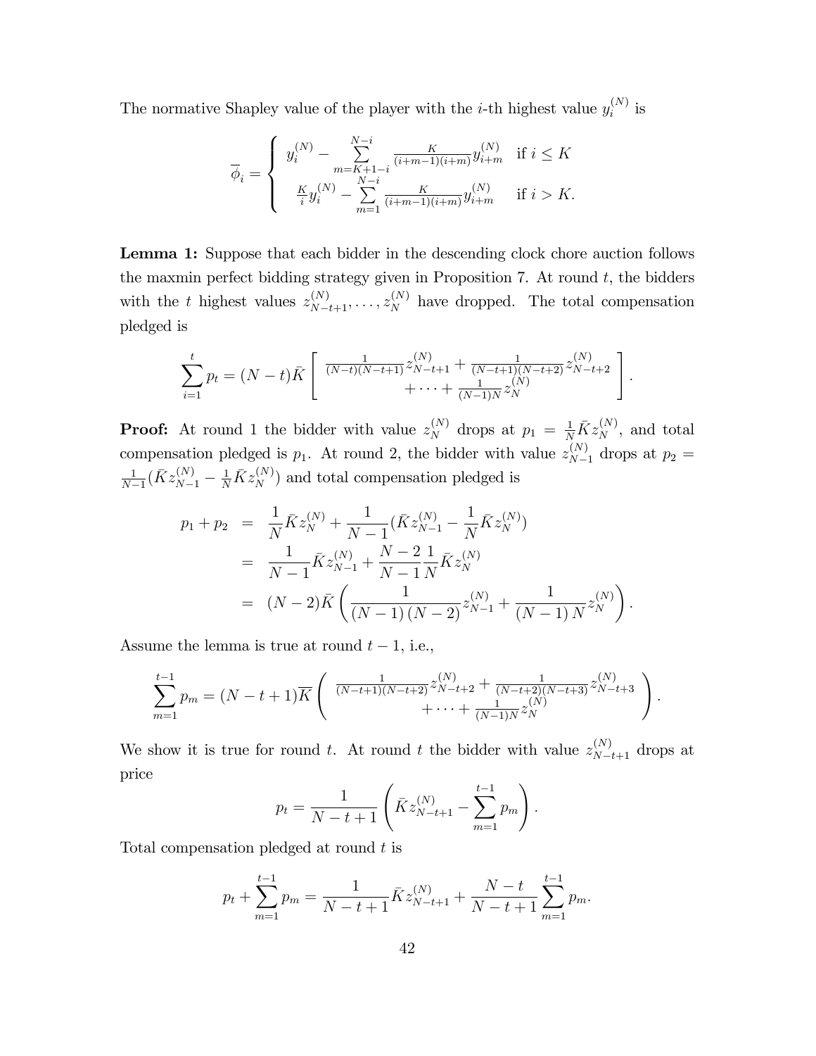The normative Shapley value of the player with the $i$-th highest value $y_i^{(N)}$ is

$$\overline{\phi}_i = \begin{cases} y_i^{(N)} - \sum\limits_{m=K+1-i}^{N-i} \frac{K}{(i+m-1)(i+m)} y_{i+m}^{(N)} & \text{if } i \leq K \\ \frac{K}{i} y_i^{(N)} - \sum\limits_{m=1}^{N-i} \frac{K}{(i+m-1)(i+m)} y_{i+m}^{(N)} & \text{if } i > K. \end{cases}$$

**Lemma 1:** Suppose that each bidder in the descending clock chore auction follows the maxmin perfect bidding strategy given in Proposition 7. At round $t$, the bidders with the $t$ highest values $z_{N-t+1}^{(N)}, \ldots, z_N^{(N)}$ have dropped. The total compensation pledged is

$$\sum_{i=1}^{t} p_t = (N-t)\bar{K} \left[ \begin{array}{c} \frac{1}{(N-t)(N-t+1)} z_{N-t+1}^{(N)} + \frac{1}{(N-t+1)(N-t+2)} z_{N-t+2}^{(N)} \\ + \cdots + \frac{1}{(N-1)N} z_N^{(N)} \end{array} \right].$$

**Proof:** At round 1 the bidder with value $z_N^{(N)}$ drops at $p_1 = \frac{1}{N}\bar{K}z_N^{(N)}$, and total compensation pledged is $p_1$. At round 2, the bidder with value $z_{N-1}^{(N)}$ drops at $p_2 = \frac{1}{N-1}(\bar{K}z_{N-1}^{(N)} - \frac{1}{N}\bar{K}z_N^{(N)})$ and total compensation pledged is

$$\begin{aligned} p_1 + p_2 &= \frac{1}{N}\bar{K}z_N^{(N)} + \frac{1}{N-1}(\bar{K}z_{N-1}^{(N)} - \frac{1}{N}\bar{K}z_N^{(N)}) \\ &= \frac{1}{N-1}\bar{K}z_{N-1}^{(N)} + \frac{N-2}{N-1}\frac{1}{N}\bar{K}z_N^{(N)} \\ &= (N-2)\bar{K}\left(\frac{1}{(N-1)(N-2)}z_{N-1}^{(N)} + \frac{1}{(N-1)N}z_N^{(N)}\right). \end{aligned}$$

Assume the lemma is true at round $t-1$, i.e.,

$$\sum_{m=1}^{t-1} p_m = (N-t+1)\overline{K} \left( \begin{array}{c} \frac{1}{(N-t+1)(N-t+2)} z_{N-t+2}^{(N)} + \frac{1}{(N-t+2)(N-t+3)} z_{N-t+3}^{(N)} \\ + \cdots + \frac{1}{(N-1)N} z_N^{(N)} \end{array} \right).$$

We show it is true for round $t$. At round $t$ the bidder with value $z_{N-t+1}^{(N)}$ drops at price

$$p_t = \frac{1}{N-t+1}\left(\bar{K}z_{N-t+1}^{(N)} - \sum_{m=1}^{t-1} p_m\right).$$

Total compensation pledged at round $t$ is

$$p_t + \sum_{m=1}^{t-1} p_m = \frac{1}{N-t+1}\bar{K}z_{N-t+1}^{(N)} + \frac{N-t}{N-t+1}\sum_{m=1}^{t-1} p_m.$$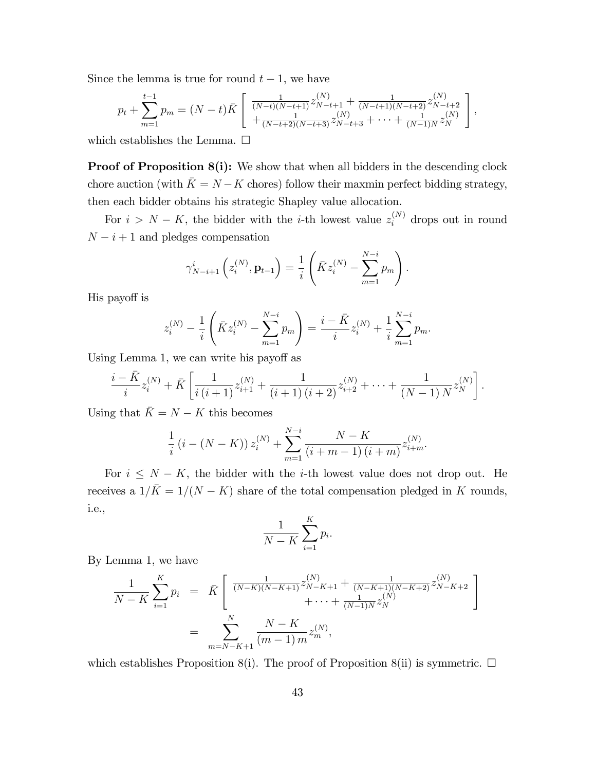Since the lemma is true for round $t-1$, we have

$$p_t + \sum_{m=1}^{t-1} p_m = (N-t)\bar{K} \left[ \begin{array}{c} \frac{1}{(N-t)(N-t+1)} z_{N-t+1}^{(N)} + \frac{1}{(N-t+1)(N-t+2)} z_{N-t+2}^{(N)} \\ + \frac{1}{(N-t+2)(N-t+3)} z_{N-t+3}^{(N)} + \cdots + \frac{1}{(N-1)N} z_N^{(N)} \end{array} \right],$$

which establishes the Lemma. $\square$

**Proof of Proposition 8(i):** We show that when all bidders in the descending clock chore auction (with $\bar{K} = N-K$ chores) follow their maxmin perfect bidding strategy, then each bidder obtains his strategic Shapley value allocation.

For $i > N-K$, the bidder with the $i$-th lowest value $z_i^{(N)}$ drops out in round $N-i+1$ and pledges compensation

$$\gamma_{N-i+1}^i \left( z_i^{(N)}, \mathbf{p}_{t-1} \right) = \frac{1}{i} \left( \bar{K} z_i^{(N)} - \sum_{m=1}^{N-i} p_m \right).$$

His payoff is

$$z_i^{(N)} - \frac{1}{i} \left( \bar{K} z_i^{(N)} - \sum_{m=1}^{N-i} p_m \right) = \frac{i - \bar{K}}{i} z_i^{(N)} + \frac{1}{i} \sum_{m=1}^{N-i} p_m.$$

Using Lemma 1, we can write his payoff as

$$\frac{i - \bar{K}}{i} z_i^{(N)} + \bar{K} \left[ \frac{1}{i(i+1)} z_{i+1}^{(N)} + \frac{1}{(i+1)(i+2)} z_{i+2}^{(N)} + \cdots + \frac{1}{(N-1)N} z_N^{(N)} \right].$$

Using that $\bar{K} = N-K$ this becomes

$$\frac{1}{i} \left( i - (N-K) \right) z_i^{(N)} + \sum_{m=1}^{N-i} \frac{N-K}{(i+m-1)(i+m)} z_{i+m}^{(N)}.$$

For $i \leq N-K$, the bidder with the $i$-th lowest value does not drop out. He receives a $1/\bar{K} = 1/(N-K)$ share of the total compensation pledged in $K$ rounds, i.e.,

$$\frac{1}{N-K} \sum_{i=1}^{K} p_i.$$

By Lemma 1, we have

$$\begin{aligned} \frac{1}{N-K} \sum_{i=1}^{K} p_i &= \bar{K} \left[ \begin{array}{c} \frac{1}{(N-K)(N-K+1)} z_{N-K+1}^{(N)} + \frac{1}{(N-K+1)(N-K+2)} z_{N-K+2}^{(N)} \\ + \cdots + \frac{1}{(N-1)N} z_N^{(N)} \end{array} \right] \\ &= \sum_{m=N-K+1}^{N} \frac{N-K}{(m-1)m} z_m^{(N)}, \end{aligned}$$

which establishes Proposition 8(i). The proof of Proposition 8(ii) is symmetric. $\square$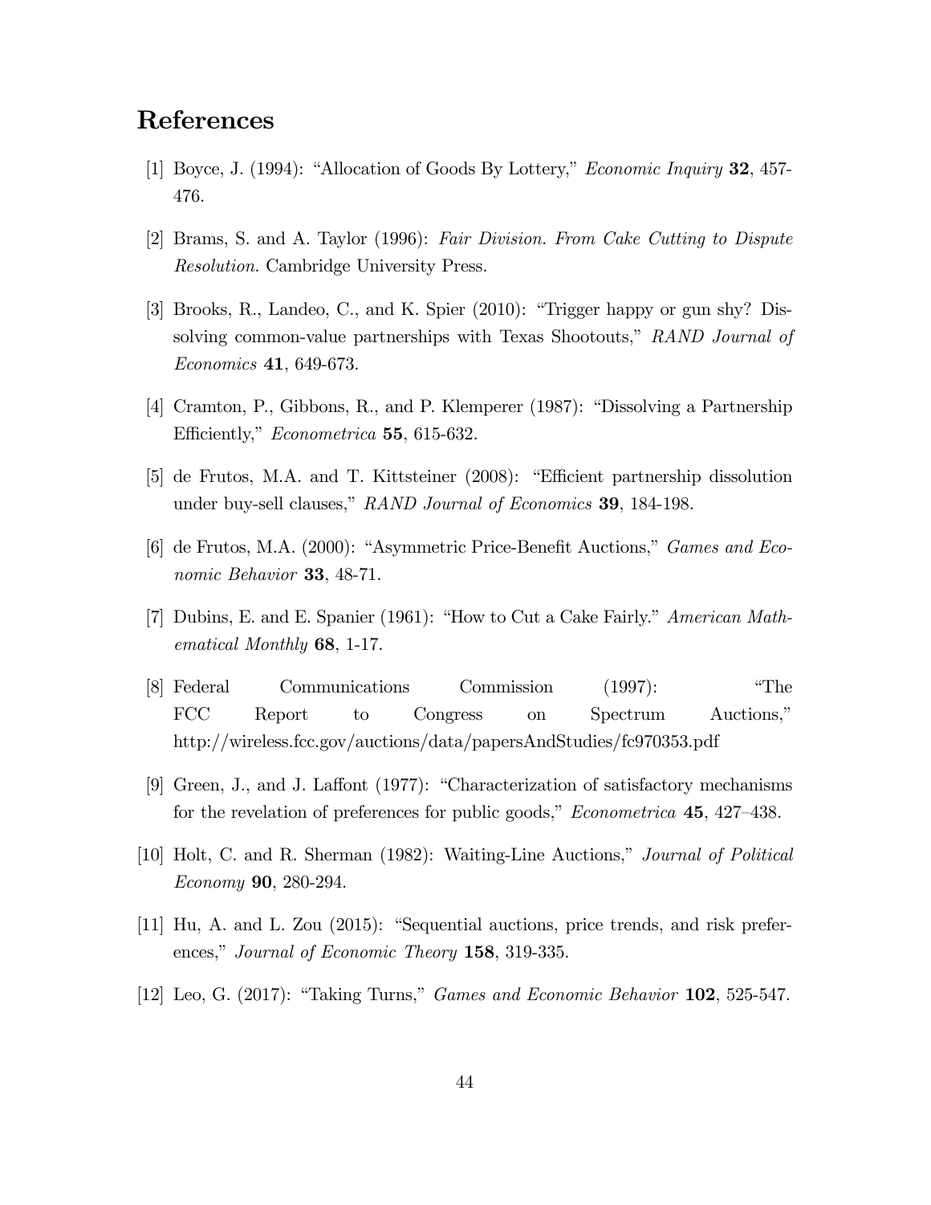## References

[1] Boyce, J. (1994): "Allocation of Goods By Lottery," *Economic Inquiry* **32**, 457-476.

[2] Brams, S. and A. Taylor (1996): *Fair Division. From Cake Cutting to Dispute Resolution.* Cambridge University Press.

[3] Brooks, R., Landeo, C., and K. Spier (2010): "Trigger happy or gun shy? Dissolving common-value partnerships with Texas Shootouts," *RAND Journal of Economics* **41**, 649-673.

[4] Cramton, P., Gibbons, R., and P. Klemperer (1987): "Dissolving a Partnership Efficiently," *Econometrica* **55**, 615-632.

[5] de Frutos, M.A. and T. Kittsteiner (2008): "Efficient partnership dissolution under buy-sell clauses," *RAND Journal of Economics* **39**, 184-198.

[6] de Frutos, M.A. (2000): "Asymmetric Price-Benefit Auctions," *Games and Economic Behavior* **33**, 48-71.

[7] Dubins, E. and E. Spanier (1961): "How to Cut a Cake Fairly." *American Mathematical Monthly* **68**, 1-17.

[8] Federal Communications Commission (1997): "The FCC Report to Congress on Spectrum Auctions," http://wireless.fcc.gov/auctions/data/papersAndStudies/fc970353.pdf

[9] Green, J., and J. Laffont (1977): "Characterization of satisfactory mechanisms for the revelation of preferences for public goods," *Econometrica* **45**, 427–438.

[10] Holt, C. and R. Sherman (1982): Waiting-Line Auctions," *Journal of Political Economy* **90**, 280-294.

[11] Hu, A. and L. Zou (2015): "Sequential auctions, price trends, and risk preferences," *Journal of Economic Theory* **158**, 319-335.

[12] Leo, G. (2017): "Taking Turns," *Games and Economic Behavior* **102**, 525-547.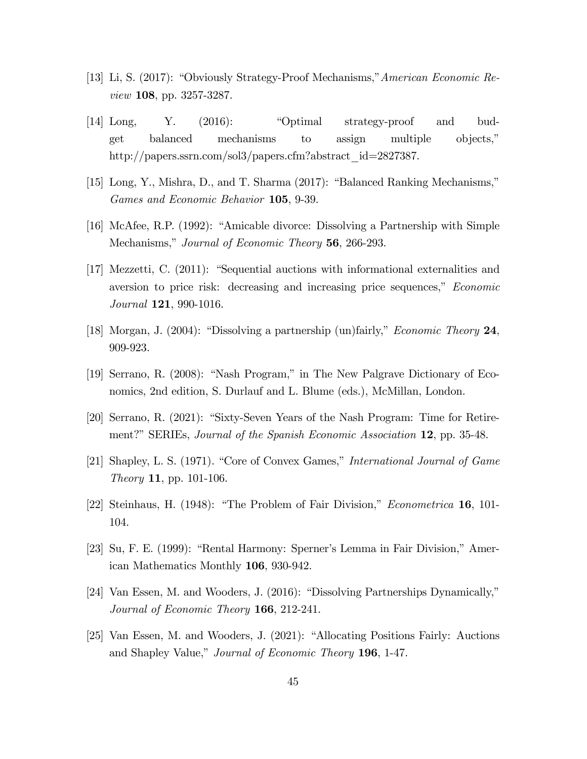[13] Li, S. (2017): "Obviously Strategy-Proof Mechanisms," *American Economic Review* **108**, pp. 3257-3287.

[14] Long, Y. (2016): "Optimal strategy-proof and budget balanced mechanisms to assign multiple objects," http://papers.ssrn.com/sol3/papers.cfm?abstract_id=2827387.

[15] Long, Y., Mishra, D., and T. Sharma (2017): "Balanced Ranking Mechanisms," *Games and Economic Behavior* **105**, 9-39.

[16] McAfee, R.P. (1992): "Amicable divorce: Dissolving a Partnership with Simple Mechanisms," *Journal of Economic Theory* **56**, 266-293.

[17] Mezzetti, C. (2011): "Sequential auctions with informational externalities and aversion to price risk: decreasing and increasing price sequences," *Economic Journal* **121**, 990-1016.

[18] Morgan, J. (2004): "Dissolving a partnership (un)fairly," *Economic Theory* **24**, 909-923.

[19] Serrano, R. (2008): "Nash Program," in The New Palgrave Dictionary of Economics, 2nd edition, S. Durlauf and L. Blume (eds.), McMillan, London.

[20] Serrano, R. (2021): "Sixty-Seven Years of the Nash Program: Time for Retirement?" SERIEs, *Journal of the Spanish Economic Association* **12**, pp. 35-48.

[21] Shapley, L. S. (1971). "Core of Convex Games," *International Journal of Game Theory* **11**, pp. 101-106.

[22] Steinhaus, H. (1948): "The Problem of Fair Division," *Econometrica* **16**, 101-104.

[23] Su, F. E. (1999): "Rental Harmony: Sperner's Lemma in Fair Division," American Mathematics Monthly **106**, 930-942.

[24] Van Essen, M. and Wooders, J. (2016): "Dissolving Partnerships Dynamically," *Journal of Economic Theory* **166**, 212-241.

[25] Van Essen, M. and Wooders, J. (2021): "Allocating Positions Fairly: Auctions and Shapley Value," *Journal of Economic Theory* **196**, 1-47.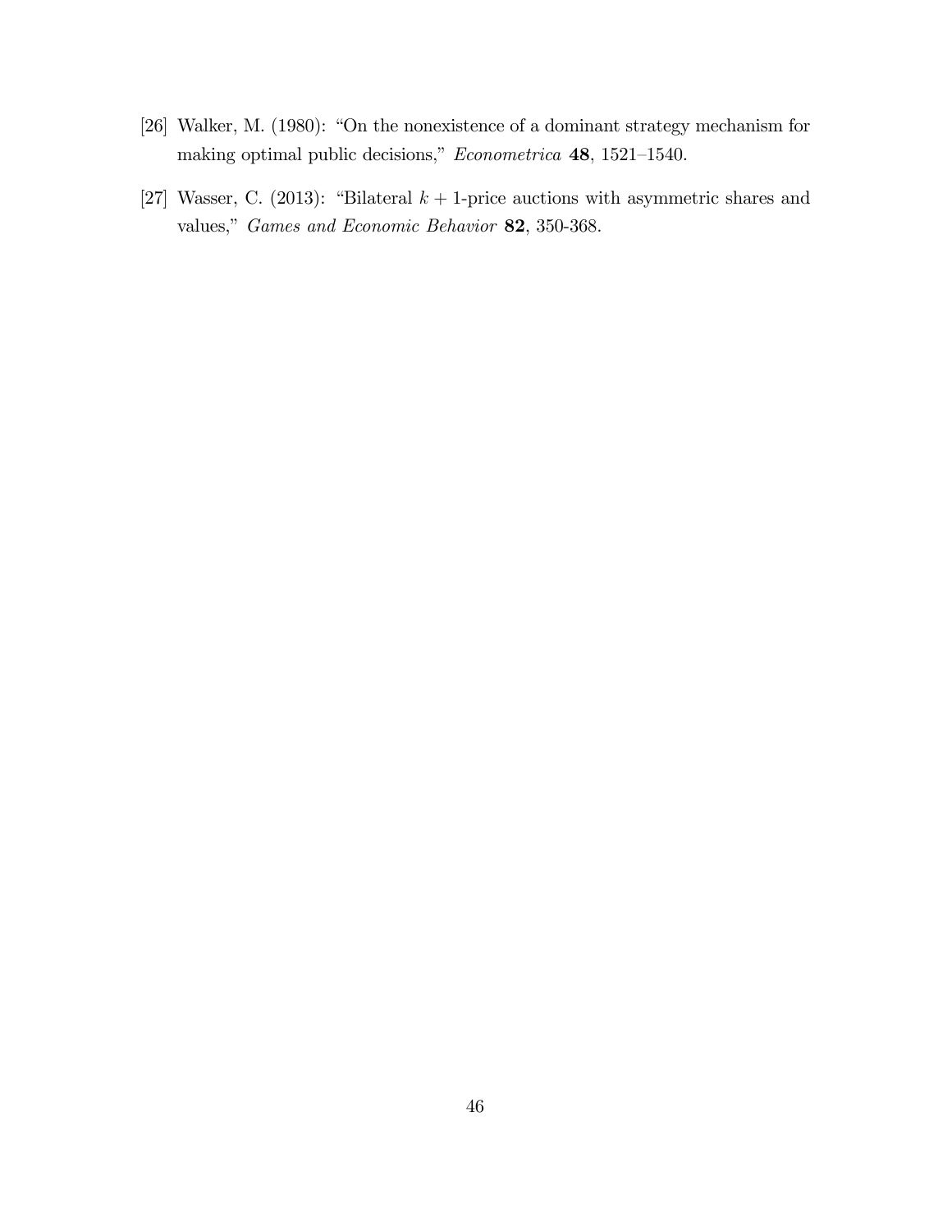[26] Walker, M. (1980): "On the nonexistence of a dominant strategy mechanism for making optimal public decisions," *Econometrica* **48**, 1521–1540.

[27] Wasser, C. (2013): "Bilateral $k+1$-price auctions with asymmetric shares and values," *Games and Economic Behavior* **82**, 350-368.